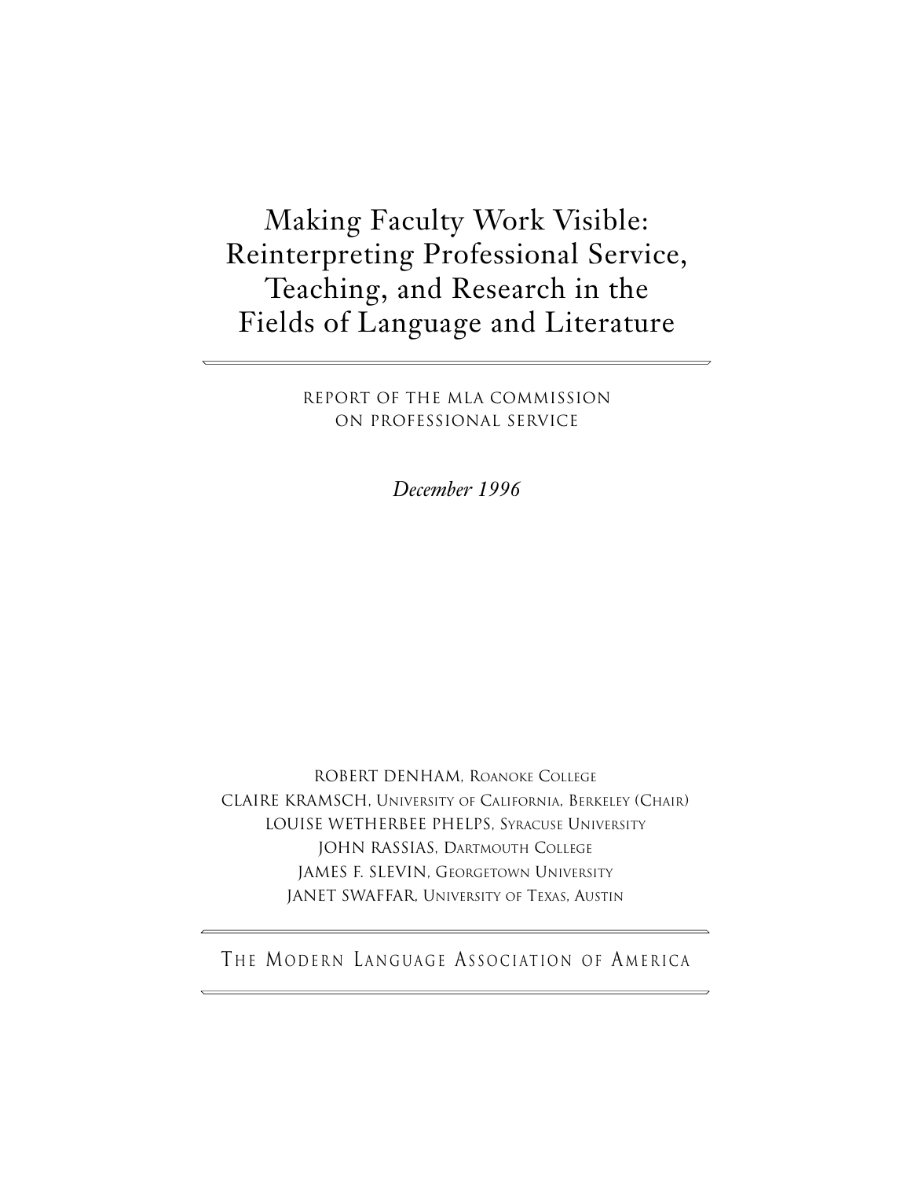# Making Faculty Work Visible: Reinterpreting Professional Service, Teaching, and Research in the Fields of Language and Literature

REPORT OF THE MLA COMMISSION ON PROFESSIONAL SERVICE

*December 1996*

ROBERT DENHAM, Roanoke College
CLAIRE KRAMSCH, University of California, Berkeley (Chair)
LOUISE WETHERBEE PHELPS, Syracuse University
JOHN RASSIAS, Dartmouth College
JAMES F. SLEVIN, Georgetown University
JANET SWAFFAR, University of Texas, Austin

THE MODERN LANGUAGE ASSOCIATION OF AMERICA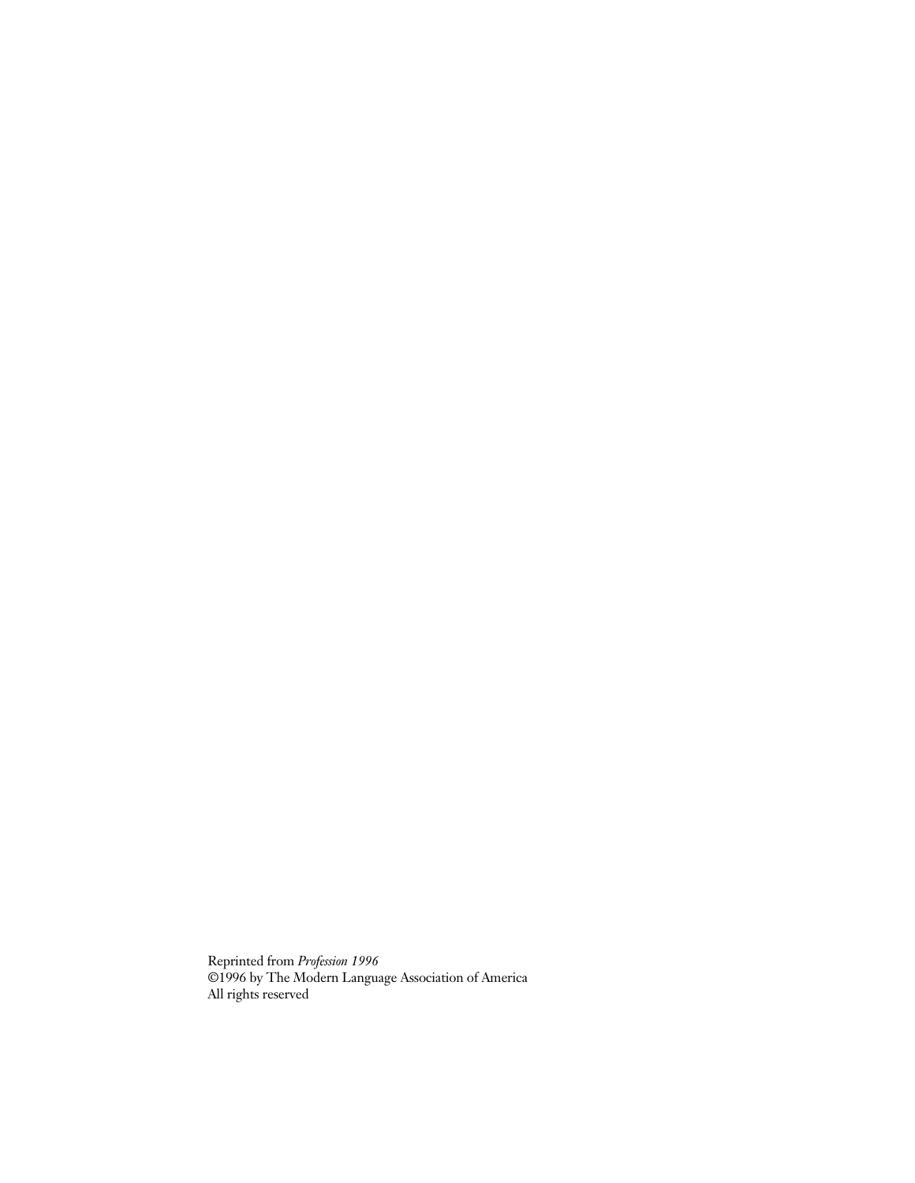Reprinted from *Profession 1996*
©1996 by The Modern Language Association of America
All rights reserved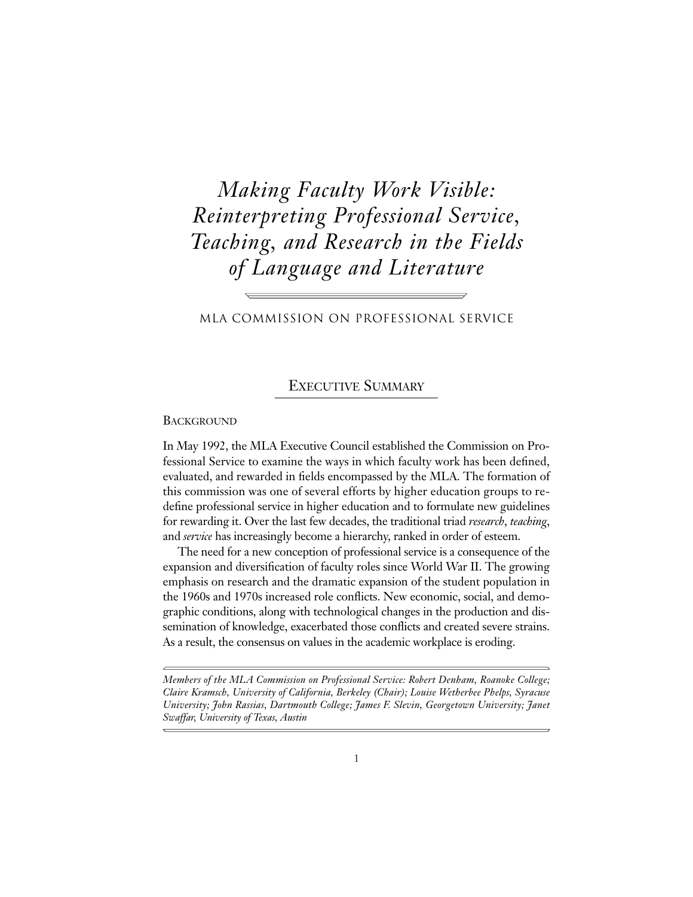# *Making Faculty Work Visible: Reinterpreting Professional Service, Teaching, and Research in the Fields of Language and Literature*

MLA COMMISSION ON PROFESSIONAL SERVICE

## EXECUTIVE SUMMARY

### BACKGROUND

In May 1992, the MLA Executive Council established the Commission on Professional Service to examine the ways in which faculty work has been defined, evaluated, and rewarded in fields encompassed by the MLA. The formation of this commission was one of several efforts by higher education groups to redefine professional service in higher education and to formulate new guidelines for rewarding it. Over the last few decades, the traditional triad *research*, *teaching*, and *service* has increasingly become a hierarchy, ranked in order of esteem.

The need for a new conception of professional service is a consequence of the expansion and diversification of faculty roles since World War II. The growing emphasis on research and the dramatic expansion of the student population in the 1960s and 1970s increased role conflicts. New economic, social, and demographic conditions, along with technological changes in the production and dissemination of knowledge, exacerbated those conflicts and created severe strains. As a result, the consensus on values in the academic workplace is eroding.

---

*Members of the MLA Commission on Professional Service: Robert Denham, Roanoke College; Claire Kramsch, University of California, Berkeley (Chair); Louise Wetherbee Phelps, Syracuse University; John Rassias, Dartmouth College; James F. Slevin, Georgetown University; Janet Swaffar, University of Texas, Austin*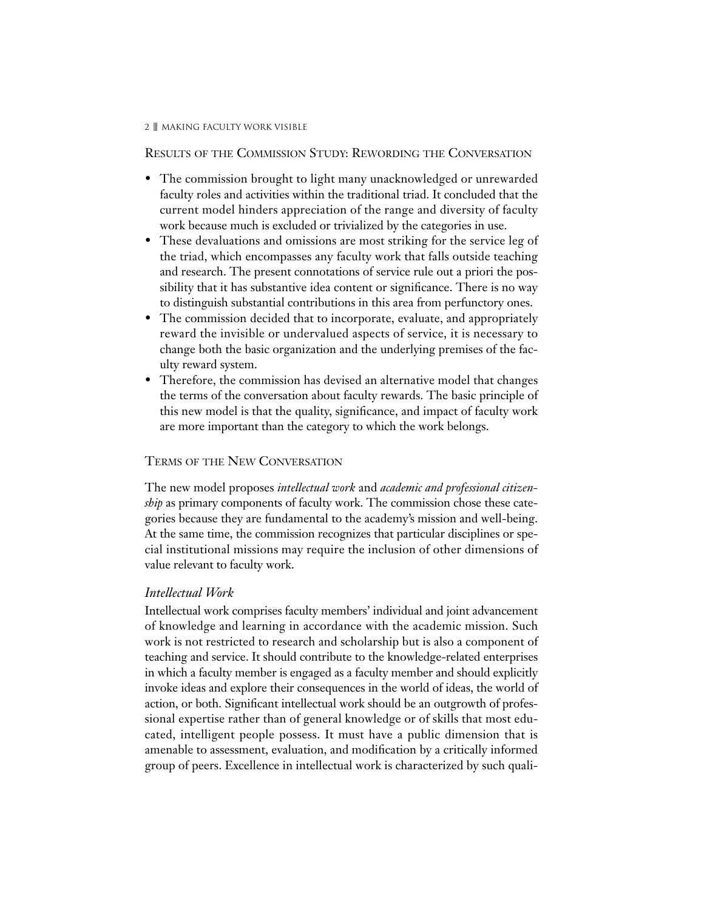## Results of the Commission Study: Rewording the Conversation

- The commission brought to light many unacknowledged or unrewarded faculty roles and activities within the traditional triad. It concluded that the current model hinders appreciation of the range and diversity of faculty work because much is excluded or trivialized by the categories in use.
- These devaluations and omissions are most striking for the service leg of the triad, which encompasses any faculty work that falls outside teaching and research. The present connotations of service rule out a priori the possibility that it has substantive idea content or significance. There is no way to distinguish substantial contributions in this area from perfunctory ones.
- The commission decided that to incorporate, evaluate, and appropriately reward the invisible or undervalued aspects of service, it is necessary to change both the basic organization and the underlying premises of the faculty reward system.
- Therefore, the commission has devised an alternative model that changes the terms of the conversation about faculty rewards. The basic principle of this new model is that the quality, significance, and impact of faculty work are more important than the category to which the work belongs.

## Terms of the New Conversation

The new model proposes *intellectual work* and *academic and professional citizenship* as primary components of faculty work. The commission chose these categories because they are fundamental to the academy's mission and well-being. At the same time, the commission recognizes that particular disciplines or special institutional missions may require the inclusion of other dimensions of value relevant to faculty work.

### *Intellectual Work*

Intellectual work comprises faculty members' individual and joint advancement of knowledge and learning in accordance with the academic mission. Such work is not restricted to research and scholarship but is also a component of teaching and service. It should contribute to the knowledge-related enterprises in which a faculty member is engaged as a faculty member and should explicitly invoke ideas and explore their consequences in the world of ideas, the world of action, or both. Significant intellectual work should be an outgrowth of professional expertise rather than of general knowledge or of skills that most educated, intelligent people possess. It must have a public dimension that is amenable to assessment, evaluation, and modification by a critically informed group of peers. Excellence in intellectual work is characterized by such quali-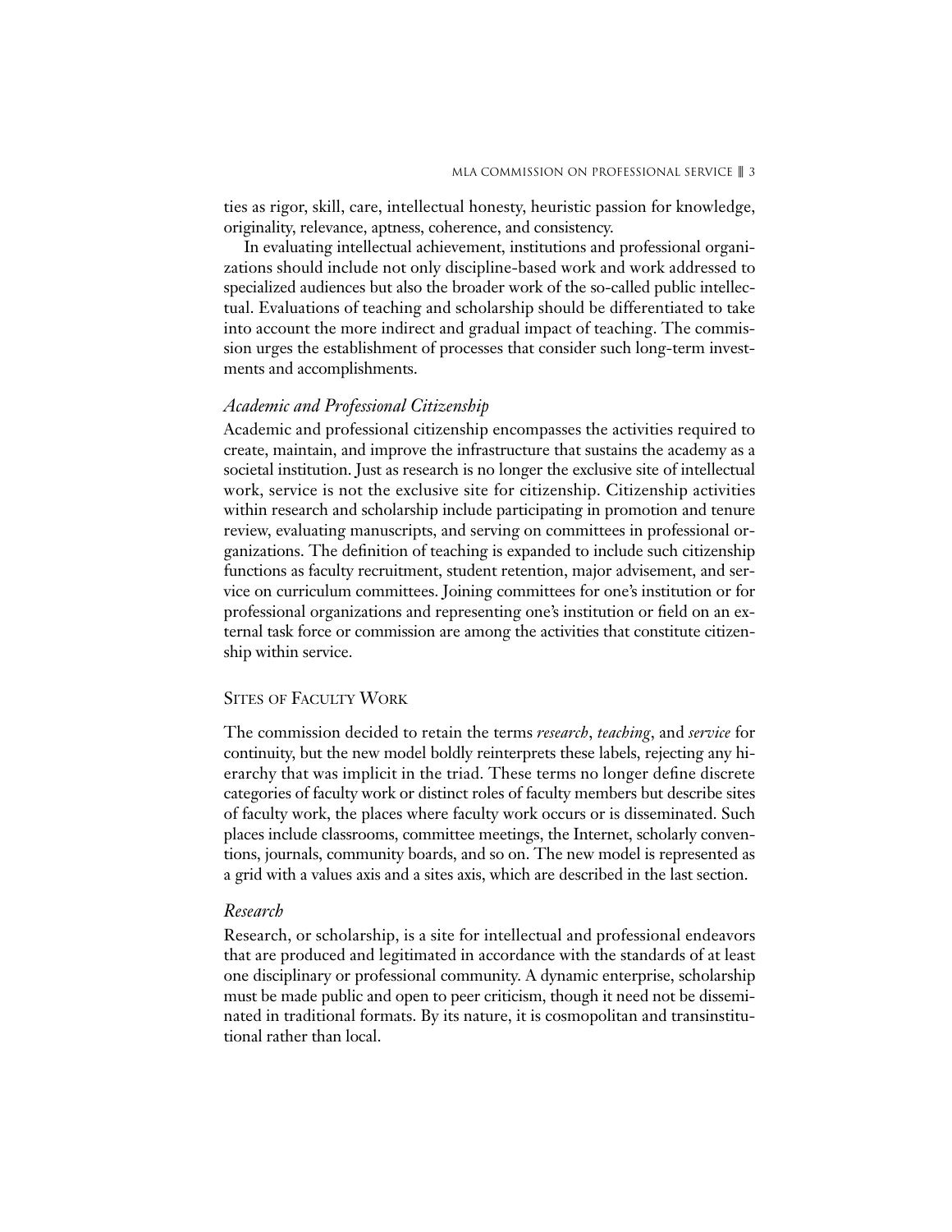ties as rigor, skill, care, intellectual honesty, heuristic passion for knowledge, originality, relevance, aptness, coherence, and consistency.

In evaluating intellectual achievement, institutions and professional organizations should include not only discipline-based work and work addressed to specialized audiences but also the broader work of the so-called public intellectual. Evaluations of teaching and scholarship should be differentiated to take into account the more indirect and gradual impact of teaching. The commission urges the establishment of processes that consider such long-term investments and accomplishments.

### *Academic and Professional Citizenship*

Academic and professional citizenship encompasses the activities required to create, maintain, and improve the infrastructure that sustains the academy as a societal institution. Just as research is no longer the exclusive site of intellectual work, service is not the exclusive site for citizenship. Citizenship activities within research and scholarship include participating in promotion and tenure review, evaluating manuscripts, and serving on committees in professional organizations. The definition of teaching is expanded to include such citizenship functions as faculty recruitment, student retention, major advisement, and service on curriculum committees. Joining committees for one's institution or for professional organizations and representing one's institution or field on an external task force or commission are among the activities that constitute citizenship within service.

## Sites of Faculty Work

The commission decided to retain the terms *research*, *teaching*, and *service* for continuity, but the new model boldly reinterprets these labels, rejecting any hierarchy that was implicit in the triad. These terms no longer define discrete categories of faculty work or distinct roles of faculty members but describe sites of faculty work, the places where faculty work occurs or is disseminated. Such places include classrooms, committee meetings, the Internet, scholarly conventions, journals, community boards, and so on. The new model is represented as a grid with a values axis and a sites axis, which are described in the last section.

### *Research*

Research, or scholarship, is a site for intellectual and professional endeavors that are produced and legitimated in accordance with the standards of at least one disciplinary or professional community. A dynamic enterprise, scholarship must be made public and open to peer criticism, though it need not be disseminated in traditional formats. By its nature, it is cosmopolitan and transinstitutional rather than local.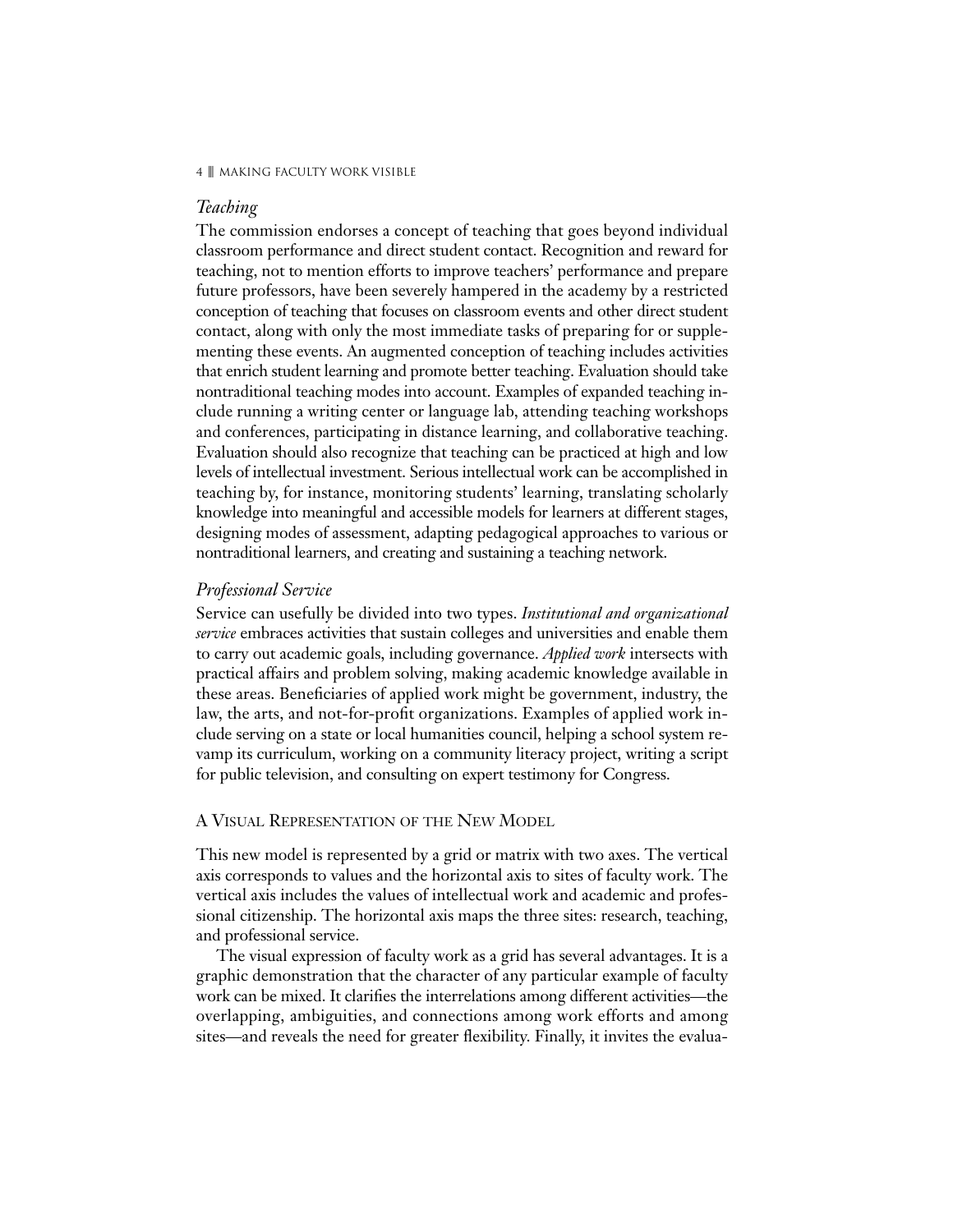### *Teaching*

The commission endorses a concept of teaching that goes beyond individual classroom performance and direct student contact. Recognition and reward for teaching, not to mention efforts to improve teachers' performance and prepare future professors, have been severely hampered in the academy by a restricted conception of teaching that focuses on classroom events and other direct student contact, along with only the most immediate tasks of preparing for or supplementing these events. An augmented conception of teaching includes activities that enrich student learning and promote better teaching. Evaluation should take nontraditional teaching modes into account. Examples of expanded teaching include running a writing center or language lab, attending teaching workshops and conferences, participating in distance learning, and collaborative teaching. Evaluation should also recognize that teaching can be practiced at high and low levels of intellectual investment. Serious intellectual work can be accomplished in teaching by, for instance, monitoring students' learning, translating scholarly knowledge into meaningful and accessible models for learners at different stages, designing modes of assessment, adapting pedagogical approaches to various or nontraditional learners, and creating and sustaining a teaching network.

### *Professional Service*

Service can usefully be divided into two types. *Institutional and organizational service* embraces activities that sustain colleges and universities and enable them to carry out academic goals, including governance. *Applied work* intersects with practical affairs and problem solving, making academic knowledge available in these areas. Beneficiaries of applied work might be government, industry, the law, the arts, and not-for-profit organizations. Examples of applied work include serving on a state or local humanities council, helping a school system revamp its curriculum, working on a community literacy project, writing a script for public television, and consulting on expert testimony for Congress.

## A Visual Representation of the New Model

This new model is represented by a grid or matrix with two axes. The vertical axis corresponds to values and the horizontal axis to sites of faculty work. The vertical axis includes the values of intellectual work and academic and professional citizenship. The horizontal axis maps the three sites: research, teaching, and professional service.

The visual expression of faculty work as a grid has several advantages. It is a graphic demonstration that the character of any particular example of faculty work can be mixed. It clarifies the interrelations among different activities—the overlapping, ambiguities, and connections among work efforts and among sites—and reveals the need for greater flexibility. Finally, it invites the evalua-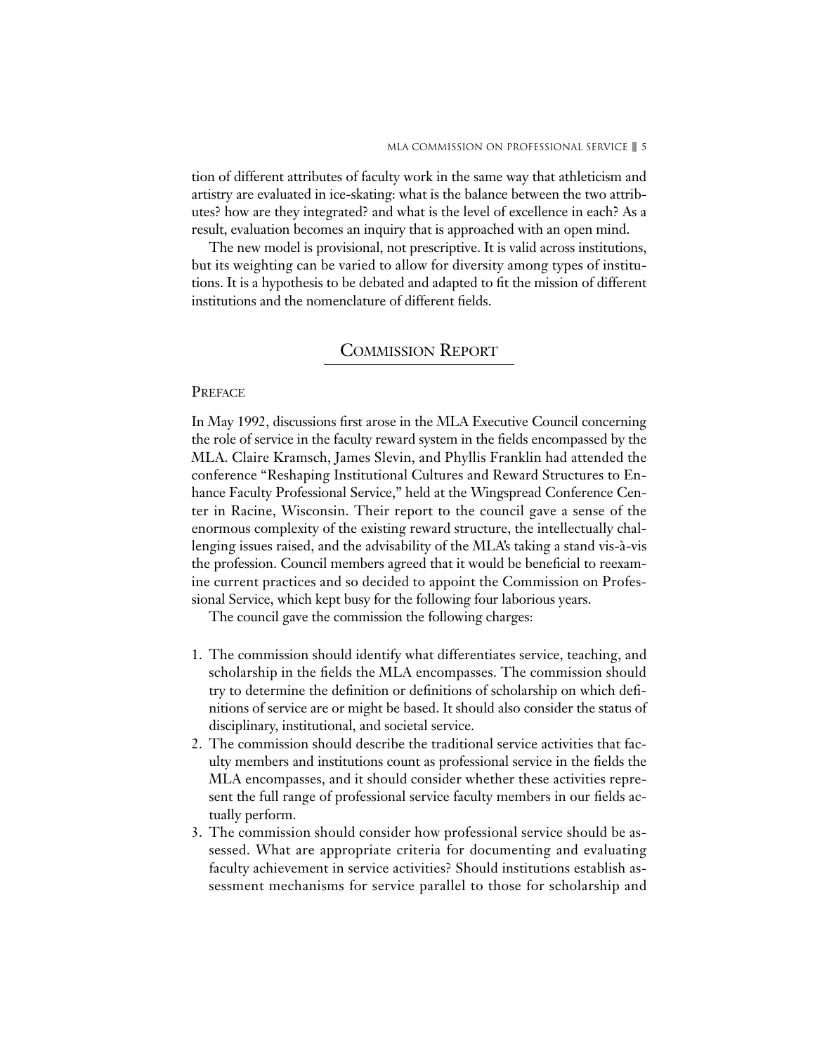tion of different attributes of faculty work in the same way that athleticism and artistry are evaluated in ice-skating: what is the balance between the two attributes? how are they integrated? and what is the level of excellence in each? As a result, evaluation becomes an inquiry that is approached with an open mind.

The new model is provisional, not prescriptive. It is valid across institutions, but its weighting can be varied to allow for diversity among types of institutions. It is a hypothesis to be debated and adapted to fit the mission of different institutions and the nomenclature of different fields.

## Commission Report

### Preface

In May 1992, discussions first arose in the MLA Executive Council concerning the role of service in the faculty reward system in the fields encompassed by the MLA. Claire Kramsch, James Slevin, and Phyllis Franklin had attended the conference "Reshaping Institutional Cultures and Reward Structures to Enhance Faculty Professional Service," held at the Wingspread Conference Center in Racine, Wisconsin. Their report to the council gave a sense of the enormous complexity of the existing reward structure, the intellectually challenging issues raised, and the advisability of the MLA's taking a stand vis-à-vis the profession. Council members agreed that it would be beneficial to reexamine current practices and so decided to appoint the Commission on Professional Service, which kept busy for the following four laborious years.

The council gave the commission the following charges:

1. The commission should identify what differentiates service, teaching, and scholarship in the fields the MLA encompasses. The commission should try to determine the definition or definitions of scholarship on which definitions of service are or might be based. It should also consider the status of disciplinary, institutional, and societal service.
2. The commission should describe the traditional service activities that faculty members and institutions count as professional service in the fields the MLA encompasses, and it should consider whether these activities represent the full range of professional service faculty members in our fields actually perform.
3. The commission should consider how professional service should be assessed. What are appropriate criteria for documenting and evaluating faculty achievement in service activities? Should institutions establish assessment mechanisms for service parallel to those for scholarship and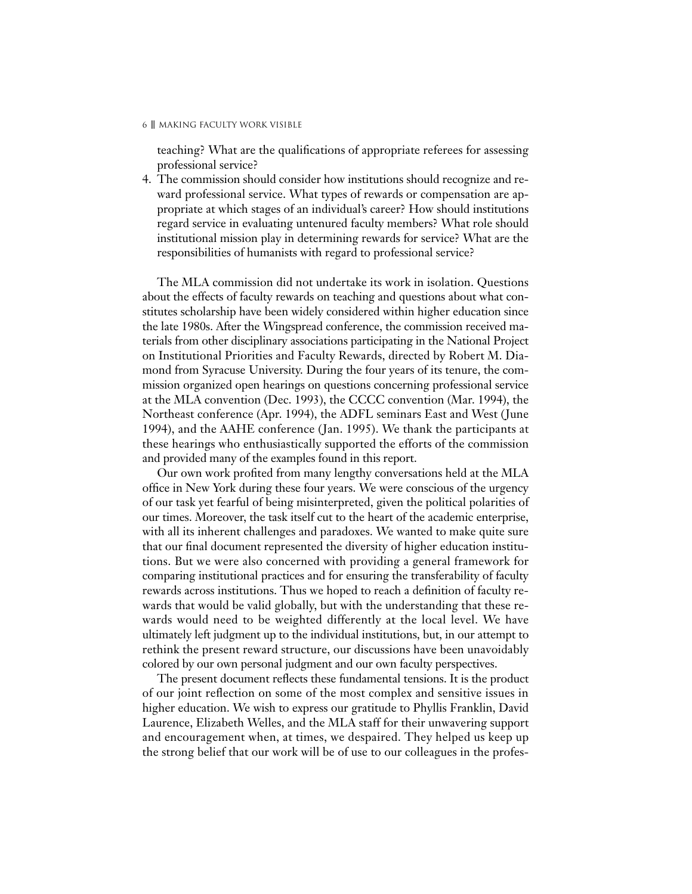teaching? What are the qualifications of appropriate referees for assessing professional service?

4. The commission should consider how institutions should recognize and reward professional service. What types of rewards or compensation are appropriate at which stages of an individual's career? How should institutions regard service in evaluating untenured faculty members? What role should institutional mission play in determining rewards for service? What are the responsibilities of humanists with regard to professional service?

The MLA commission did not undertake its work in isolation. Questions about the effects of faculty rewards on teaching and questions about what constitutes scholarship have been widely considered within higher education since the late 1980s. After the Wingspread conference, the commission received materials from other disciplinary associations participating in the National Project on Institutional Priorities and Faculty Rewards, directed by Robert M. Diamond from Syracuse University. During the four years of its tenure, the commission organized open hearings on questions concerning professional service at the MLA convention (Dec. 1993), the CCCC convention (Mar. 1994), the Northeast conference (Apr. 1994), the ADFL seminars East and West (June 1994), and the AAHE conference (Jan. 1995). We thank the participants at these hearings who enthusiastically supported the efforts of the commission and provided many of the examples found in this report.

Our own work profited from many lengthy conversations held at the MLA office in New York during these four years. We were conscious of the urgency of our task yet fearful of being misinterpreted, given the political polarities of our times. Moreover, the task itself cut to the heart of the academic enterprise, with all its inherent challenges and paradoxes. We wanted to make quite sure that our final document represented the diversity of higher education institutions. But we were also concerned with providing a general framework for comparing institutional practices and for ensuring the transferability of faculty rewards across institutions. Thus we hoped to reach a definition of faculty rewards that would be valid globally, but with the understanding that these rewards would need to be weighted differently at the local level. We have ultimately left judgment up to the individual institutions, but, in our attempt to rethink the present reward structure, our discussions have been unavoidably colored by our own personal judgment and our own faculty perspectives.

The present document reflects these fundamental tensions. It is the product of our joint reflection on some of the most complex and sensitive issues in higher education. We wish to express our gratitude to Phyllis Franklin, David Laurence, Elizabeth Welles, and the MLA staff for their unwavering support and encouragement when, at times, we despaired. They helped us keep up the strong belief that our work will be of use to our colleagues in the profes-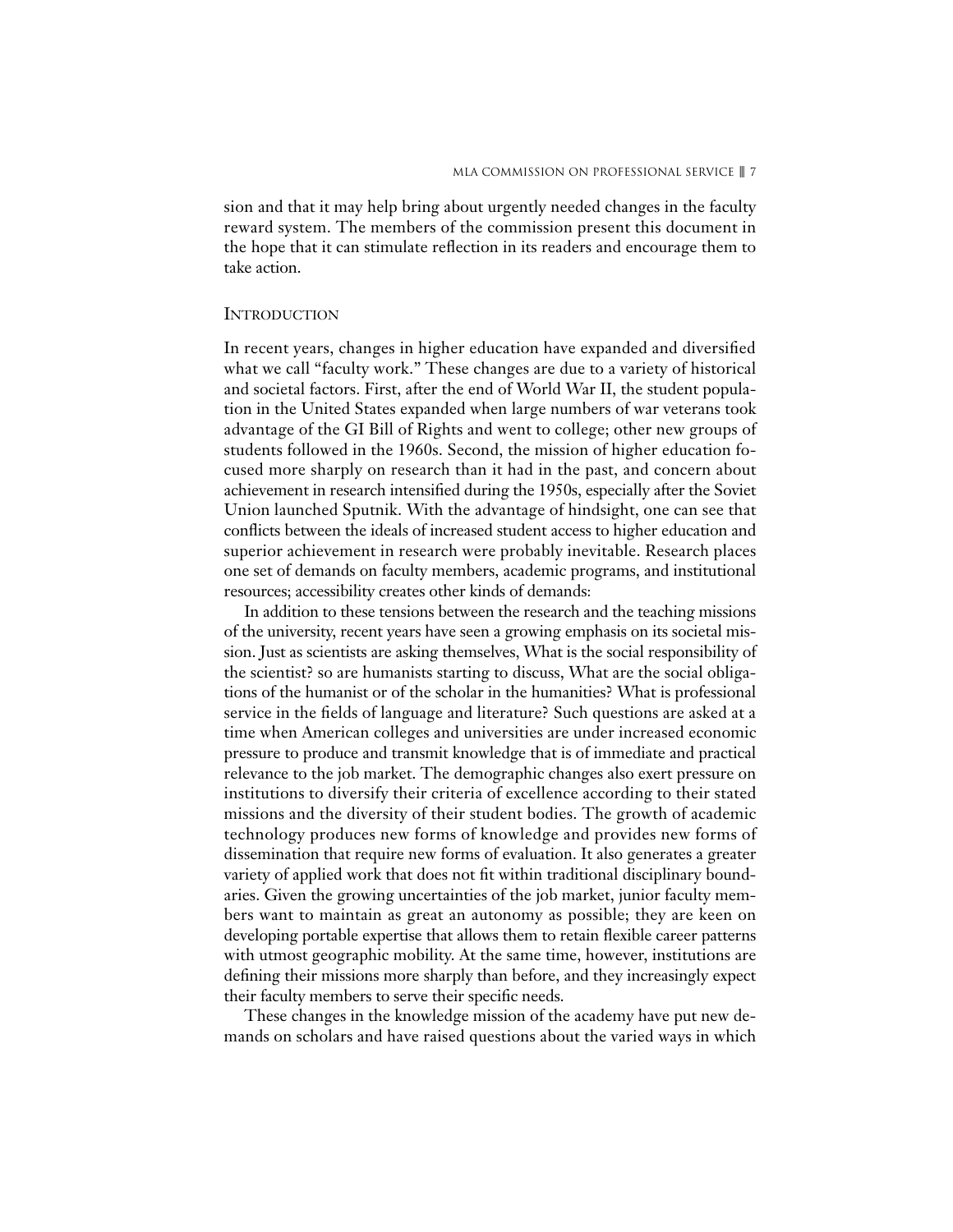sion and that it may help bring about urgently needed changes in the faculty reward system. The members of the commission present this document in the hope that it can stimulate reflection in its readers and encourage them to take action.

## Introduction

In recent years, changes in higher education have expanded and diversified what we call "faculty work." These changes are due to a variety of historical and societal factors. First, after the end of World War II, the student population in the United States expanded when large numbers of war veterans took advantage of the GI Bill of Rights and went to college; other new groups of students followed in the 1960s. Second, the mission of higher education focused more sharply on research than it had in the past, and concern about achievement in research intensified during the 1950s, especially after the Soviet Union launched Sputnik. With the advantage of hindsight, one can see that conflicts between the ideals of increased student access to higher education and superior achievement in research were probably inevitable. Research places one set of demands on faculty members, academic programs, and institutional resources; accessibility creates other kinds of demands:

In addition to these tensions between the research and the teaching missions of the university, recent years have seen a growing emphasis on its societal mission. Just as scientists are asking themselves, What is the social responsibility of the scientist? so are humanists starting to discuss, What are the social obligations of the humanist or of the scholar in the humanities? What is professional service in the fields of language and literature? Such questions are asked at a time when American colleges and universities are under increased economic pressure to produce and transmit knowledge that is of immediate and practical relevance to the job market. The demographic changes also exert pressure on institutions to diversify their criteria of excellence according to their stated missions and the diversity of their student bodies. The growth of academic technology produces new forms of knowledge and provides new forms of dissemination that require new forms of evaluation. It also generates a greater variety of applied work that does not fit within traditional disciplinary boundaries. Given the growing uncertainties of the job market, junior faculty members want to maintain as great an autonomy as possible; they are keen on developing portable expertise that allows them to retain flexible career patterns with utmost geographic mobility. At the same time, however, institutions are defining their missions more sharply than before, and they increasingly expect their faculty members to serve their specific needs.

These changes in the knowledge mission of the academy have put new demands on scholars and have raised questions about the varied ways in which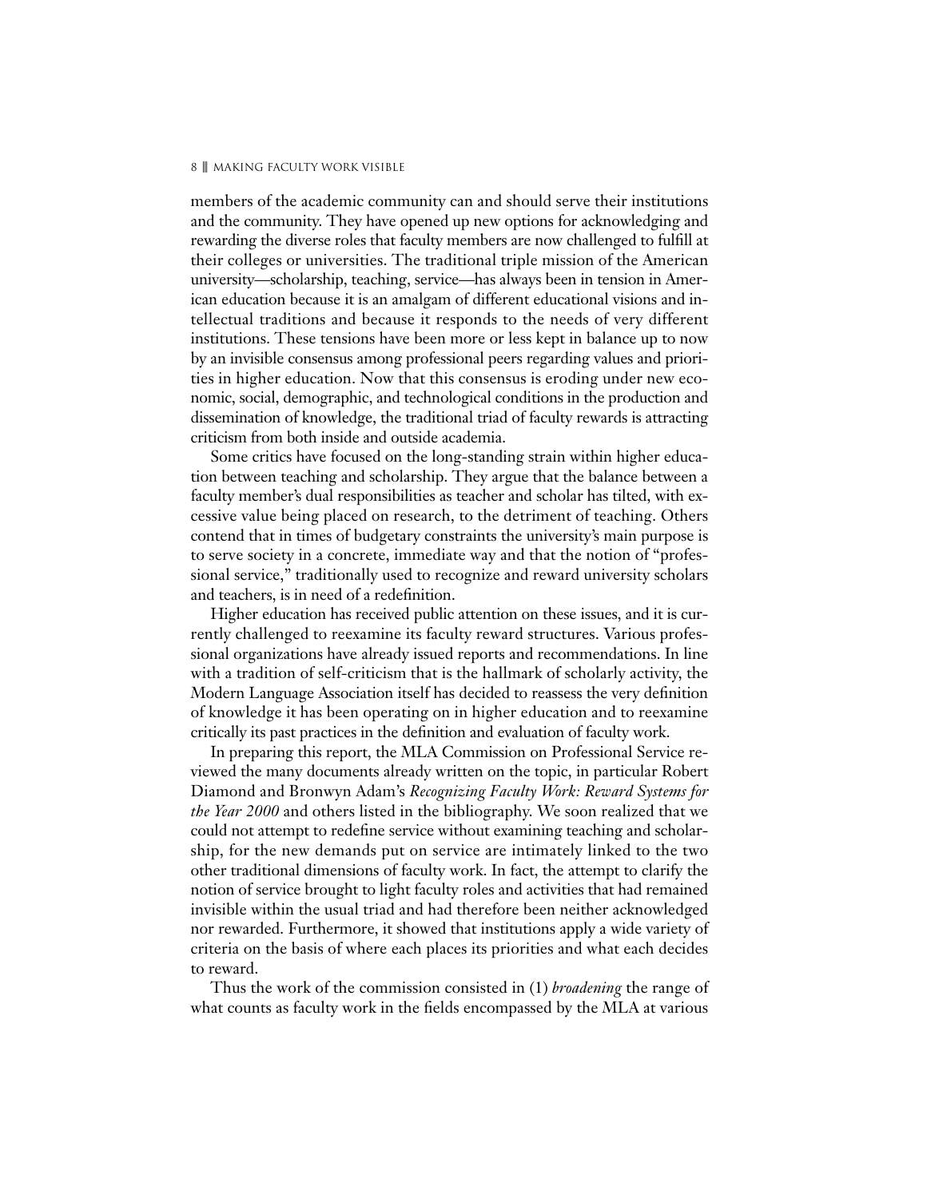members of the academic community can and should serve their institutions and the community. They have opened up new options for acknowledging and rewarding the diverse roles that faculty members are now challenged to fulfill at their colleges or universities. The traditional triple mission of the American university—scholarship, teaching, service—has always been in tension in American education because it is an amalgam of different educational visions and intellectual traditions and because it responds to the needs of very different institutions. These tensions have been more or less kept in balance up to now by an invisible consensus among professional peers regarding values and priorities in higher education. Now that this consensus is eroding under new economic, social, demographic, and technological conditions in the production and dissemination of knowledge, the traditional triad of faculty rewards is attracting criticism from both inside and outside academia.

Some critics have focused on the long-standing strain within higher education between teaching and scholarship. They argue that the balance between a faculty member's dual responsibilities as teacher and scholar has tilted, with excessive value being placed on research, to the detriment of teaching. Others contend that in times of budgetary constraints the university's main purpose is to serve society in a concrete, immediate way and that the notion of "professional service," traditionally used to recognize and reward university scholars and teachers, is in need of a redefinition.

Higher education has received public attention on these issues, and it is currently challenged to reexamine its faculty reward structures. Various professional organizations have already issued reports and recommendations. In line with a tradition of self-criticism that is the hallmark of scholarly activity, the Modern Language Association itself has decided to reassess the very definition of knowledge it has been operating on in higher education and to reexamine critically its past practices in the definition and evaluation of faculty work.

In preparing this report, the MLA Commission on Professional Service reviewed the many documents already written on the topic, in particular Robert Diamond and Bronwyn Adam's *Recognizing Faculty Work: Reward Systems for the Year 2000* and others listed in the bibliography. We soon realized that we could not attempt to redefine service without examining teaching and scholarship, for the new demands put on service are intimately linked to the two other traditional dimensions of faculty work. In fact, the attempt to clarify the notion of service brought to light faculty roles and activities that had remained invisible within the usual triad and had therefore been neither acknowledged nor rewarded. Furthermore, it showed that institutions apply a wide variety of criteria on the basis of where each places its priorities and what each decides to reward.

Thus the work of the commission consisted in (1) *broadening* the range of what counts as faculty work in the fields encompassed by the MLA at various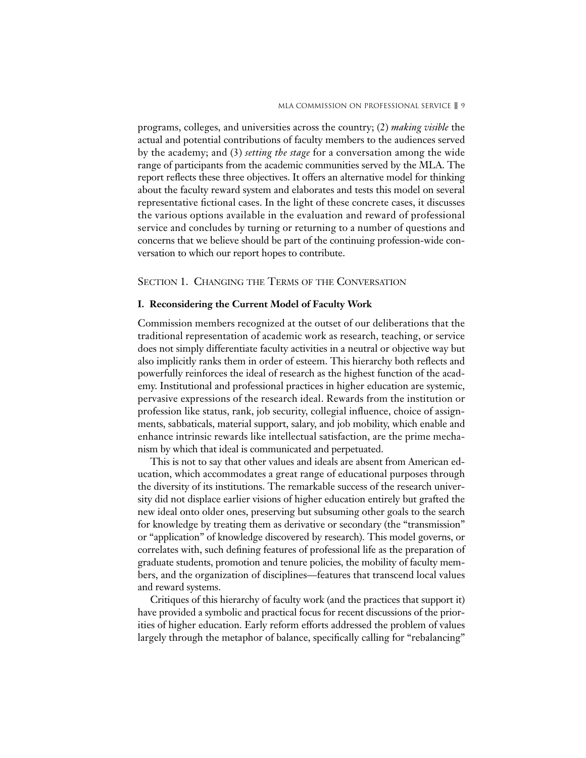programs, colleges, and universities across the country; (2) *making visible* the actual and potential contributions of faculty members to the audiences served by the academy; and (3) *setting the stage* for a conversation among the wide range of participants from the academic communities served by the MLA. The report reflects these three objectives. It offers an alternative model for thinking about the faculty reward system and elaborates and tests this model on several representative fictional cases. In the light of these concrete cases, it discusses the various options available in the evaluation and reward of professional service and concludes by turning or returning to a number of questions and concerns that we believe should be part of the continuing profession-wide conversation to which our report hopes to contribute.

## Section 1. Changing the Terms of the Conversation

### I. Reconsidering the Current Model of Faculty Work

Commission members recognized at the outset of our deliberations that the traditional representation of academic work as research, teaching, or service does not simply differentiate faculty activities in a neutral or objective way but also implicitly ranks them in order of esteem. This hierarchy both reflects and powerfully reinforces the ideal of research as the highest function of the academy. Institutional and professional practices in higher education are systemic, pervasive expressions of the research ideal. Rewards from the institution or profession like status, rank, job security, collegial influence, choice of assignments, sabbaticals, material support, salary, and job mobility, which enable and enhance intrinsic rewards like intellectual satisfaction, are the prime mechanism by which that ideal is communicated and perpetuated.

This is not to say that other values and ideals are absent from American education, which accommodates a great range of educational purposes through the diversity of its institutions. The remarkable success of the research university did not displace earlier visions of higher education entirely but grafted the new ideal onto older ones, preserving but subsuming other goals to the search for knowledge by treating them as derivative or secondary (the "transmission" or "application" of knowledge discovered by research). This model governs, or correlates with, such defining features of professional life as the preparation of graduate students, promotion and tenure policies, the mobility of faculty members, and the organization of disciplines—features that transcend local values and reward systems.

Critiques of this hierarchy of faculty work (and the practices that support it) have provided a symbolic and practical focus for recent discussions of the priorities of higher education. Early reform efforts addressed the problem of values largely through the metaphor of balance, specifically calling for "rebalancing"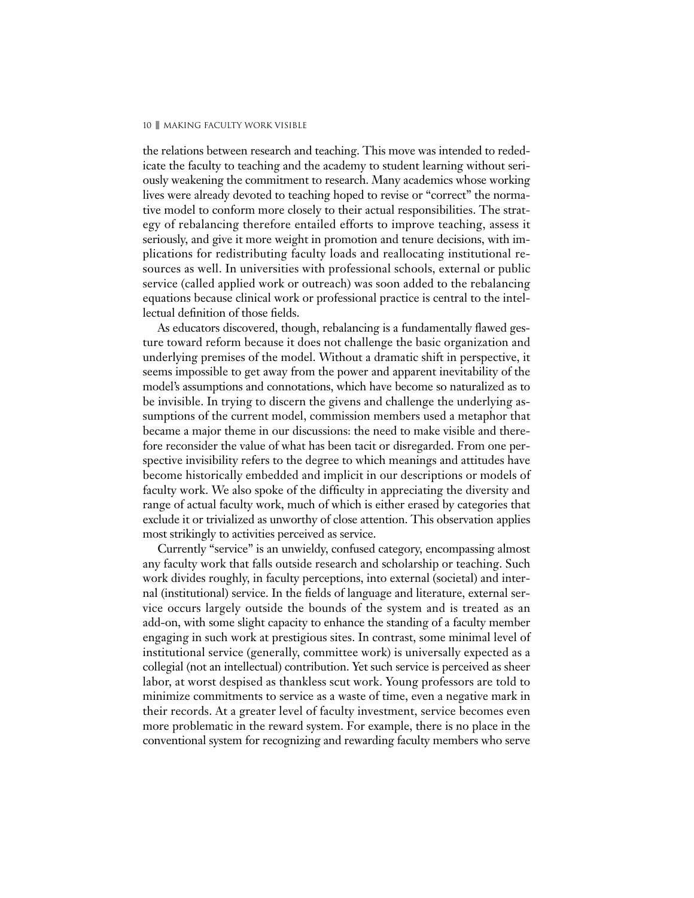the relations between research and teaching. This move was intended to rededicate the faculty to teaching and the academy to student learning without seriously weakening the commitment to research. Many academics whose working lives were already devoted to teaching hoped to revise or "correct" the normative model to conform more closely to their actual responsibilities. The strategy of rebalancing therefore entailed efforts to improve teaching, assess it seriously, and give it more weight in promotion and tenure decisions, with implications for redistributing faculty loads and reallocating institutional resources as well. In universities with professional schools, external or public service (called applied work or outreach) was soon added to the rebalancing equations because clinical work or professional practice is central to the intellectual definition of those fields.

As educators discovered, though, rebalancing is a fundamentally flawed gesture toward reform because it does not challenge the basic organization and underlying premises of the model. Without a dramatic shift in perspective, it seems impossible to get away from the power and apparent inevitability of the model's assumptions and connotations, which have become so naturalized as to be invisible. In trying to discern the givens and challenge the underlying assumptions of the current model, commission members used a metaphor that became a major theme in our discussions: the need to make visible and therefore reconsider the value of what has been tacit or disregarded. From one perspective invisibility refers to the degree to which meanings and attitudes have become historically embedded and implicit in our descriptions or models of faculty work. We also spoke of the difficulty in appreciating the diversity and range of actual faculty work, much of which is either erased by categories that exclude it or trivialized as unworthy of close attention. This observation applies most strikingly to activities perceived as service.

Currently "service" is an unwieldy, confused category, encompassing almost any faculty work that falls outside research and scholarship or teaching. Such work divides roughly, in faculty perceptions, into external (societal) and internal (institutional) service. In the fields of language and literature, external service occurs largely outside the bounds of the system and is treated as an add-on, with some slight capacity to enhance the standing of a faculty member engaging in such work at prestigious sites. In contrast, some minimal level of institutional service (generally, committee work) is universally expected as a collegial (not an intellectual) contribution. Yet such service is perceived as sheer labor, at worst despised as thankless scut work. Young professors are told to minimize commitments to service as a waste of time, even a negative mark in their records. At a greater level of faculty investment, service becomes even more problematic in the reward system. For example, there is no place in the conventional system for recognizing and rewarding faculty members who serve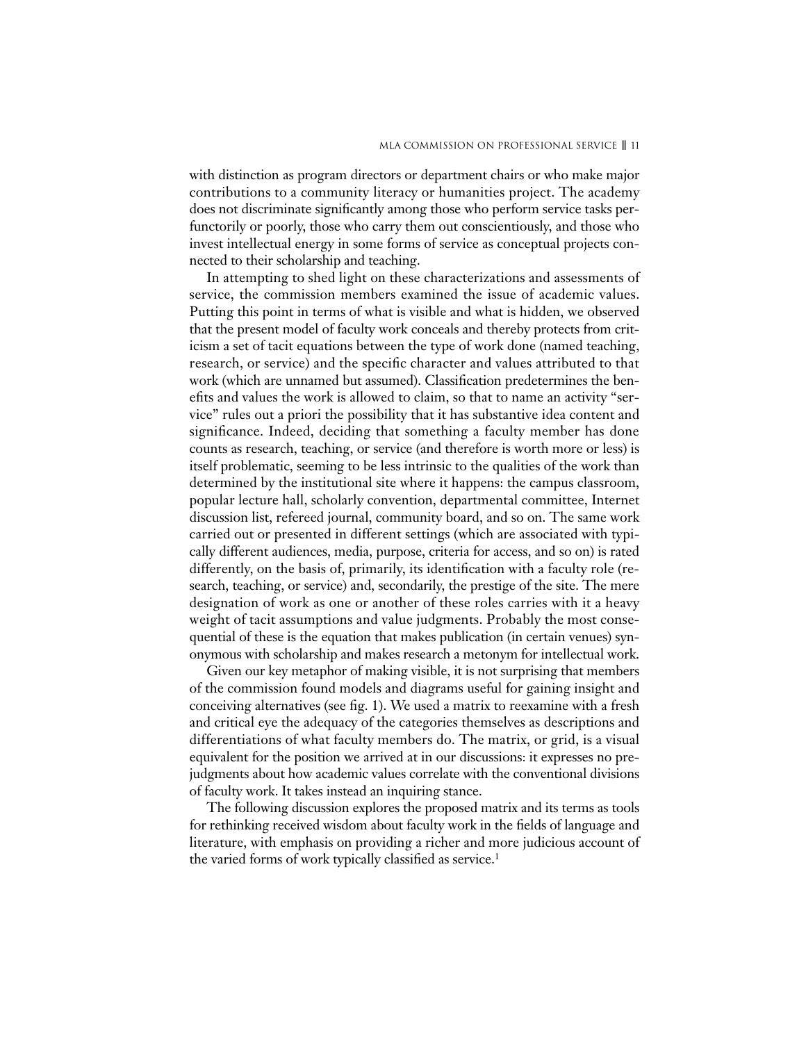with distinction as program directors or department chairs or who make major contributions to a community literacy or humanities project. The academy does not discriminate significantly among those who perform service tasks perfunctorily or poorly, those who carry them out conscientiously, and those who invest intellectual energy in some forms of service as conceptual projects connected to their scholarship and teaching.

In attempting to shed light on these characterizations and assessments of service, the commission members examined the issue of academic values. Putting this point in terms of what is visible and what is hidden, we observed that the present model of faculty work conceals and thereby protects from criticism a set of tacit equations between the type of work done (named teaching, research, or service) and the specific character and values attributed to that work (which are unnamed but assumed). Classification predetermines the benefits and values the work is allowed to claim, so that to name an activity "service" rules out a priori the possibility that it has substantive idea content and significance. Indeed, deciding that something a faculty member has done counts as research, teaching, or service (and therefore is worth more or less) is itself problematic, seeming to be less intrinsic to the qualities of the work than determined by the institutional site where it happens: the campus classroom, popular lecture hall, scholarly convention, departmental committee, Internet discussion list, refereed journal, community board, and so on. The same work carried out or presented in different settings (which are associated with typically different audiences, media, purpose, criteria for access, and so on) is rated differently, on the basis of, primarily, its identification with a faculty role (research, teaching, or service) and, secondarily, the prestige of the site. The mere designation of work as one or another of these roles carries with it a heavy weight of tacit assumptions and value judgments. Probably the most consequential of these is the equation that makes publication (in certain venues) synonymous with scholarship and makes research a metonym for intellectual work.

Given our key metaphor of making visible, it is not surprising that members of the commission found models and diagrams useful for gaining insight and conceiving alternatives (see fig. 1). We used a matrix to reexamine with a fresh and critical eye the adequacy of the categories themselves as descriptions and differentiations of what faculty members do. The matrix, or grid, is a visual equivalent for the position we arrived at in our discussions: it expresses no prejudgments about how academic values correlate with the conventional divisions of faculty work. It takes instead an inquiring stance.

The following discussion explores the proposed matrix and its terms as tools for rethinking received wisdom about faculty work in the fields of language and literature, with emphasis on providing a richer and more judicious account of the varied forms of work typically classified as service.[1]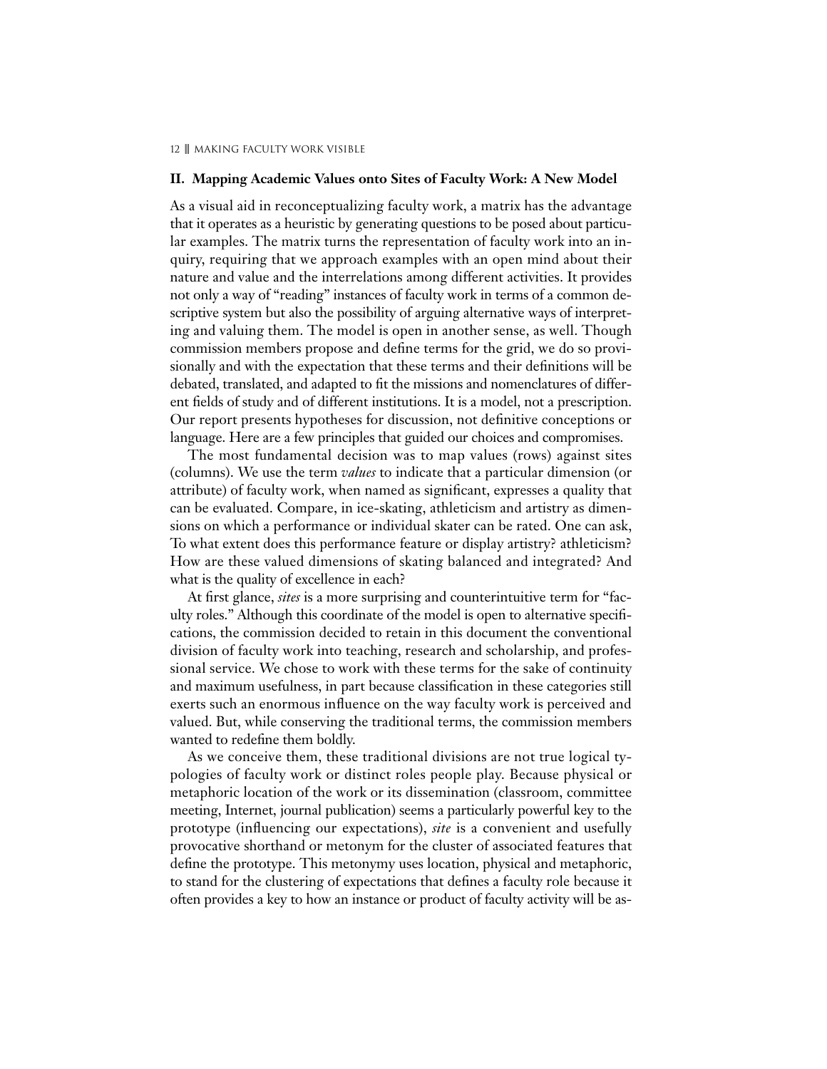## II. Mapping Academic Values onto Sites of Faculty Work: A New Model

As a visual aid in reconceptualizing faculty work, a matrix has the advantage that it operates as a heuristic by generating questions to be posed about particular examples. The matrix turns the representation of faculty work into an inquiry, requiring that we approach examples with an open mind about their nature and value and the interrelations among different activities. It provides not only a way of "reading" instances of faculty work in terms of a common descriptive system but also the possibility of arguing alternative ways of interpreting and valuing them. The model is open in another sense, as well. Though commission members propose and define terms for the grid, we do so provisionally and with the expectation that these terms and their definitions will be debated, translated, and adapted to fit the missions and nomenclatures of different fields of study and of different institutions. It is a model, not a prescription. Our report presents hypotheses for discussion, not definitive conceptions or language. Here are a few principles that guided our choices and compromises.

The most fundamental decision was to map values (rows) against sites (columns). We use the term *values* to indicate that a particular dimension (or attribute) of faculty work, when named as significant, expresses a quality that can be evaluated. Compare, in ice-skating, athleticism and artistry as dimensions on which a performance or individual skater can be rated. One can ask, To what extent does this performance feature or display artistry? athleticism? How are these valued dimensions of skating balanced and integrated? And what is the quality of excellence in each?

At first glance, *sites* is a more surprising and counterintuitive term for "faculty roles." Although this coordinate of the model is open to alternative specifications, the commission decided to retain in this document the conventional division of faculty work into teaching, research and scholarship, and professional service. We chose to work with these terms for the sake of continuity and maximum usefulness, in part because classification in these categories still exerts such an enormous influence on the way faculty work is perceived and valued. But, while conserving the traditional terms, the commission members wanted to redefine them boldly.

As we conceive them, these traditional divisions are not true logical typologies of faculty work or distinct roles people play. Because physical or metaphoric location of the work or its dissemination (classroom, committee meeting, Internet, journal publication) seems a particularly powerful key to the prototype (influencing our expectations), *site* is a convenient and usefully provocative shorthand or metonym for the cluster of associated features that define the prototype. This metonymy uses location, physical and metaphoric, to stand for the clustering of expectations that defines a faculty role because it often provides a key to how an instance or product of faculty activity will be as-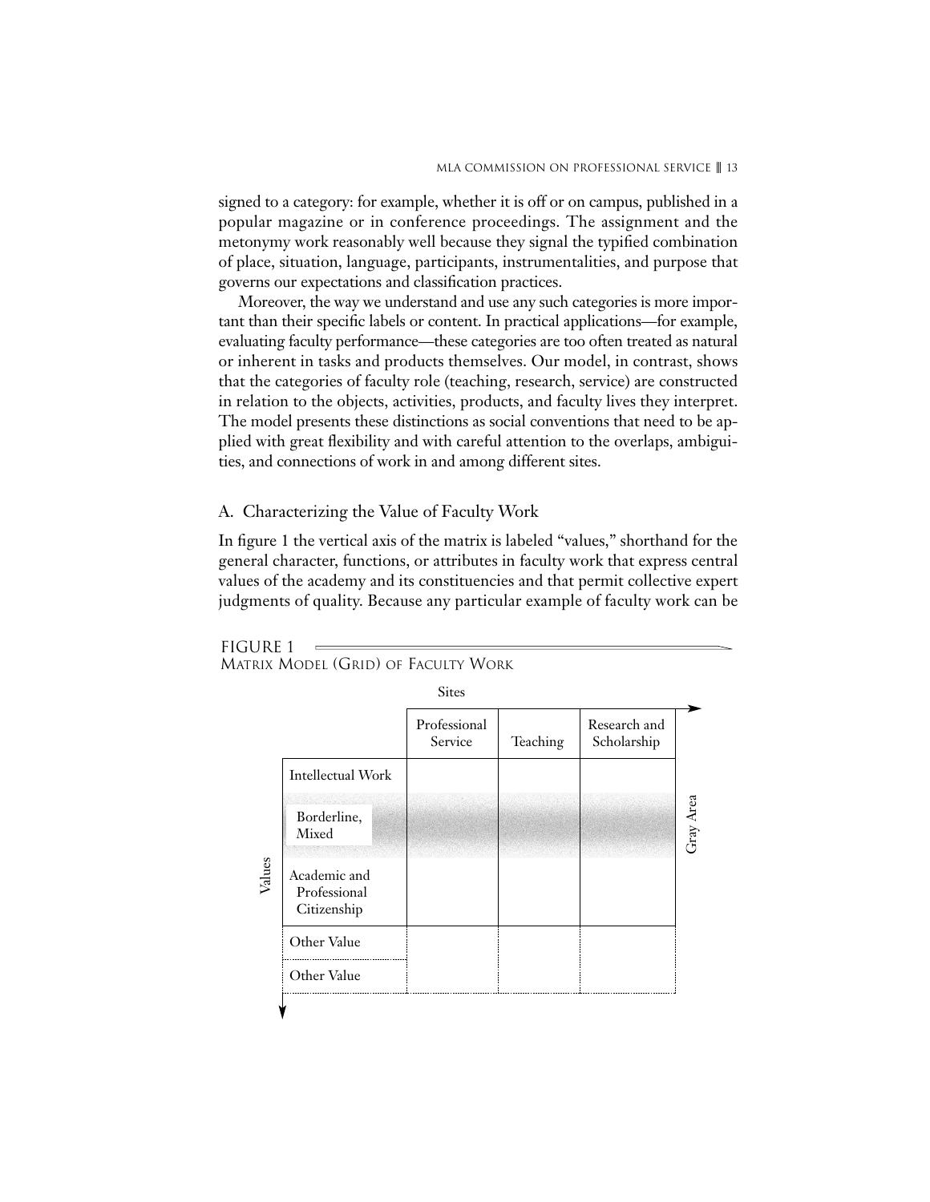signed to a category: for example, whether it is off or on campus, published in a popular magazine or in conference proceedings. The assignment and the metonymy work reasonably well because they signal the typified combination of place, situation, language, participants, instrumentalities, and purpose that governs our expectations and classification practices.

Moreover, the way we understand and use any such categories is more important than their specific labels or content. In practical applications—for example, evaluating faculty performance—these categories are too often treated as natural or inherent in tasks and products themselves. Our model, in contrast, shows that the categories of faculty role (teaching, research, service) are constructed in relation to the objects, activities, products, and faculty lives they interpret. The model presents these distinctions as social conventions that need to be applied with great flexibility and with careful attention to the overlaps, ambiguities, and connections of work in and among different sites.

## A. Characterizing the Value of Faculty Work

In figure 1 the vertical axis of the matrix is labeled "values," shorthand for the general character, functions, or attributes in faculty work that express central values of the academy and its constituencies and that permit collective expert judgments of quality. Because any particular example of faculty work can be

FIGURE 1
MATRIX MODEL (GRID) OF FACULTY WORK

| Values \ Sites | Professional Service | Teaching | Research and Scholarship |
|---|---|---|---|
| Intellectual Work | | | |
| Borderline, Mixed (Gray Area) | | | |
| Academic and Professional Citizenship | | | |
| Other Value | | | |
| Other Value | | | |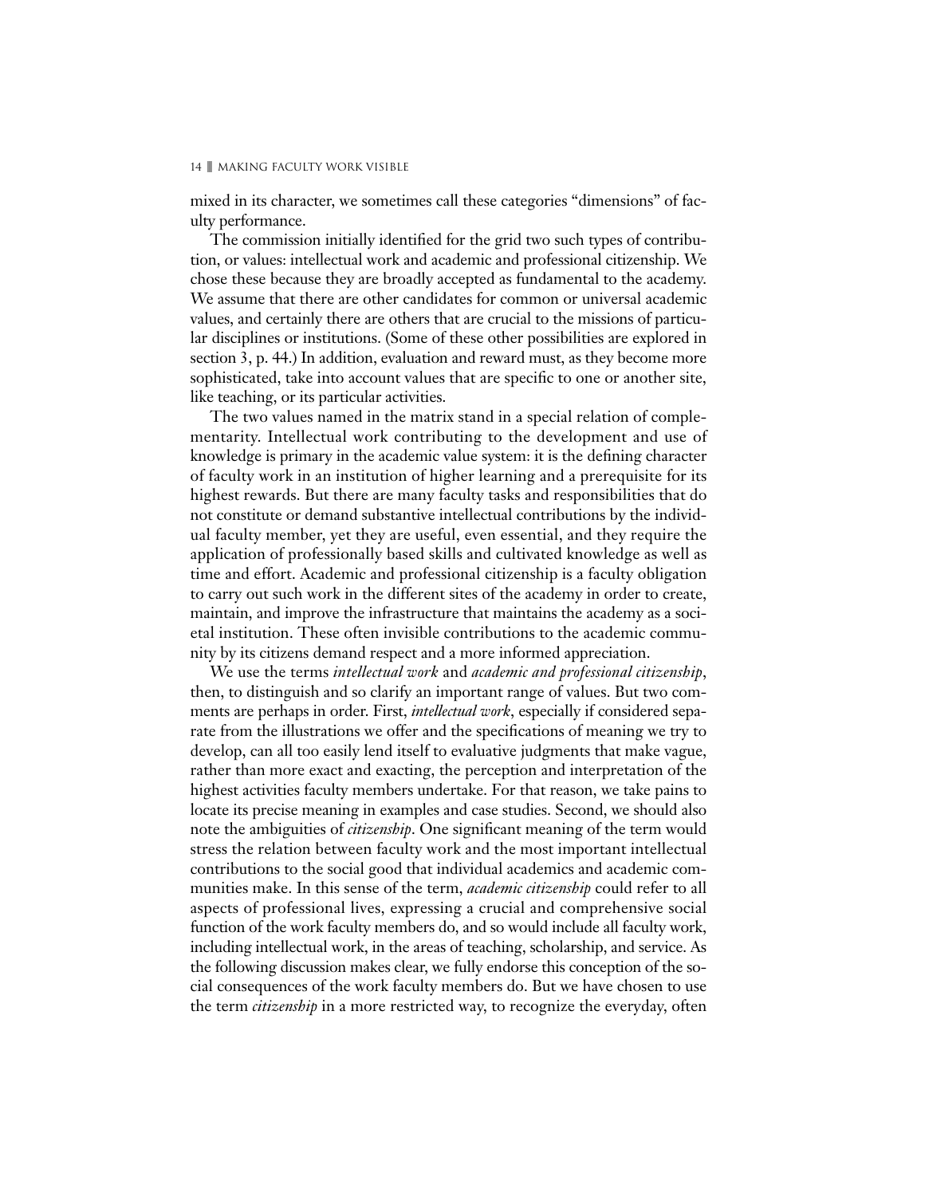mixed in its character, we sometimes call these categories "dimensions" of faculty performance.

The commission initially identified for the grid two such types of contribution, or values: intellectual work and academic and professional citizenship. We chose these because they are broadly accepted as fundamental to the academy. We assume that there are other candidates for common or universal academic values, and certainly there are others that are crucial to the missions of particular disciplines or institutions. (Some of these other possibilities are explored in section 3, p. 44.) In addition, evaluation and reward must, as they become more sophisticated, take into account values that are specific to one or another site, like teaching, or its particular activities.

The two values named in the matrix stand in a special relation of complementarity. Intellectual work contributing to the development and use of knowledge is primary in the academic value system: it is the defining character of faculty work in an institution of higher learning and a prerequisite for its highest rewards. But there are many faculty tasks and responsibilities that do not constitute or demand substantive intellectual contributions by the individual faculty member, yet they are useful, even essential, and they require the application of professionally based skills and cultivated knowledge as well as time and effort. Academic and professional citizenship is a faculty obligation to carry out such work in the different sites of the academy in order to create, maintain, and improve the infrastructure that maintains the academy as a societal institution. These often invisible contributions to the academic community by its citizens demand respect and a more informed appreciation.

We use the terms *intellectual work* and *academic and professional citizenship*, then, to distinguish and so clarify an important range of values. But two comments are perhaps in order. First, *intellectual work*, especially if considered separate from the illustrations we offer and the specifications of meaning we try to develop, can all too easily lend itself to evaluative judgments that make vague, rather than more exact and exacting, the perception and interpretation of the highest activities faculty members undertake. For that reason, we take pains to locate its precise meaning in examples and case studies. Second, we should also note the ambiguities of *citizenship*. One significant meaning of the term would stress the relation between faculty work and the most important intellectual contributions to the social good that individual academics and academic communities make. In this sense of the term, *academic citizenship* could refer to all aspects of professional lives, expressing a crucial and comprehensive social function of the work faculty members do, and so would include all faculty work, including intellectual work, in the areas of teaching, scholarship, and service. As the following discussion makes clear, we fully endorse this conception of the social consequences of the work faculty members do. But we have chosen to use the term *citizenship* in a more restricted way, to recognize the everyday, often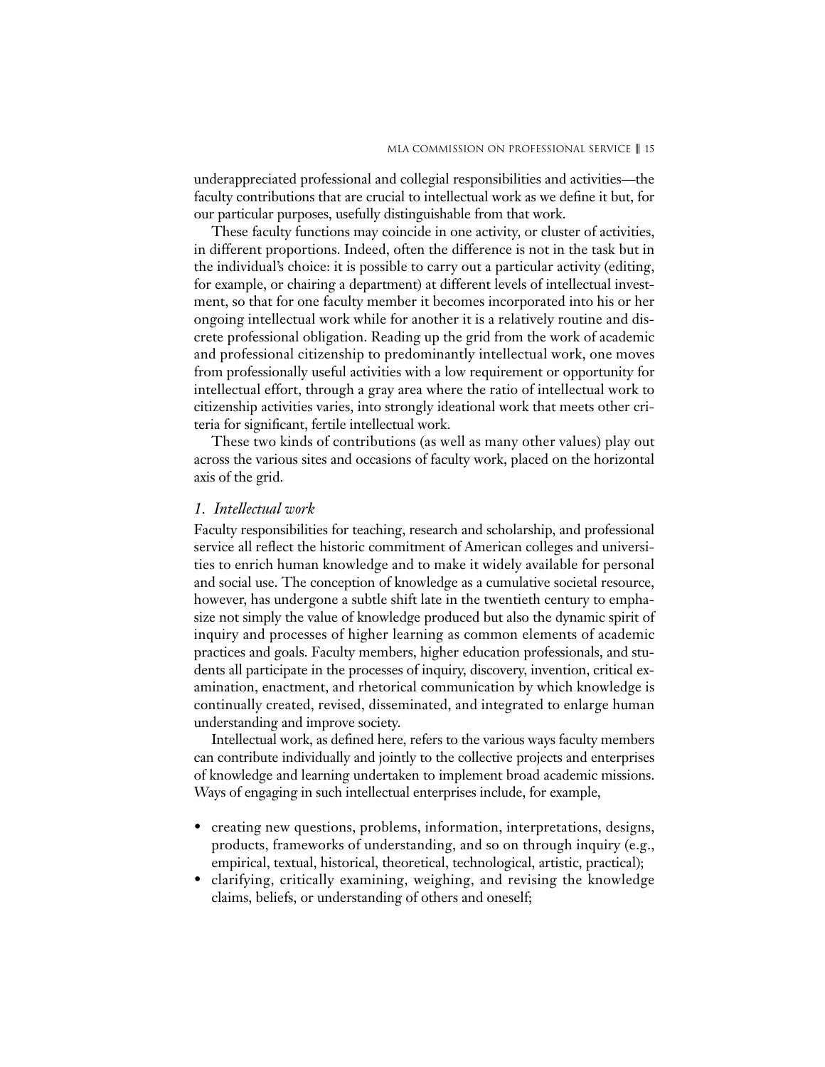underappreciated professional and collegial responsibilities and activities—the faculty contributions that are crucial to intellectual work as we define it but, for our particular purposes, usefully distinguishable from that work.

These faculty functions may coincide in one activity, or cluster of activities, in different proportions. Indeed, often the difference is not in the task but in the individual's choice: it is possible to carry out a particular activity (editing, for example, or chairing a department) at different levels of intellectual investment, so that for one faculty member it becomes incorporated into his or her ongoing intellectual work while for another it is a relatively routine and discrete professional obligation. Reading up the grid from the work of academic and professional citizenship to predominantly intellectual work, one moves from professionally useful activities with a low requirement or opportunity for intellectual effort, through a gray area where the ratio of intellectual work to citizenship activities varies, into strongly ideational work that meets other criteria for significant, fertile intellectual work.

These two kinds of contributions (as well as many other values) play out across the various sites and occasions of faculty work, placed on the horizontal axis of the grid.

### *1. Intellectual work*

Faculty responsibilities for teaching, research and scholarship, and professional service all reflect the historic commitment of American colleges and universities to enrich human knowledge and to make it widely available for personal and social use. The conception of knowledge as a cumulative societal resource, however, has undergone a subtle shift late in the twentieth century to emphasize not simply the value of knowledge produced but also the dynamic spirit of inquiry and processes of higher learning as common elements of academic practices and goals. Faculty members, higher education professionals, and students all participate in the processes of inquiry, discovery, invention, critical examination, enactment, and rhetorical communication by which knowledge is continually created, revised, disseminated, and integrated to enlarge human understanding and improve society.

Intellectual work, as defined here, refers to the various ways faculty members can contribute individually and jointly to the collective projects and enterprises of knowledge and learning undertaken to implement broad academic missions. Ways of engaging in such intellectual enterprises include, for example,

- creating new questions, problems, information, interpretations, designs, products, frameworks of understanding, and so on through inquiry (e.g., empirical, textual, historical, theoretical, technological, artistic, practical);
- clarifying, critically examining, weighing, and revising the knowledge claims, beliefs, or understanding of others and oneself;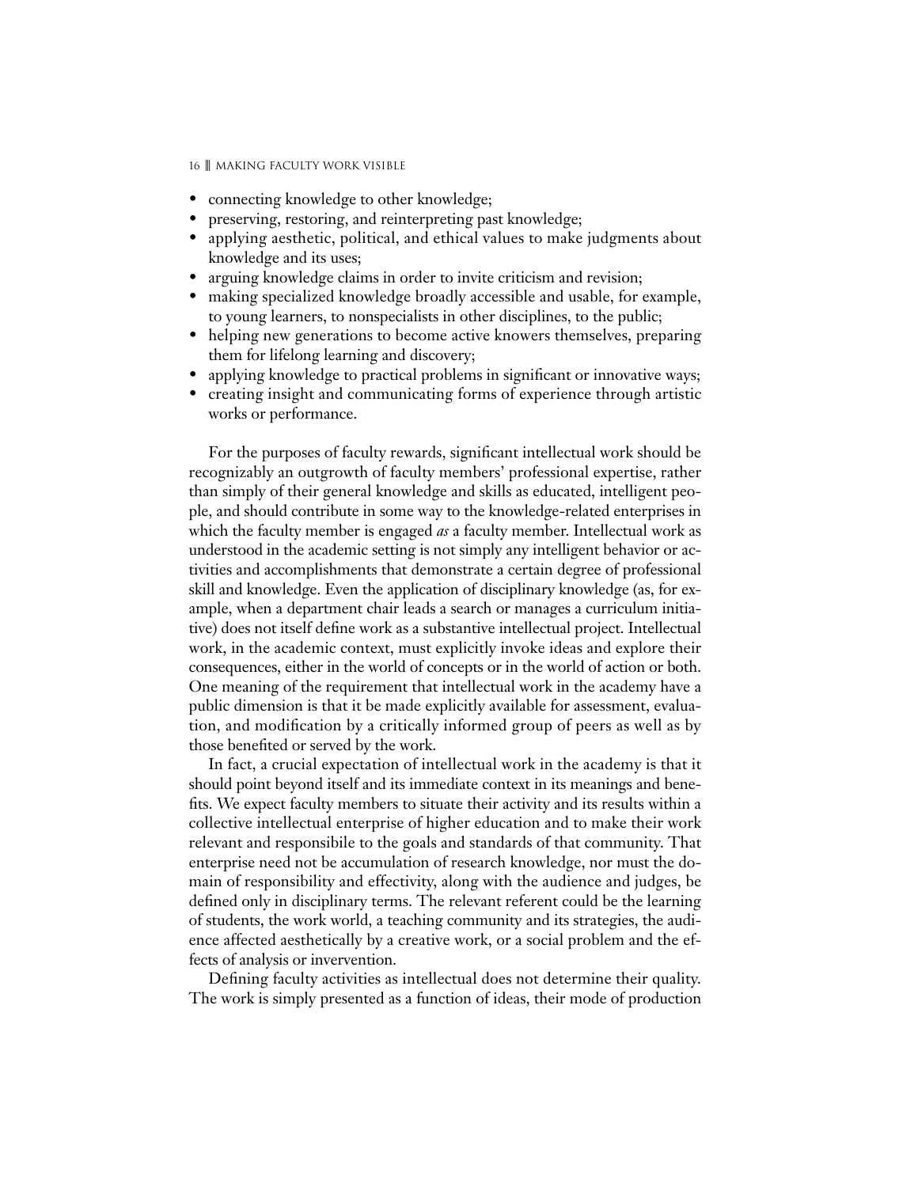- connecting knowledge to other knowledge;
- preserving, restoring, and reinterpreting past knowledge;
- applying aesthetic, political, and ethical values to make judgments about knowledge and its uses;
- arguing knowledge claims in order to invite criticism and revision;
- making specialized knowledge broadly accessible and usable, for example, to young learners, to nonspecialists in other disciplines, to the public;
- helping new generations to become active knowers themselves, preparing them for lifelong learning and discovery;
- applying knowledge to practical problems in significant or innovative ways;
- creating insight and communicating forms of experience through artistic works or performance.

For the purposes of faculty rewards, significant intellectual work should be recognizably an outgrowth of faculty members' professional expertise, rather than simply of their general knowledge and skills as educated, intelligent people, and should contribute in some way to the knowledge-related enterprises in which the faculty member is engaged *as* a faculty member. Intellectual work as understood in the academic setting is not simply any intelligent behavior or activities and accomplishments that demonstrate a certain degree of professional skill and knowledge. Even the application of disciplinary knowledge (as, for example, when a department chair leads a search or manages a curriculum initiative) does not itself define work as a substantive intellectual project. Intellectual work, in the academic context, must explicitly invoke ideas and explore their consequences, either in the world of concepts or in the world of action or both. One meaning of the requirement that intellectual work in the academy have a public dimension is that it be made explicitly available for assessment, evaluation, and modification by a critically informed group of peers as well as by those benefited or served by the work.

In fact, a crucial expectation of intellectual work in the academy is that it should point beyond itself and its immediate context in its meanings and benefits. We expect faculty members to situate their activity and its results within a collective intellectual enterprise of higher education and to make their work relevant and responsibile to the goals and standards of that community. That enterprise need not be accumulation of research knowledge, nor must the domain of responsibility and effectivity, along with the audience and judges, be defined only in disciplinary terms. The relevant referent could be the learning of students, the work world, a teaching community and its strategies, the audience affected aesthetically by a creative work, or a social problem and the effects of analysis or invervention.

Defining faculty activities as intellectual does not determine their quality. The work is simply presented as a function of ideas, their mode of production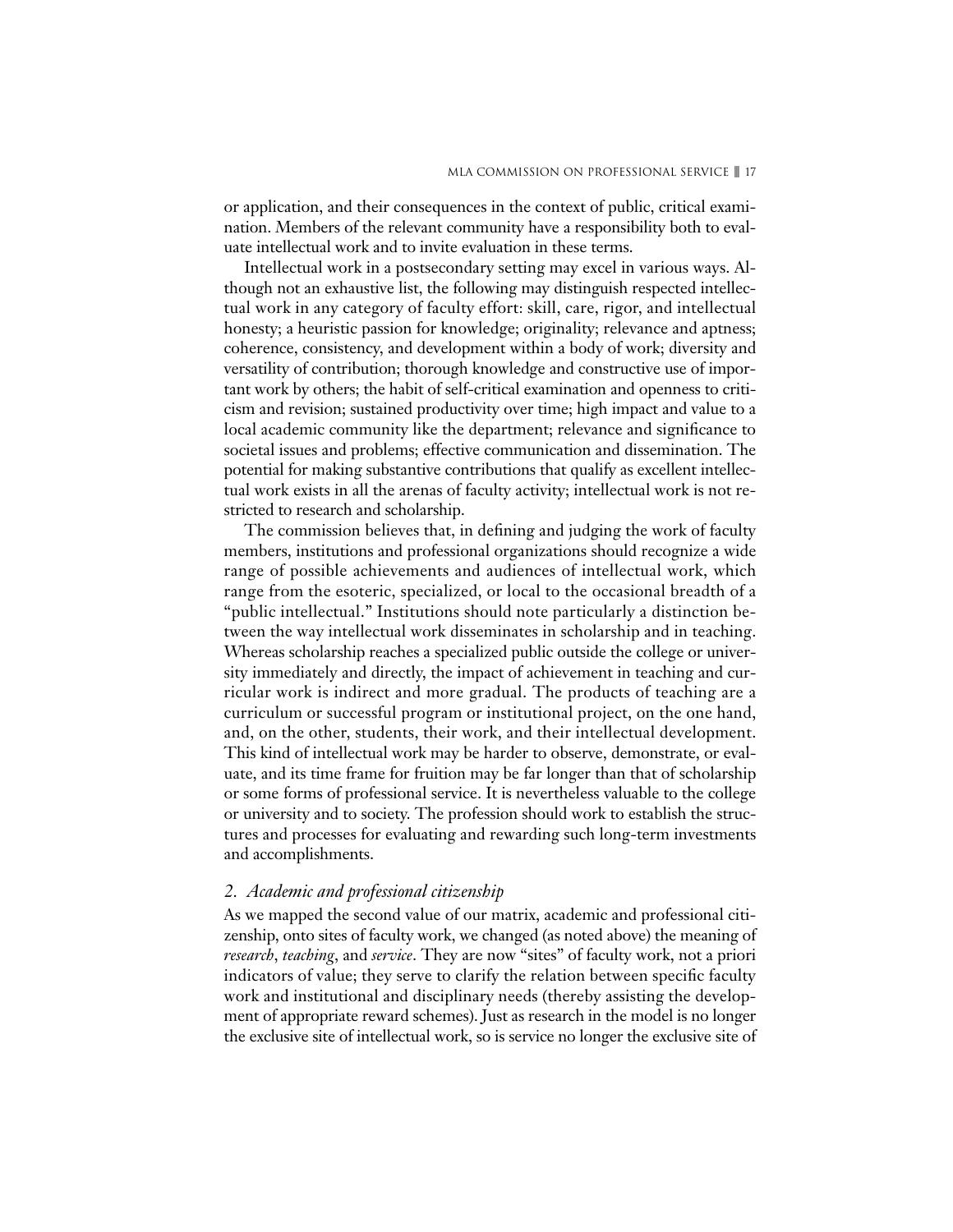or application, and their consequences in the context of public, critical examination. Members of the relevant community have a responsibility both to evaluate intellectual work and to invite evaluation in these terms.

Intellectual work in a postsecondary setting may excel in various ways. Although not an exhaustive list, the following may distinguish respected intellectual work in any category of faculty effort: skill, care, rigor, and intellectual honesty; a heuristic passion for knowledge; originality; relevance and aptness; coherence, consistency, and development within a body of work; diversity and versatility of contribution; thorough knowledge and constructive use of important work by others; the habit of self-critical examination and openness to criticism and revision; sustained productivity over time; high impact and value to a local academic community like the department; relevance and significance to societal issues and problems; effective communication and dissemination. The potential for making substantive contributions that qualify as excellent intellectual work exists in all the arenas of faculty activity; intellectual work is not restricted to research and scholarship.

The commission believes that, in defining and judging the work of faculty members, institutions and professional organizations should recognize a wide range of possible achievements and audiences of intellectual work, which range from the esoteric, specialized, or local to the occasional breadth of a "public intellectual." Institutions should note particularly a distinction between the way intellectual work disseminates in scholarship and in teaching. Whereas scholarship reaches a specialized public outside the college or university immediately and directly, the impact of achievement in teaching and curricular work is indirect and more gradual. The products of teaching are a curriculum or successful program or institutional project, on the one hand, and, on the other, students, their work, and their intellectual development. This kind of intellectual work may be harder to observe, demonstrate, or evaluate, and its time frame for fruition may be far longer than that of scholarship or some forms of professional service. It is nevertheless valuable to the college or university and to society. The profession should work to establish the structures and processes for evaluating and rewarding such long-term investments and accomplishments.

### *2. Academic and professional citizenship*

As we mapped the second value of our matrix, academic and professional citizenship, onto sites of faculty work, we changed (as noted above) the meaning of *research*, *teaching*, and *service*. They are now "sites" of faculty work, not a priori indicators of value; they serve to clarify the relation between specific faculty work and institutional and disciplinary needs (thereby assisting the development of appropriate reward schemes). Just as research in the model is no longer the exclusive site of intellectual work, so is service no longer the exclusive site of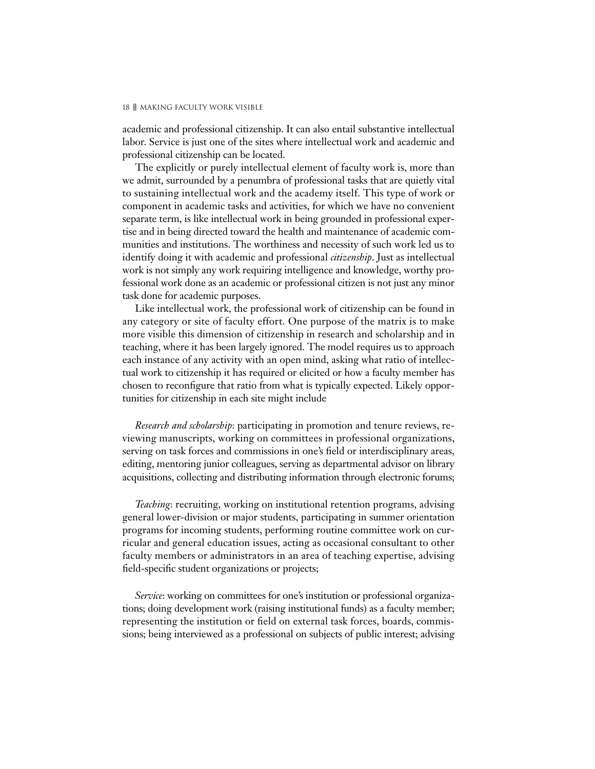academic and professional citizenship. It can also entail substantive intellectual labor. Service is just one of the sites where intellectual work and academic and professional citizenship can be located.

The explicitly or purely intellectual element of faculty work is, more than we admit, surrounded by a penumbra of professional tasks that are quietly vital to sustaining intellectual work and the academy itself. This type of work or component in academic tasks and activities, for which we have no convenient separate term, is like intellectual work in being grounded in professional expertise and in being directed toward the health and maintenance of academic communities and institutions. The worthiness and necessity of such work led us to identify doing it with academic and professional *citizenship*. Just as intellectual work is not simply any work requiring intelligence and knowledge, worthy professional work done as an academic or professional citizen is not just any minor task done for academic purposes.

Like intellectual work, the professional work of citizenship can be found in any category or site of faculty effort. One purpose of the matrix is to make more visible this dimension of citizenship in research and scholarship and in teaching, where it has been largely ignored. The model requires us to approach each instance of any activity with an open mind, asking what ratio of intellectual work to citizenship it has required or elicited or how a faculty member has chosen to reconfigure that ratio from what is typically expected. Likely opportunities for citizenship in each site might include

*Research and scholarship*: participating in promotion and tenure reviews, reviewing manuscripts, working on committees in professional organizations, serving on task forces and commissions in one's field or interdisciplinary areas, editing, mentoring junior colleagues, serving as departmental advisor on library acquisitions, collecting and distributing information through electronic forums;

*Teaching*: recruiting, working on institutional retention programs, advising general lower-division or major students, participating in summer orientation programs for incoming students, performing routine committee work on curricular and general education issues, acting as occasional consultant to other faculty members or administrators in an area of teaching expertise, advising field-specific student organizations or projects;

*Service*: working on committees for one's institution or professional organizations; doing development work (raising institutional funds) as a faculty member; representing the institution or field on external task forces, boards, commissions; being interviewed as a professional on subjects of public interest; advising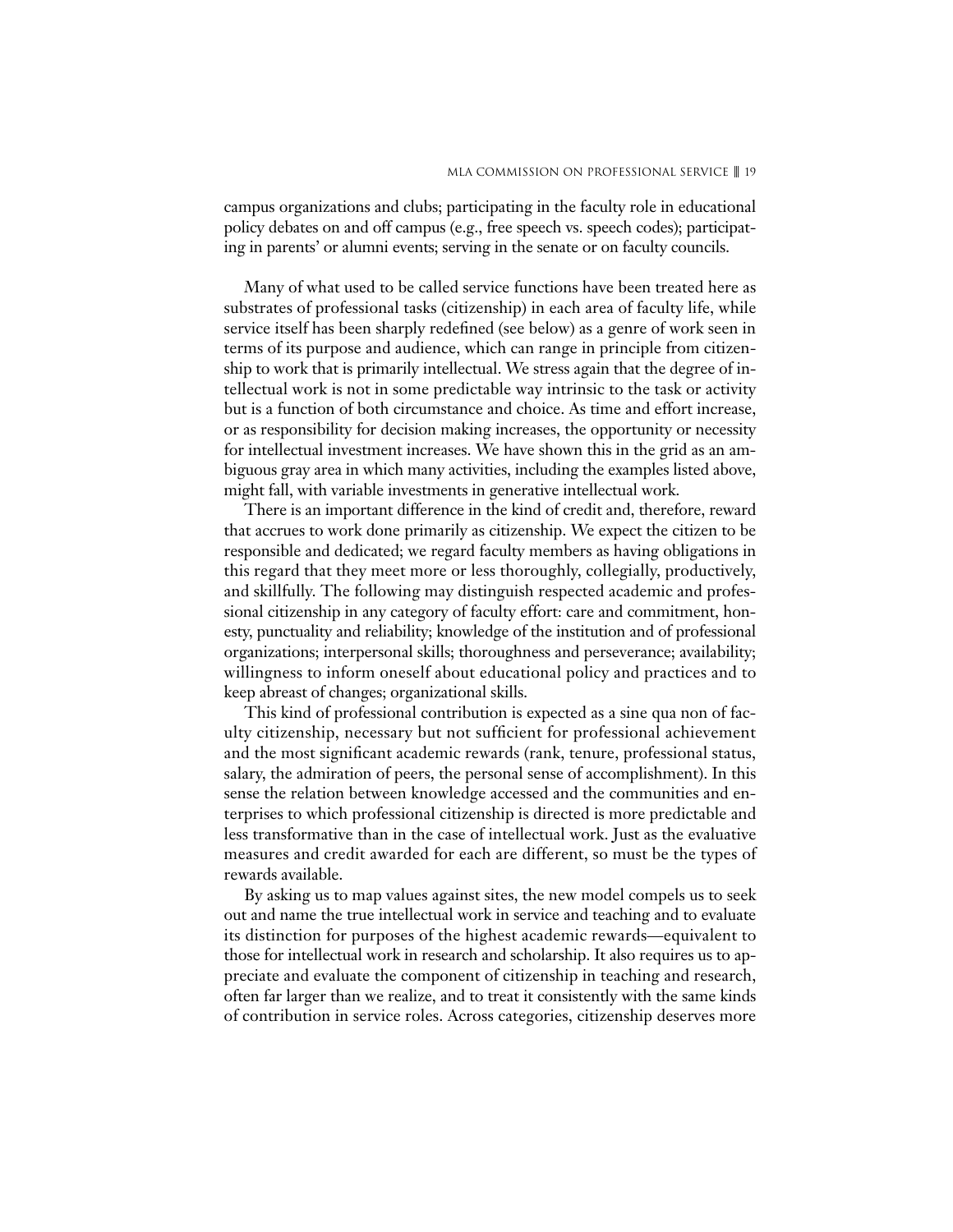campus organizations and clubs; participating in the faculty role in educational policy debates on and off campus (e.g., free speech vs. speech codes); participating in parents' or alumni events; serving in the senate or on faculty councils.

Many of what used to be called service functions have been treated here as substrates of professional tasks (citizenship) in each area of faculty life, while service itself has been sharply redefined (see below) as a genre of work seen in terms of its purpose and audience, which can range in principle from citizenship to work that is primarily intellectual. We stress again that the degree of intellectual work is not in some predictable way intrinsic to the task or activity but is a function of both circumstance and choice. As time and effort increase, or as responsibility for decision making increases, the opportunity or necessity for intellectual investment increases. We have shown this in the grid as an ambiguous gray area in which many activities, including the examples listed above, might fall, with variable investments in generative intellectual work.

There is an important difference in the kind of credit and, therefore, reward that accrues to work done primarily as citizenship. We expect the citizen to be responsible and dedicated; we regard faculty members as having obligations in this regard that they meet more or less thoroughly, collegially, productively, and skillfully. The following may distinguish respected academic and professional citizenship in any category of faculty effort: care and commitment, honesty, punctuality and reliability; knowledge of the institution and of professional organizations; interpersonal skills; thoroughness and perseverance; availability; willingness to inform oneself about educational policy and practices and to keep abreast of changes; organizational skills.

This kind of professional contribution is expected as a sine qua non of faculty citizenship, necessary but not sufficient for professional achievement and the most significant academic rewards (rank, tenure, professional status, salary, the admiration of peers, the personal sense of accomplishment). In this sense the relation between knowledge accessed and the communities and enterprises to which professional citizenship is directed is more predictable and less transformative than in the case of intellectual work. Just as the evaluative measures and credit awarded for each are different, so must be the types of rewards available.

By asking us to map values against sites, the new model compels us to seek out and name the true intellectual work in service and teaching and to evaluate its distinction for purposes of the highest academic rewards—equivalent to those for intellectual work in research and scholarship. It also requires us to appreciate and evaluate the component of citizenship in teaching and research, often far larger than we realize, and to treat it consistently with the same kinds of contribution in service roles. Across categories, citizenship deserves more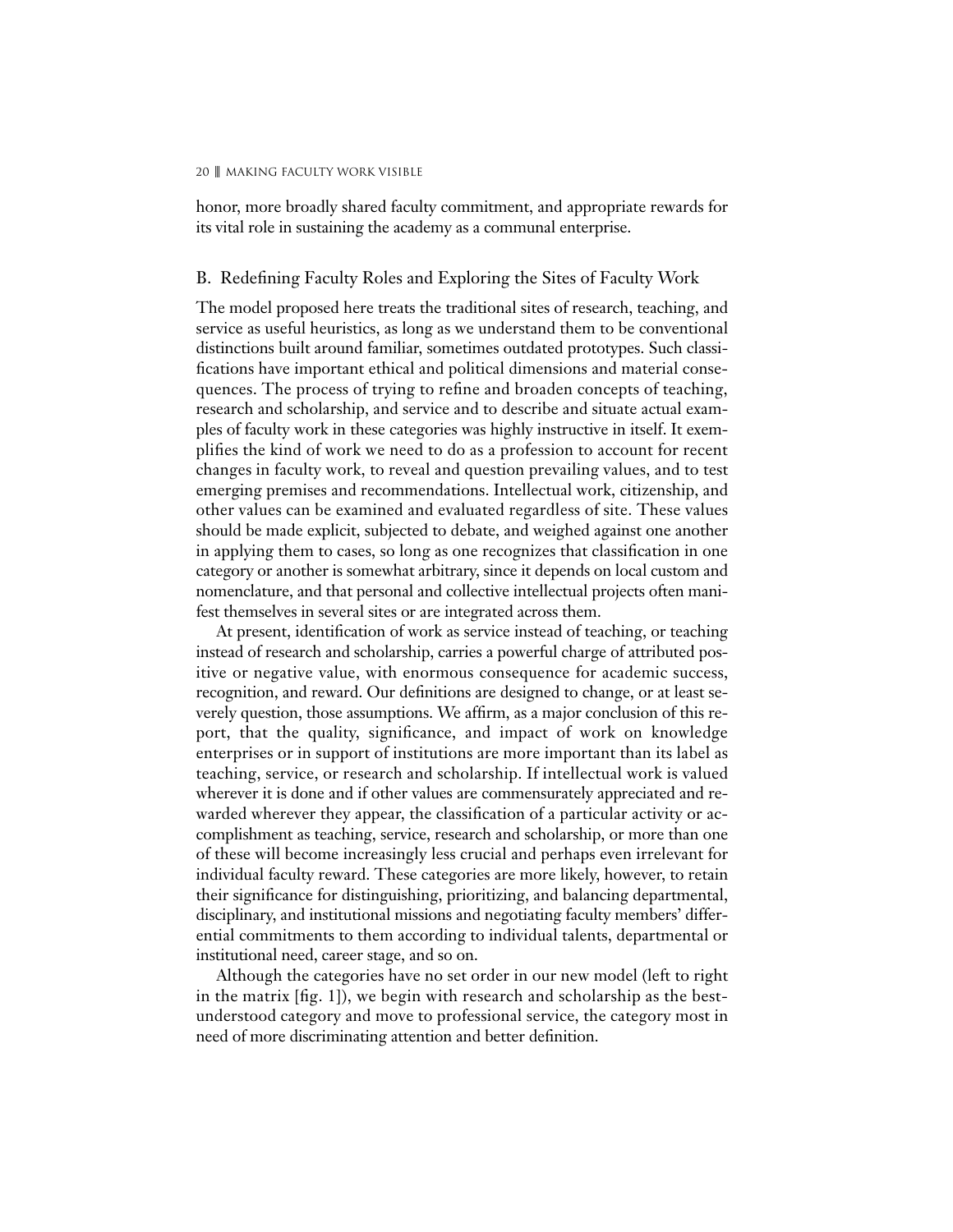honor, more broadly shared faculty commitment, and appropriate rewards for its vital role in sustaining the academy as a communal enterprise.

## B. Redefining Faculty Roles and Exploring the Sites of Faculty Work

The model proposed here treats the traditional sites of research, teaching, and service as useful heuristics, as long as we understand them to be conventional distinctions built around familiar, sometimes outdated prototypes. Such classifications have important ethical and political dimensions and material consequences. The process of trying to refine and broaden concepts of teaching, research and scholarship, and service and to describe and situate actual examples of faculty work in these categories was highly instructive in itself. It exemplifies the kind of work we need to do as a profession to account for recent changes in faculty work, to reveal and question prevailing values, and to test emerging premises and recommendations. Intellectual work, citizenship, and other values can be examined and evaluated regardless of site. These values should be made explicit, subjected to debate, and weighed against one another in applying them to cases, so long as one recognizes that classification in one category or another is somewhat arbitrary, since it depends on local custom and nomenclature, and that personal and collective intellectual projects often manifest themselves in several sites or are integrated across them.

At present, identification of work as service instead of teaching, or teaching instead of research and scholarship, carries a powerful charge of attributed positive or negative value, with enormous consequence for academic success, recognition, and reward. Our definitions are designed to change, or at least severely question, those assumptions. We affirm, as a major conclusion of this report, that the quality, significance, and impact of work on knowledge enterprises or in support of institutions are more important than its label as teaching, service, or research and scholarship. If intellectual work is valued wherever it is done and if other values are commensurately appreciated and rewarded wherever they appear, the classification of a particular activity or accomplishment as teaching, service, research and scholarship, or more than one of these will become increasingly less crucial and perhaps even irrelevant for individual faculty reward. These categories are more likely, however, to retain their significance for distinguishing, prioritizing, and balancing departmental, disciplinary, and institutional missions and negotiating faculty members' differential commitments to them according to individual talents, departmental or institutional need, career stage, and so on.

Although the categories have no set order in our new model (left to right in the matrix [fig. 1]), we begin with research and scholarship as the best-understood category and move to professional service, the category most in need of more discriminating attention and better definition.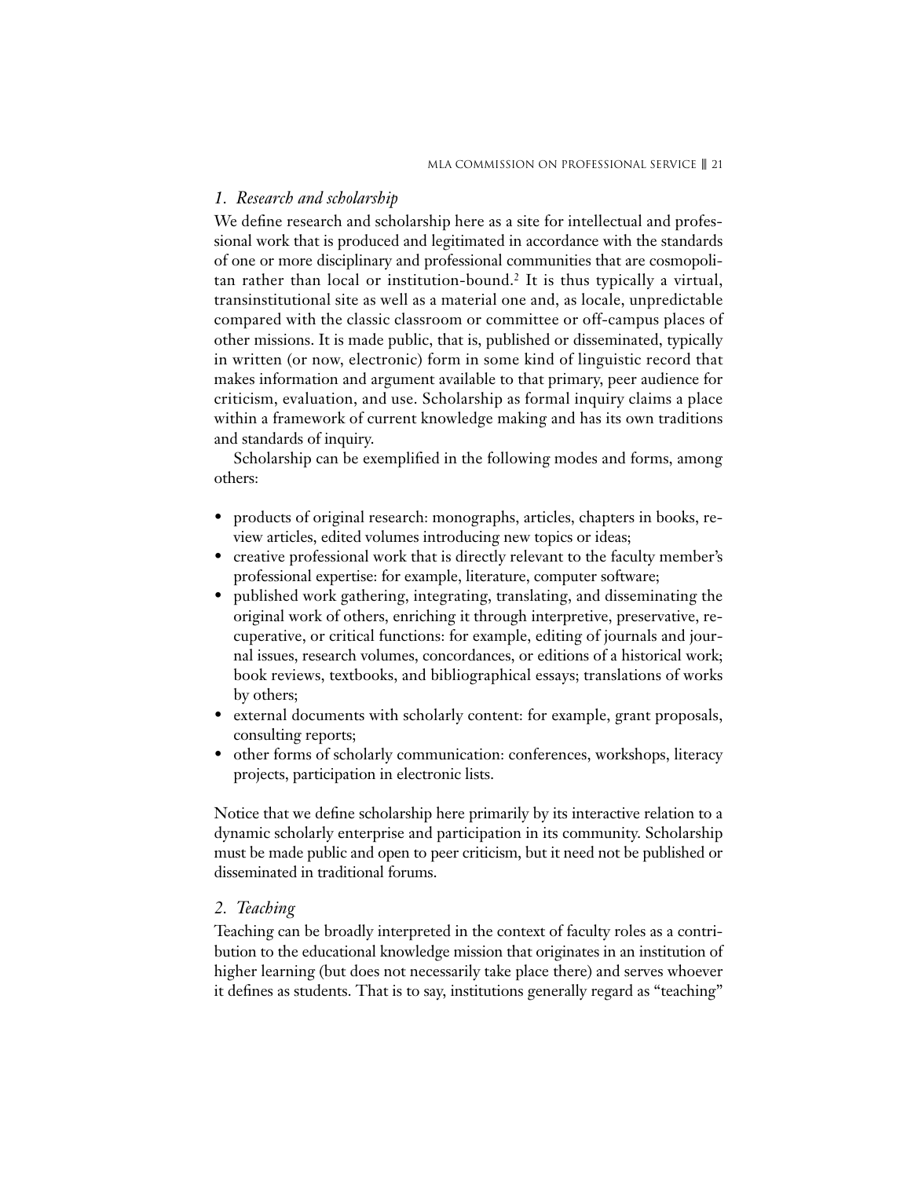### *1. Research and scholarship*

We define research and scholarship here as a site for intellectual and professional work that is produced and legitimated in accordance with the standards of one or more disciplinary and professional communities that are cosmopolitan rather than local or institution-bound.[2] It is thus typically a virtual, transinstitutional site as well as a material one and, as locale, unpredictable compared with the classic classroom or committee or off-campus places of other missions. It is made public, that is, published or disseminated, typically in written (or now, electronic) form in some kind of linguistic record that makes information and argument available to that primary, peer audience for criticism, evaluation, and use. Scholarship as formal inquiry claims a place within a framework of current knowledge making and has its own traditions and standards of inquiry.

Scholarship can be exemplified in the following modes and forms, among others:

- products of original research: monographs, articles, chapters in books, review articles, edited volumes introducing new topics or ideas;
- creative professional work that is directly relevant to the faculty member's professional expertise: for example, literature, computer software;
- published work gathering, integrating, translating, and disseminating the original work of others, enriching it through interpretive, preservative, recuperative, or critical functions: for example, editing of journals and journal issues, research volumes, concordances, or editions of a historical work; book reviews, textbooks, and bibliographical essays; translations of works by others;
- external documents with scholarly content: for example, grant proposals, consulting reports;
- other forms of scholarly communication: conferences, workshops, literacy projects, participation in electronic lists.

Notice that we define scholarship here primarily by its interactive relation to a dynamic scholarly enterprise and participation in its community. Scholarship must be made public and open to peer criticism, but it need not be published or disseminated in traditional forums.

### *2. Teaching*

Teaching can be broadly interpreted in the context of faculty roles as a contribution to the educational knowledge mission that originates in an institution of higher learning (but does not necessarily take place there) and serves whoever it defines as students. That is to say, institutions generally regard as "teaching"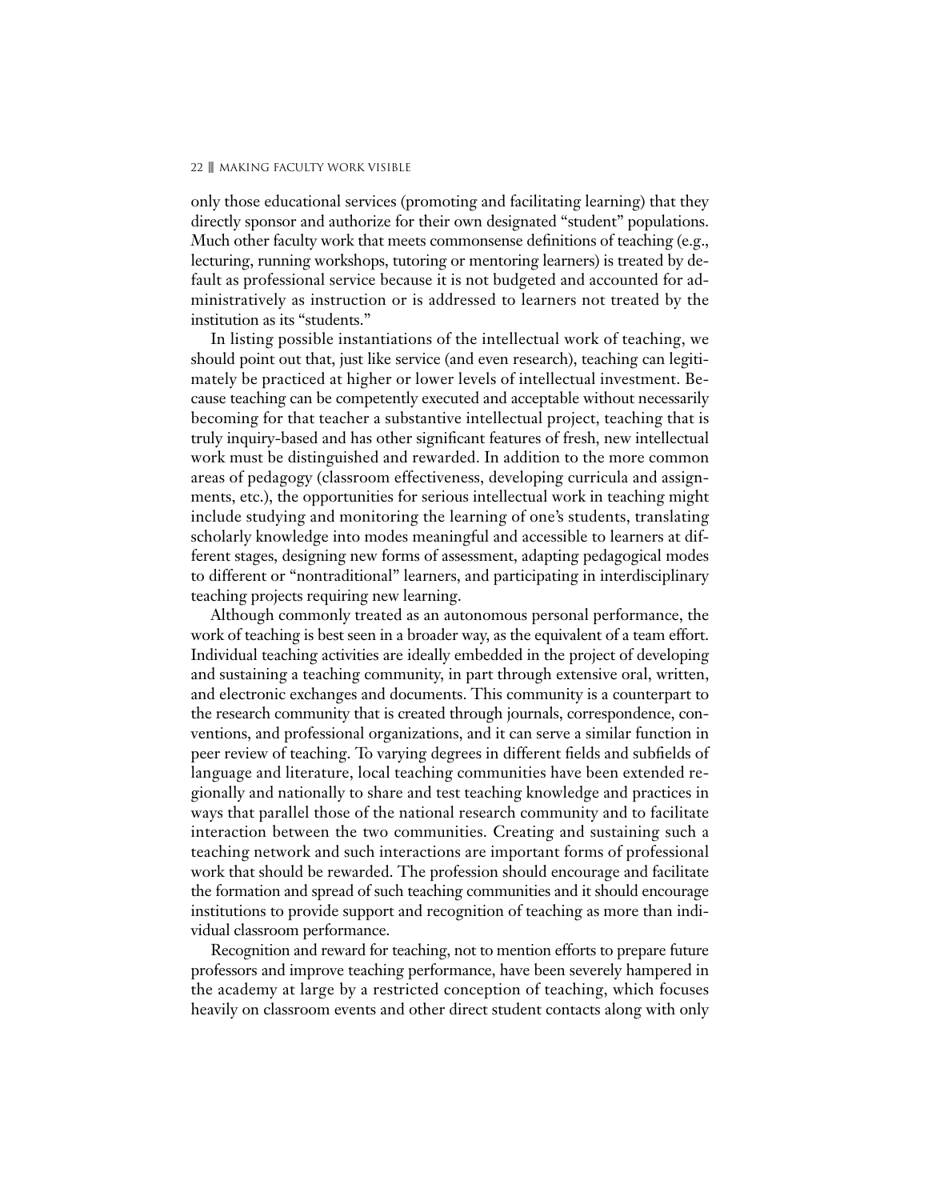only those educational services (promoting and facilitating learning) that they directly sponsor and authorize for their own designated "student" populations. Much other faculty work that meets commonsense definitions of teaching (e.g., lecturing, running workshops, tutoring or mentoring learners) is treated by default as professional service because it is not budgeted and accounted for administratively as instruction or is addressed to learners not treated by the institution as its "students."

In listing possible instantiations of the intellectual work of teaching, we should point out that, just like service (and even research), teaching can legitimately be practiced at higher or lower levels of intellectual investment. Because teaching can be competently executed and acceptable without necessarily becoming for that teacher a substantive intellectual project, teaching that is truly inquiry-based and has other significant features of fresh, new intellectual work must be distinguished and rewarded. In addition to the more common areas of pedagogy (classroom effectiveness, developing curricula and assignments, etc.), the opportunities for serious intellectual work in teaching might include studying and monitoring the learning of one's students, translating scholarly knowledge into modes meaningful and accessible to learners at different stages, designing new forms of assessment, adapting pedagogical modes to different or "nontraditional" learners, and participating in interdisciplinary teaching projects requiring new learning.

Although commonly treated as an autonomous personal performance, the work of teaching is best seen in a broader way, as the equivalent of a team effort. Individual teaching activities are ideally embedded in the project of developing and sustaining a teaching community, in part through extensive oral, written, and electronic exchanges and documents. This community is a counterpart to the research community that is created through journals, correspondence, conventions, and professional organizations, and it can serve a similar function in peer review of teaching. To varying degrees in different fields and subfields of language and literature, local teaching communities have been extended regionally and nationally to share and test teaching knowledge and practices in ways that parallel those of the national research community and to facilitate interaction between the two communities. Creating and sustaining such a teaching network and such interactions are important forms of professional work that should be rewarded. The profession should encourage and facilitate the formation and spread of such teaching communities and it should encourage institutions to provide support and recognition of teaching as more than individual classroom performance.

Recognition and reward for teaching, not to mention efforts to prepare future professors and improve teaching performance, have been severely hampered in the academy at large by a restricted conception of teaching, which focuses heavily on classroom events and other direct student contacts along with only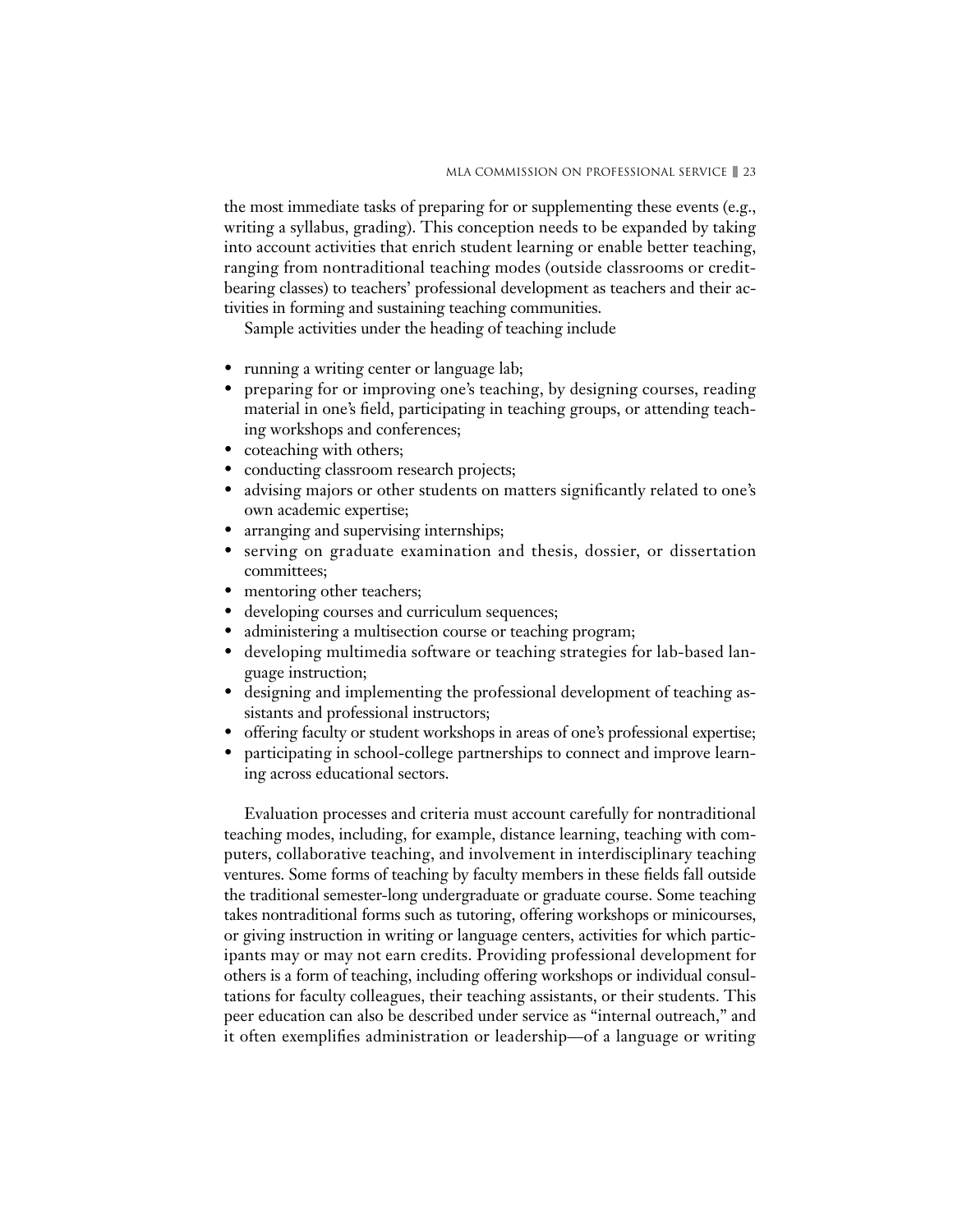the most immediate tasks of preparing for or supplementing these events (e.g., writing a syllabus, grading). This conception needs to be expanded by taking into account activities that enrich student learning or enable better teaching, ranging from nontraditional teaching modes (outside classrooms or credit-bearing classes) to teachers' professional development as teachers and their activities in forming and sustaining teaching communities.

Sample activities under the heading of teaching include

- running a writing center or language lab;
- preparing for or improving one's teaching, by designing courses, reading material in one's field, participating in teaching groups, or attending teaching workshops and conferences;
- coteaching with others;
- conducting classroom research projects;
- advising majors or other students on matters significantly related to one's own academic expertise;
- arranging and supervising internships;
- serving on graduate examination and thesis, dossier, or dissertation committees;
- mentoring other teachers;
- developing courses and curriculum sequences;
- administering a multisection course or teaching program;
- developing multimedia software or teaching strategies for lab-based language instruction;
- designing and implementing the professional development of teaching assistants and professional instructors;
- offering faculty or student workshops in areas of one's professional expertise;
- participating in school-college partnerships to connect and improve learning across educational sectors.

Evaluation processes and criteria must account carefully for nontraditional teaching modes, including, for example, distance learning, teaching with computers, collaborative teaching, and involvement in interdisciplinary teaching ventures. Some forms of teaching by faculty members in these fields fall outside the traditional semester-long undergraduate or graduate course. Some teaching takes nontraditional forms such as tutoring, offering workshops or minicourses, or giving instruction in writing or language centers, activities for which participants may or may not earn credits. Providing professional development for others is a form of teaching, including offering workshops or individual consultations for faculty colleagues, their teaching assistants, or their students. This peer education can also be described under service as "internal outreach," and it often exemplifies administration or leadership—of a language or writing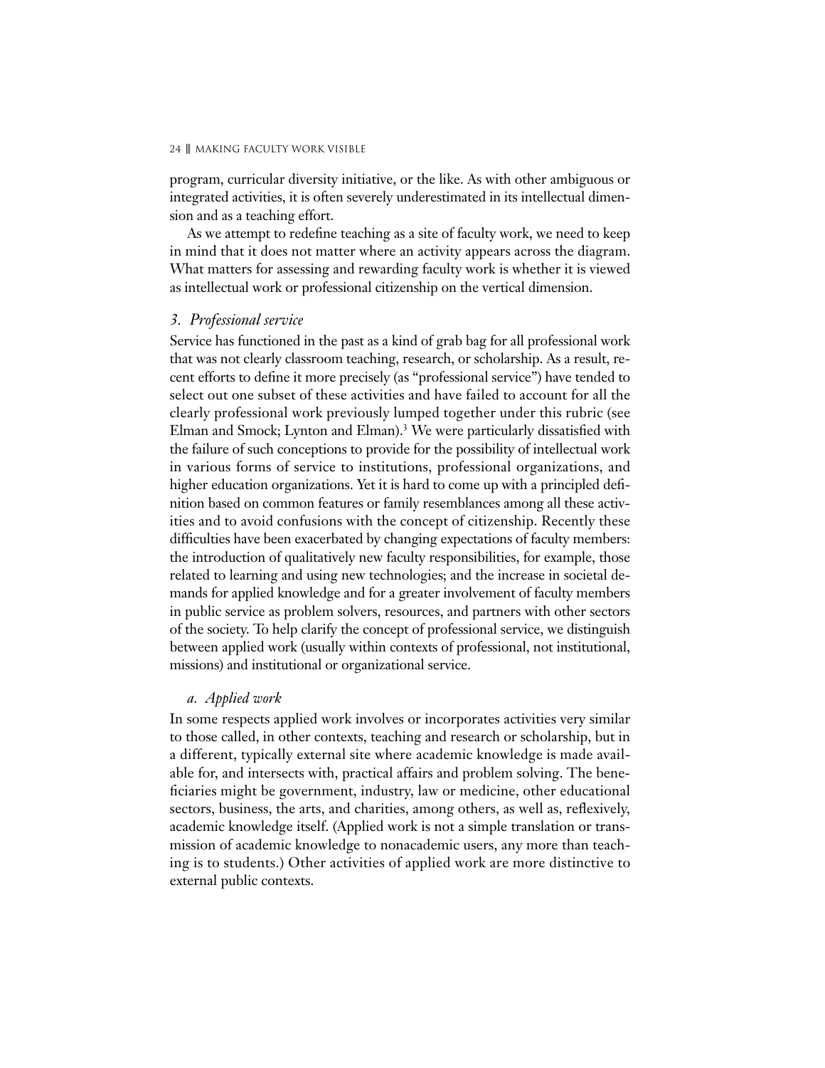program, curricular diversity initiative, or the like. As with other ambiguous or integrated activities, it is often severely underestimated in its intellectual dimension and as a teaching effort.

As we attempt to redefine teaching as a site of faculty work, we need to keep in mind that it does not matter where an activity appears across the diagram. What matters for assessing and rewarding faculty work is whether it is viewed as intellectual work or professional citizenship on the vertical dimension.

### *3. Professional service*

Service has functioned in the past as a kind of grab bag for all professional work that was not clearly classroom teaching, research, or scholarship. As a result, recent efforts to define it more precisely (as "professional service") have tended to select out one subset of these activities and have failed to account for all the clearly professional work previously lumped together under this rubric (see Elman and Smock; Lynton and Elman).[3] We were particularly dissatisfied with the failure of such conceptions to provide for the possibility of intellectual work in various forms of service to institutions, professional organizations, and higher education organizations. Yet it is hard to come up with a principled definition based on common features or family resemblances among all these activities and to avoid confusions with the concept of citizenship. Recently these difficulties have been exacerbated by changing expectations of faculty members: the introduction of qualitatively new faculty responsibilities, for example, those related to learning and using new technologies; and the increase in societal demands for applied knowledge and for a greater involvement of faculty members in public service as problem solvers, resources, and partners with other sectors of the society. To help clarify the concept of professional service, we distinguish between applied work (usually within contexts of professional, not institutional, missions) and institutional or organizational service.

#### *a. Applied work*

In some respects applied work involves or incorporates activities very similar to those called, in other contexts, teaching and research or scholarship, but in a different, typically external site where academic knowledge is made available for, and intersects with, practical affairs and problem solving. The beneficiaries might be government, industry, law or medicine, other educational sectors, business, the arts, and charities, among others, as well as, reflexively, academic knowledge itself. (Applied work is not a simple translation or transmission of academic knowledge to nonacademic users, any more than teaching is to students.) Other activities of applied work are more distinctive to external public contexts.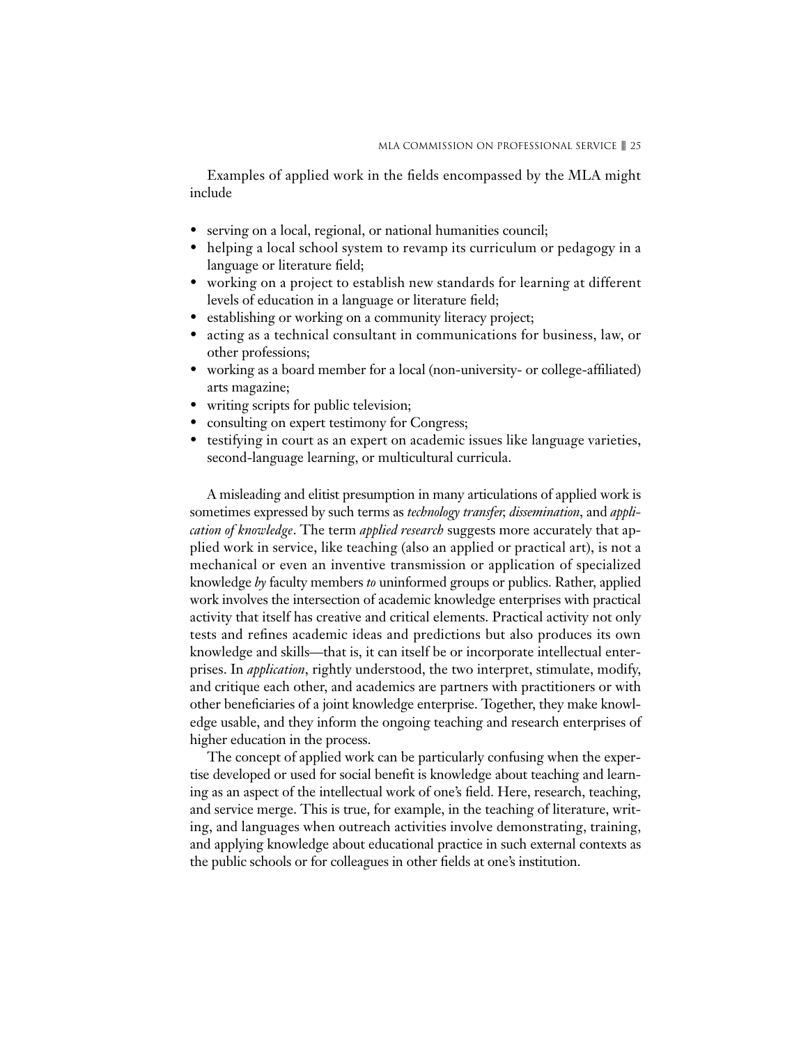Examples of applied work in the fields encompassed by the MLA might include

- serving on a local, regional, or national humanities council;
- helping a local school system to revamp its curriculum or pedagogy in a language or literature field;
- working on a project to establish new standards for learning at different levels of education in a language or literature field;
- establishing or working on a community literacy project;
- acting as a technical consultant in communications for business, law, or other professions;
- working as a board member for a local (non-university- or college-affiliated) arts magazine;
- writing scripts for public television;
- consulting on expert testimony for Congress;
- testifying in court as an expert on academic issues like language varieties, second-language learning, or multicultural curricula.

A misleading and elitist presumption in many articulations of applied work is sometimes expressed by such terms as *technology transfer*, *dissemination*, and *application of knowledge*. The term *applied research* suggests more accurately that applied work in service, like teaching (also an applied or practical art), is not a mechanical or even an inventive transmission or application of specialized knowledge *by* faculty members *to* uninformed groups or publics. Rather, applied work involves the intersection of academic knowledge enterprises with practical activity that itself has creative and critical elements. Practical activity not only tests and refines academic ideas and predictions but also produces its own knowledge and skills—that is, it can itself be or incorporate intellectual enterprises. In *application*, rightly understood, the two interpret, stimulate, modify, and critique each other, and academics are partners with practitioners or with other beneficiaries of a joint knowledge enterprise. Together, they make knowledge usable, and they inform the ongoing teaching and research enterprises of higher education in the process.

The concept of applied work can be particularly confusing when the expertise developed or used for social benefit is knowledge about teaching and learning as an aspect of the intellectual work of one's field. Here, research, teaching, and service merge. This is true, for example, in the teaching of literature, writing, and languages when outreach activities involve demonstrating, training, and applying knowledge about educational practice in such external contexts as the public schools or for colleagues in other fields at one's institution.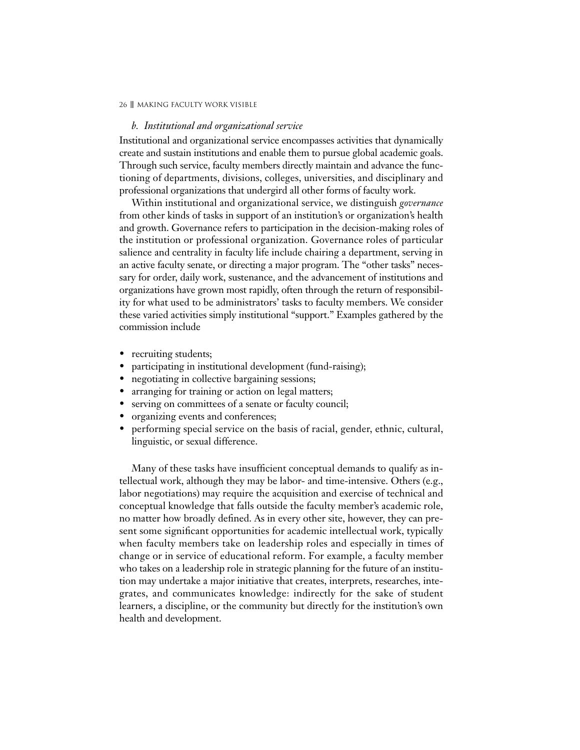### *b. Institutional and organizational service*

Institutional and organizational service encompasses activities that dynamically create and sustain institutions and enable them to pursue global academic goals. Through such service, faculty members directly maintain and advance the functioning of departments, divisions, colleges, universities, and disciplinary and professional organizations that undergird all other forms of faculty work.

Within institutional and organizational service, we distinguish *governance* from other kinds of tasks in support of an institution's or organization's health and growth. Governance refers to participation in the decision-making roles of the institution or professional organization. Governance roles of particular salience and centrality in faculty life include chairing a department, serving in an active faculty senate, or directing a major program. The "other tasks" necessary for order, daily work, sustenance, and the advancement of institutions and organizations have grown most rapidly, often through the return of responsibility for what used to be administrators' tasks to faculty members. We consider these varied activities simply institutional "support." Examples gathered by the commission include

- recruiting students;
- participating in institutional development (fund-raising);
- negotiating in collective bargaining sessions;
- arranging for training or action on legal matters;
- serving on committees of a senate or faculty council;
- organizing events and conferences;
- performing special service on the basis of racial, gender, ethnic, cultural, linguistic, or sexual difference.

Many of these tasks have insufficient conceptual demands to qualify as intellectual work, although they may be labor- and time-intensive. Others (e.g., labor negotiations) may require the acquisition and exercise of technical and conceptual knowledge that falls outside the faculty member's academic role, no matter how broadly defined. As in every other site, however, they can present some significant opportunities for academic intellectual work, typically when faculty members take on leadership roles and especially in times of change or in service of educational reform. For example, a faculty member who takes on a leadership role in strategic planning for the future of an institution may undertake a major initiative that creates, interprets, researches, integrates, and communicates knowledge: indirectly for the sake of student learners, a discipline, or the community but directly for the institution's own health and development.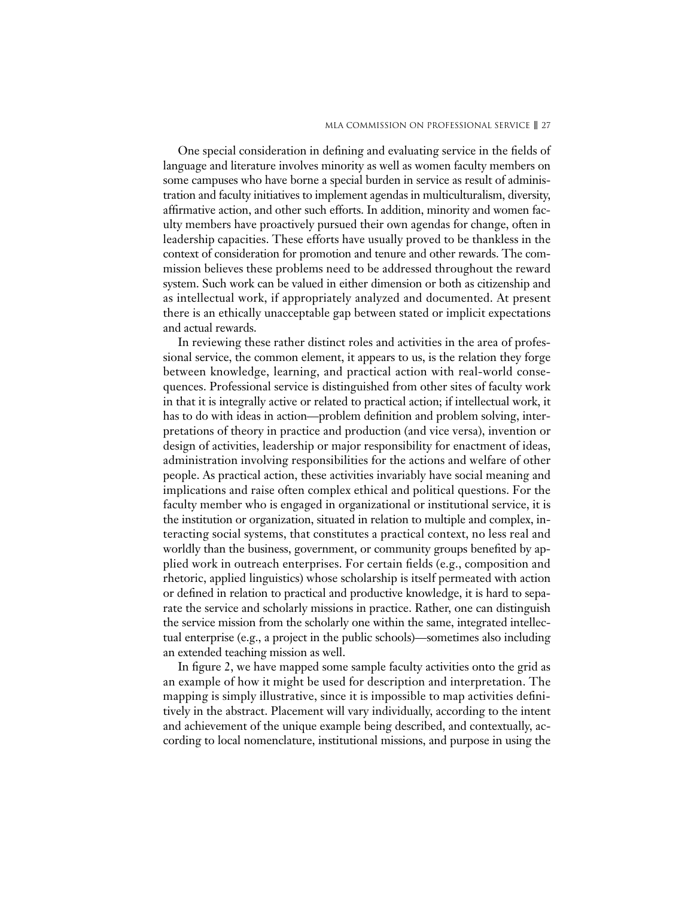One special consideration in defining and evaluating service in the fields of language and literature involves minority as well as women faculty members on some campuses who have borne a special burden in service as result of administration and faculty initiatives to implement agendas in multiculturalism, diversity, affirmative action, and other such efforts. In addition, minority and women faculty members have proactively pursued their own agendas for change, often in leadership capacities. These efforts have usually proved to be thankless in the context of consideration for promotion and tenure and other rewards. The commission believes these problems need to be addressed throughout the reward system. Such work can be valued in either dimension or both as citizenship and as intellectual work, if appropriately analyzed and documented. At present there is an ethically unacceptable gap between stated or implicit expectations and actual rewards.

In reviewing these rather distinct roles and activities in the area of professional service, the common element, it appears to us, is the relation they forge between knowledge, learning, and practical action with real-world consequences. Professional service is distinguished from other sites of faculty work in that it is integrally active or related to practical action; if intellectual work, it has to do with ideas in action—problem definition and problem solving, interpretations of theory in practice and production (and vice versa), invention or design of activities, leadership or major responsibility for enactment of ideas, administration involving responsibilities for the actions and welfare of other people. As practical action, these activities invariably have social meaning and implications and raise often complex ethical and political questions. For the faculty member who is engaged in organizational or institutional service, it is the institution or organization, situated in relation to multiple and complex, interacting social systems, that constitutes a practical context, no less real and worldly than the business, government, or community groups benefited by applied work in outreach enterprises. For certain fields (e.g., composition and rhetoric, applied linguistics) whose scholarship is itself permeated with action or defined in relation to practical and productive knowledge, it is hard to separate the service and scholarly missions in practice. Rather, one can distinguish the service mission from the scholarly one within the same, integrated intellectual enterprise (e.g., a project in the public schools)—sometimes also including an extended teaching mission as well.

In figure 2, we have mapped some sample faculty activities onto the grid as an example of how it might be used for description and interpretation. The mapping is simply illustrative, since it is impossible to map activities definitively in the abstract. Placement will vary individually, according to the intent and achievement of the unique example being described, and contextually, according to local nomenclature, institutional missions, and purpose in using the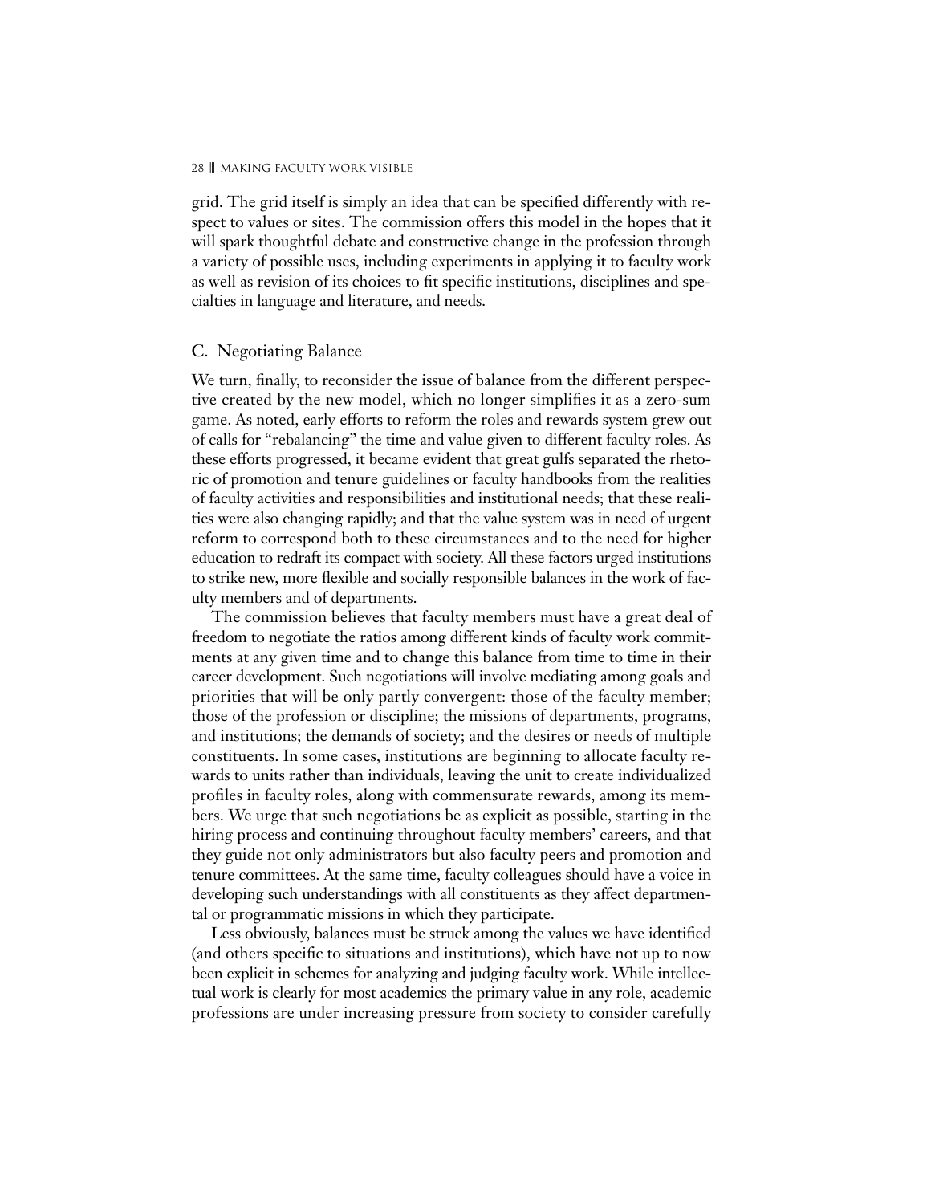grid. The grid itself is simply an idea that can be specified differently with respect to values or sites. The commission offers this model in the hopes that it will spark thoughtful debate and constructive change in the profession through a variety of possible uses, including experiments in applying it to faculty work as well as revision of its choices to fit specific institutions, disciplines and specialties in language and literature, and needs.

## C. Negotiating Balance

We turn, finally, to reconsider the issue of balance from the different perspective created by the new model, which no longer simplifies it as a zero-sum game. As noted, early efforts to reform the roles and rewards system grew out of calls for "rebalancing" the time and value given to different faculty roles. As these efforts progressed, it became evident that great gulfs separated the rhetoric of promotion and tenure guidelines or faculty handbooks from the realities of faculty activities and responsibilities and institutional needs; that these realities were also changing rapidly; and that the value system was in need of urgent reform to correspond both to these circumstances and to the need for higher education to redraft its compact with society. All these factors urged institutions to strike new, more flexible and socially responsible balances in the work of faculty members and of departments.

The commission believes that faculty members must have a great deal of freedom to negotiate the ratios among different kinds of faculty work commitments at any given time and to change this balance from time to time in their career development. Such negotiations will involve mediating among goals and priorities that will be only partly convergent: those of the faculty member; those of the profession or discipline; the missions of departments, programs, and institutions; the demands of society; and the desires or needs of multiple constituents. In some cases, institutions are beginning to allocate faculty rewards to units rather than individuals, leaving the unit to create individualized profiles in faculty roles, along with commensurate rewards, among its members. We urge that such negotiations be as explicit as possible, starting in the hiring process and continuing throughout faculty members' careers, and that they guide not only administrators but also faculty peers and promotion and tenure committees. At the same time, faculty colleagues should have a voice in developing such understandings with all constituents as they affect departmental or programmatic missions in which they participate.

Less obviously, balances must be struck among the values we have identified (and others specific to situations and institutions), which have not up to now been explicit in schemes for analyzing and judging faculty work. While intellectual work is clearly for most academics the primary value in any role, academic professions are under increasing pressure from society to consider carefully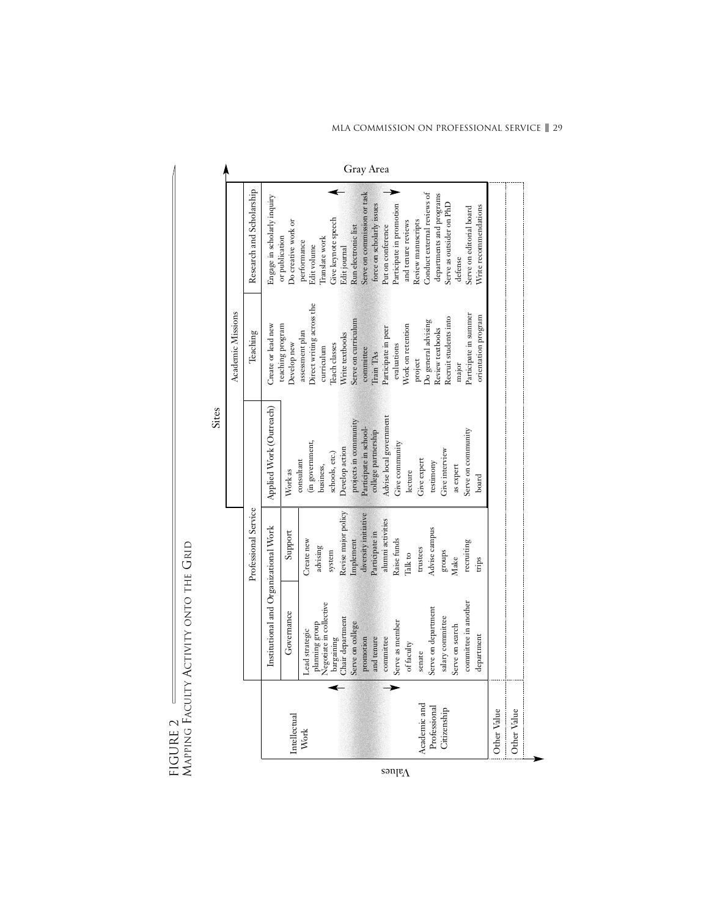FIGURE 2

Mapping Faculty Activity onto the Grid

| Values | Professional Service: Institutional and Organizational Work — Governance | Professional Service: Institutional and Organizational Work — Support | Academic Missions: Applied Work (Outreach) | Academic Missions: Teaching | Academic Missions: Research and Scholarship |
|---|---|---|---|---|---|
| Intellectual Work / Academic and Professional Citizenship | Lead strategic planning group<br>Negotiate in collective bargaining<br>Chair department<br>Serve on college promotion and tenure committee<br>Serve as member of faculty senate<br>Serve on department salary committee<br>Serve on search committee in another department | Create new advising system<br>Revise major policy<br>Implement diversity initiative<br>Participate in alumni activities<br>Raise funds<br>Talk to trustees<br>Advise campus groups<br>Make recruiting trips | Work as consultant (in government, business, schools, etc.)<br>Develop action projects in community<br>Participate in school-college partnership<br>Advise local government<br>Give community lecture<br>Give expert testimony<br>Give interview as expert<br>Serve on community board | Create or lead new teaching program<br>Develop new assessment plan<br>Direct writing across the curriculum<br>Teach classes<br>Write textbooks<br>Serve on curriculum committee<br>Train TAs<br>Participate in peer evaluations<br>Work on retention project<br>Do general advising<br>Review textbooks<br>Recruit students into major<br>Participate in summer orientation program | Engage in scholarly inquiry or publication<br>Do creative work or performance<br>Edit volume<br>Translate work<br>Give keynote speech<br>Edit journal<br>Run electronic list<br>Serve on commission or task force on scholarly issues<br>Put on conference<br>Participate in promotion and tenure reviews<br>Review manuscripts<br>Conduct external reviews of departments and programs<br>Serve as outsider on PhD defense<br>Serve on editorial board<br>Write recommendations |
| Other Value | | | | | |
| Other Value | | | | | |

Sites

Gray Area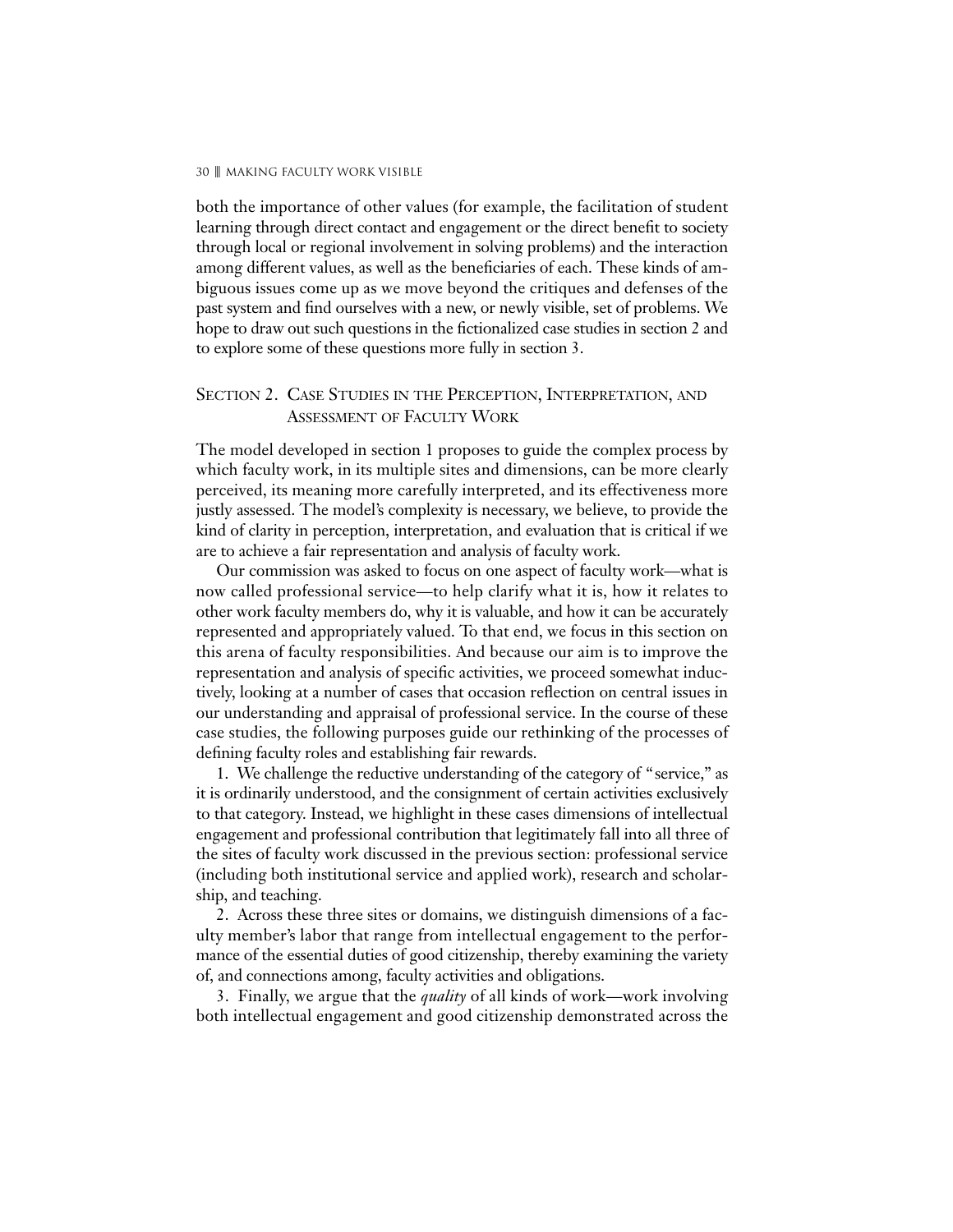both the importance of other values (for example, the facilitation of student learning through direct contact and engagement or the direct benefit to society through local or regional involvement in solving problems) and the interaction among different values, as well as the beneficiaries of each. These kinds of ambiguous issues come up as we move beyond the critiques and defenses of the past system and find ourselves with a new, or newly visible, set of problems. We hope to draw out such questions in the fictionalized case studies in section 2 and to explore some of these questions more fully in section 3.

## Section 2. Case Studies in the Perception, Interpretation, and Assessment of Faculty Work

The model developed in section 1 proposes to guide the complex process by which faculty work, in its multiple sites and dimensions, can be more clearly perceived, its meaning more carefully interpreted, and its effectiveness more justly assessed. The model's complexity is necessary, we believe, to provide the kind of clarity in perception, interpretation, and evaluation that is critical if we are to achieve a fair representation and analysis of faculty work.

Our commission was asked to focus on one aspect of faculty work—what is now called professional service—to help clarify what it is, how it relates to other work faculty members do, why it is valuable, and how it can be accurately represented and appropriately valued. To that end, we focus in this section on this arena of faculty responsibilities. And because our aim is to improve the representation and analysis of specific activities, we proceed somewhat inductively, looking at a number of cases that occasion reflection on central issues in our understanding and appraisal of professional service. In the course of these case studies, the following purposes guide our rethinking of the processes of defining faculty roles and establishing fair rewards.

1. We challenge the reductive understanding of the category of "service," as it is ordinarily understood, and the consignment of certain activities exclusively to that category. Instead, we highlight in these cases dimensions of intellectual engagement and professional contribution that legitimately fall into all three of the sites of faculty work discussed in the previous section: professional service (including both institutional service and applied work), research and scholarship, and teaching.

2. Across these three sites or domains, we distinguish dimensions of a faculty member's labor that range from intellectual engagement to the performance of the essential duties of good citizenship, thereby examining the variety of, and connections among, faculty activities and obligations.

3. Finally, we argue that the *quality* of all kinds of work—work involving both intellectual engagement and good citizenship demonstrated across the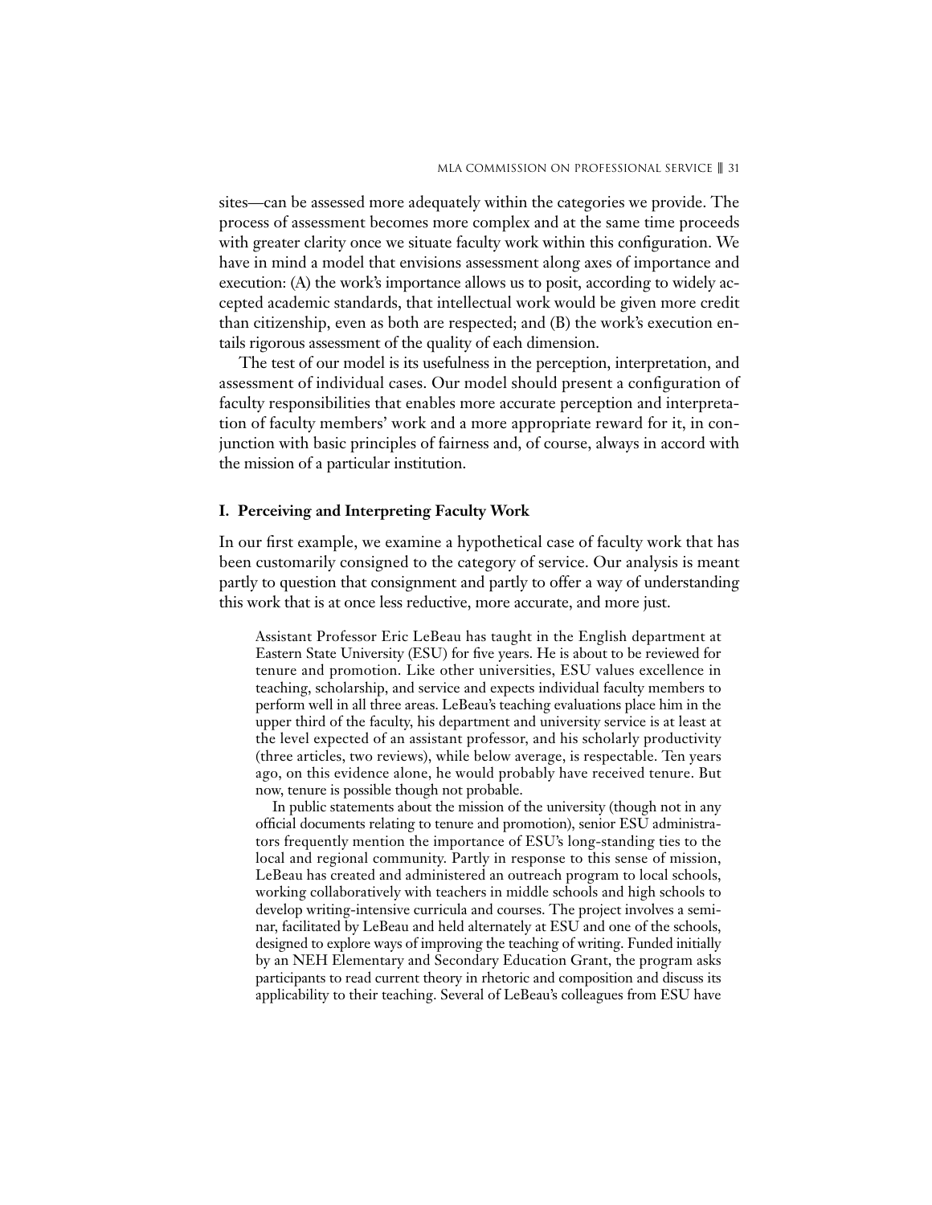sites—can be assessed more adequately within the categories we provide. The process of assessment becomes more complex and at the same time proceeds with greater clarity once we situate faculty work within this configuration. We have in mind a model that envisions assessment along axes of importance and execution: (A) the work's importance allows us to posit, according to widely accepted academic standards, that intellectual work would be given more credit than citizenship, even as both are respected; and (B) the work's execution entails rigorous assessment of the quality of each dimension.

The test of our model is its usefulness in the perception, interpretation, and assessment of individual cases. Our model should present a configuration of faculty responsibilities that enables more accurate perception and interpretation of faculty members' work and a more appropriate reward for it, in conjunction with basic principles of fairness and, of course, always in accord with the mission of a particular institution.

## I. Perceiving and Interpreting Faculty Work

In our first example, we examine a hypothetical case of faculty work that has been customarily consigned to the category of service. Our analysis is meant partly to question that consignment and partly to offer a way of understanding this work that is at once less reductive, more accurate, and more just.

> Assistant Professor Eric LeBeau has taught in the English department at Eastern State University (ESU) for five years. He is about to be reviewed for tenure and promotion. Like other universities, ESU values excellence in teaching, scholarship, and service and expects individual faculty members to perform well in all three areas. LeBeau's teaching evaluations place him in the upper third of the faculty, his department and university service is at least at the level expected of an assistant professor, and his scholarly productivity (three articles, two reviews), while below average, is respectable. Ten years ago, on this evidence alone, he would probably have received tenure. But now, tenure is possible though not probable.
>
> In public statements about the mission of the university (though not in any official documents relating to tenure and promotion), senior ESU administrators frequently mention the importance of ESU's long-standing ties to the local and regional community. Partly in response to this sense of mission, LeBeau has created and administered an outreach program to local schools, working collaboratively with teachers in middle schools and high schools to develop writing-intensive curricula and courses. The project involves a seminar, facilitated by LeBeau and held alternately at ESU and one of the schools, designed to explore ways of improving the teaching of writing. Funded initially by an NEH Elementary and Secondary Education Grant, the program asks participants to read current theory in rhetoric and composition and discuss its applicability to their teaching. Several of LeBeau's colleagues from ESU have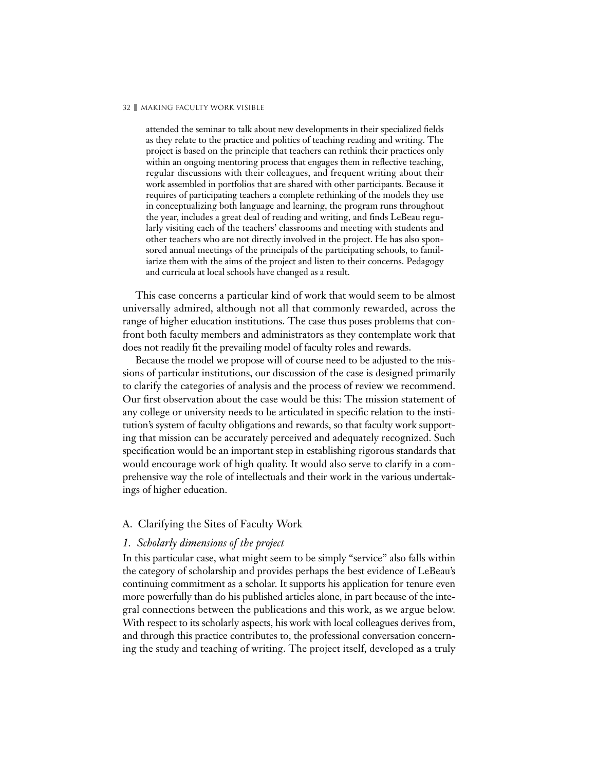> attended the seminar to talk about new developments in their specialized fields as they relate to the practice and politics of teaching reading and writing. The project is based on the principle that teachers can rethink their practices only within an ongoing mentoring process that engages them in reflective teaching, regular discussions with their colleagues, and frequent writing about their work assembled in portfolios that are shared with other participants. Because it requires of participating teachers a complete rethinking of the models they use in conceptualizing both language and learning, the program runs throughout the year, includes a great deal of reading and writing, and finds LeBeau regularly visiting each of the teachers' classrooms and meeting with students and other teachers who are not directly involved in the project. He has also sponsored annual meetings of the principals of the participating schools, to familiarize them with the aims of the project and listen to their concerns. Pedagogy and curricula at local schools have changed as a result.

This case concerns a particular kind of work that would seem to be almost universally admired, although not all that commonly rewarded, across the range of higher education institutions. The case thus poses problems that confront both faculty members and administrators as they contemplate work that does not readily fit the prevailing model of faculty roles and rewards.

Because the model we propose will of course need to be adjusted to the missions of particular institutions, our discussion of the case is designed primarily to clarify the categories of analysis and the process of review we recommend. Our first observation about the case would be this: The mission statement of any college or university needs to be articulated in specific relation to the institution's system of faculty obligations and rewards, so that faculty work supporting that mission can be accurately perceived and adequately recognized. Such specification would be an important step in establishing rigorous standards that would encourage work of high quality. It would also serve to clarify in a comprehensive way the role of intellectuals and their work in the various undertakings of higher education.

## A. Clarifying the Sites of Faculty Work

### *1. Scholarly dimensions of the project*

In this particular case, what might seem to be simply "service" also falls within the category of scholarship and provides perhaps the best evidence of LeBeau's continuing commitment as a scholar. It supports his application for tenure even more powerfully than do his published articles alone, in part because of the integral connections between the publications and this work, as we argue below. With respect to its scholarly aspects, his work with local colleagues derives from, and through this practice contributes to, the professional conversation concerning the study and teaching of writing. The project itself, developed as a truly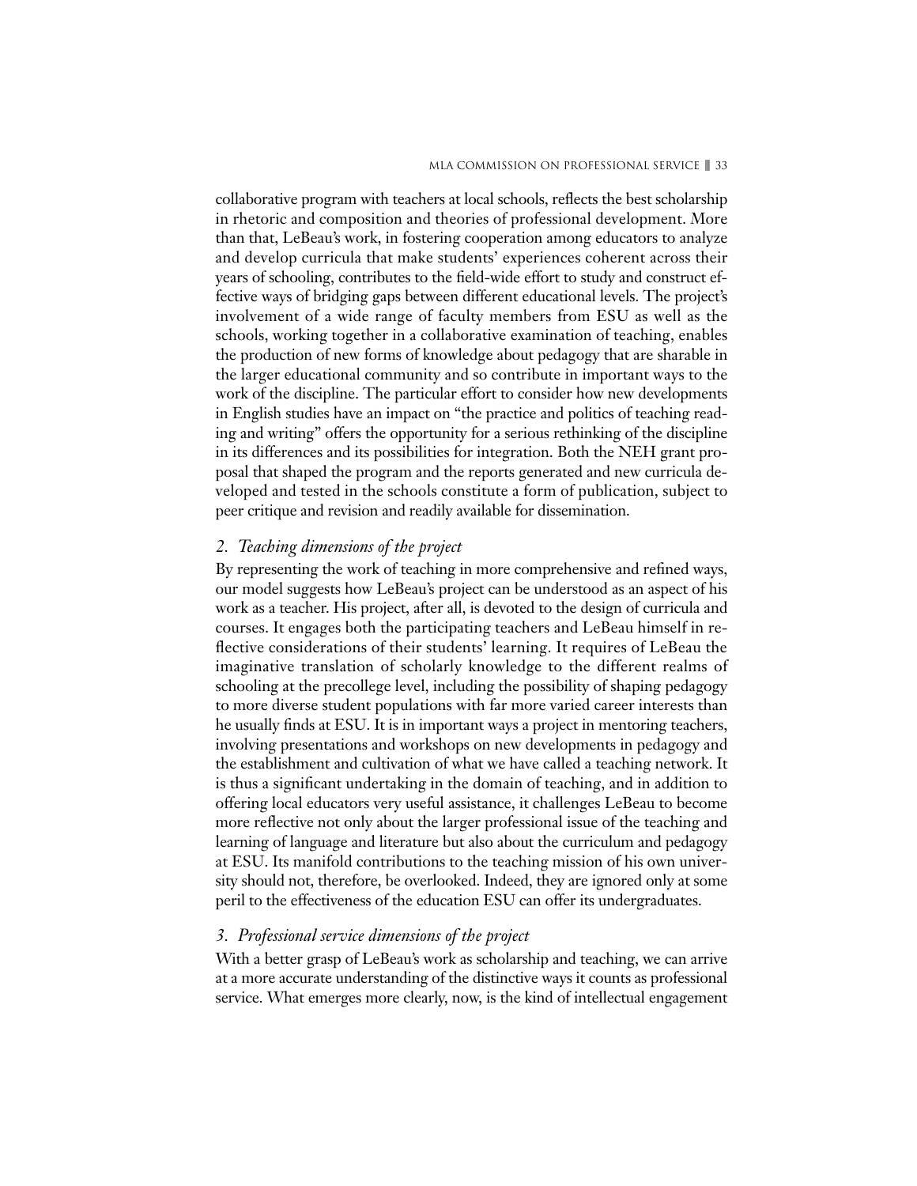collaborative program with teachers at local schools, reflects the best scholarship in rhetoric and composition and theories of professional development. More than that, LeBeau's work, in fostering cooperation among educators to analyze and develop curricula that make students' experiences coherent across their years of schooling, contributes to the field-wide effort to study and construct effective ways of bridging gaps between different educational levels. The project's involvement of a wide range of faculty members from ESU as well as the schools, working together in a collaborative examination of teaching, enables the production of new forms of knowledge about pedagogy that are sharable in the larger educational community and so contribute in important ways to the work of the discipline. The particular effort to consider how new developments in English studies have an impact on "the practice and politics of teaching reading and writing" offers the opportunity for a serious rethinking of the discipline in its differences and its possibilities for integration. Both the NEH grant proposal that shaped the program and the reports generated and new curricula developed and tested in the schools constitute a form of publication, subject to peer critique and revision and readily available for dissemination.

### *2. Teaching dimensions of the project*

By representing the work of teaching in more comprehensive and refined ways, our model suggests how LeBeau's project can be understood as an aspect of his work as a teacher. His project, after all, is devoted to the design of curricula and courses. It engages both the participating teachers and LeBeau himself in reflective considerations of their students' learning. It requires of LeBeau the imaginative translation of scholarly knowledge to the different realms of schooling at the precollege level, including the possibility of shaping pedagogy to more diverse student populations with far more varied career interests than he usually finds at ESU. It is in important ways a project in mentoring teachers, involving presentations and workshops on new developments in pedagogy and the establishment and cultivation of what we have called a teaching network. It is thus a significant undertaking in the domain of teaching, and in addition to offering local educators very useful assistance, it challenges LeBeau to become more reflective not only about the larger professional issue of the teaching and learning of language and literature but also about the curriculum and pedagogy at ESU. Its manifold contributions to the teaching mission of his own university should not, therefore, be overlooked. Indeed, they are ignored only at some peril to the effectiveness of the education ESU can offer its undergraduates.

### *3. Professional service dimensions of the project*

With a better grasp of LeBeau's work as scholarship and teaching, we can arrive at a more accurate understanding of the distinctive ways it counts as professional service. What emerges more clearly, now, is the kind of intellectual engagement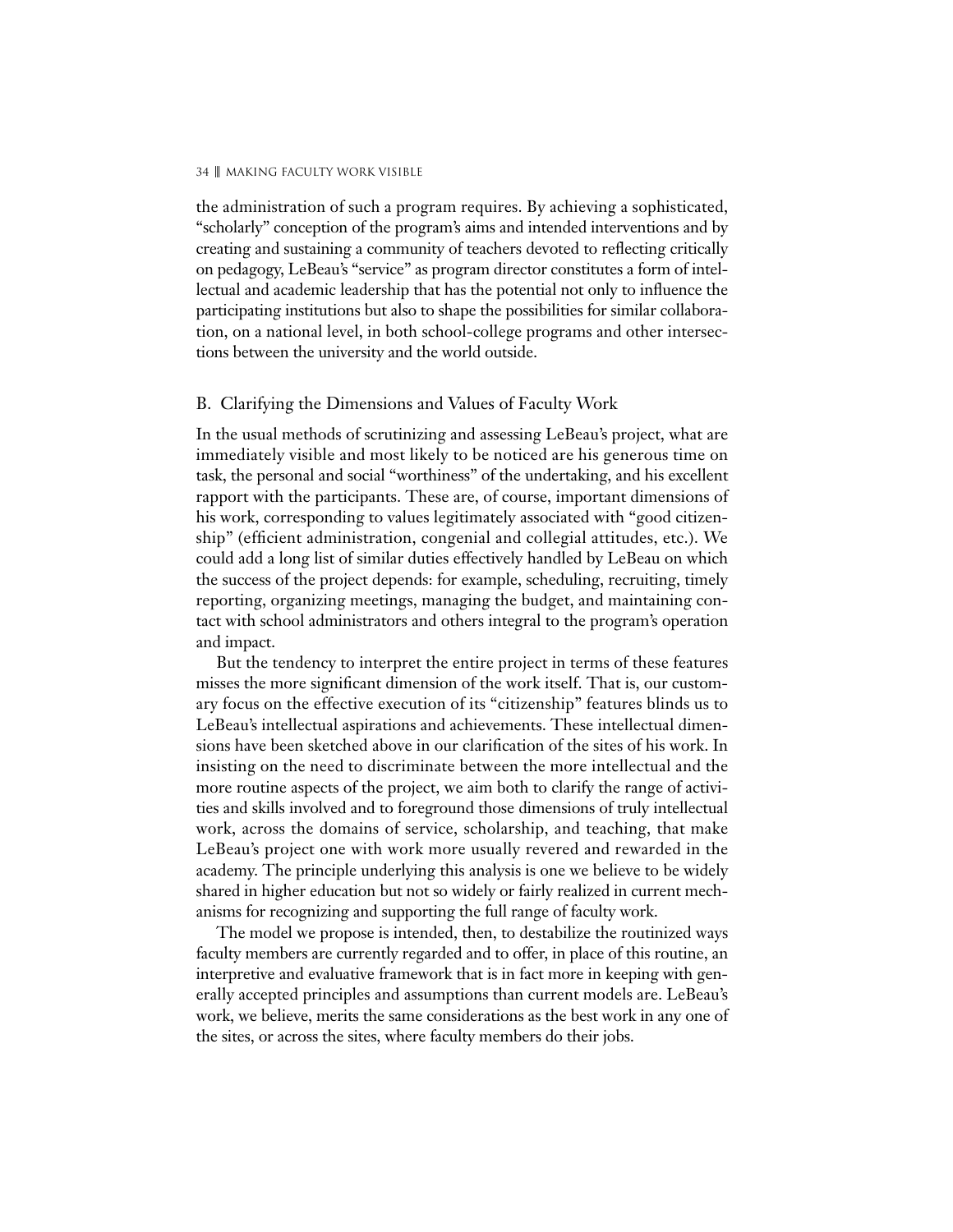the administration of such a program requires. By achieving a sophisticated, "scholarly" conception of the program's aims and intended interventions and by creating and sustaining a community of teachers devoted to reflecting critically on pedagogy, LeBeau's "service" as program director constitutes a form of intellectual and academic leadership that has the potential not only to influence the participating institutions but also to shape the possibilities for similar collaboration, on a national level, in both school-college programs and other intersections between the university and the world outside.

## B. Clarifying the Dimensions and Values of Faculty Work

In the usual methods of scrutinizing and assessing LeBeau's project, what are immediately visible and most likely to be noticed are his generous time on task, the personal and social "worthiness" of the undertaking, and his excellent rapport with the participants. These are, of course, important dimensions of his work, corresponding to values legitimately associated with "good citizenship" (efficient administration, congenial and collegial attitudes, etc.). We could add a long list of similar duties effectively handled by LeBeau on which the success of the project depends: for example, scheduling, recruiting, timely reporting, organizing meetings, managing the budget, and maintaining contact with school administrators and others integral to the program's operation and impact.

But the tendency to interpret the entire project in terms of these features misses the more significant dimension of the work itself. That is, our customary focus on the effective execution of its "citizenship" features blinds us to LeBeau's intellectual aspirations and achievements. These intellectual dimensions have been sketched above in our clarification of the sites of his work. In insisting on the need to discriminate between the more intellectual and the more routine aspects of the project, we aim both to clarify the range of activities and skills involved and to foreground those dimensions of truly intellectual work, across the domains of service, scholarship, and teaching, that make LeBeau's project one with work more usually revered and rewarded in the academy. The principle underlying this analysis is one we believe to be widely shared in higher education but not so widely or fairly realized in current mechanisms for recognizing and supporting the full range of faculty work.

The model we propose is intended, then, to destabilize the routinized ways faculty members are currently regarded and to offer, in place of this routine, an interpretive and evaluative framework that is in fact more in keeping with generally accepted principles and assumptions than current models are. LeBeau's work, we believe, merits the same considerations as the best work in any one of the sites, or across the sites, where faculty members do their jobs.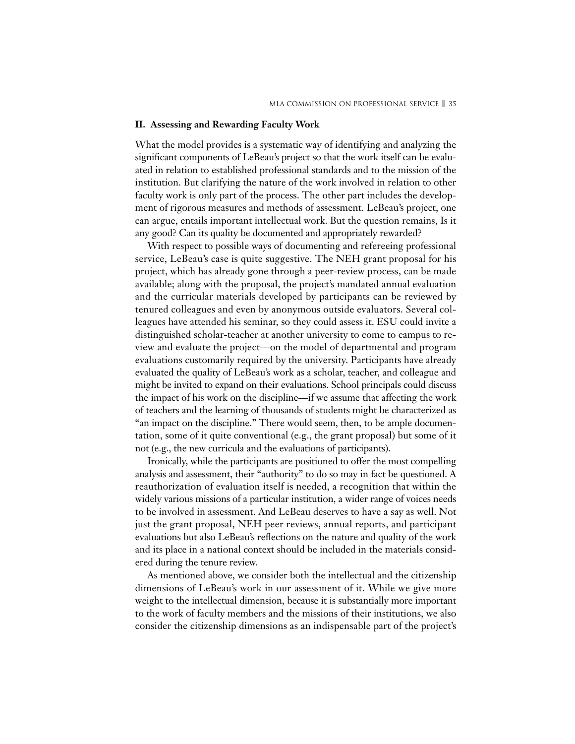## II. Assessing and Rewarding Faculty Work

What the model provides is a systematic way of identifying and analyzing the significant components of LeBeau's project so that the work itself can be evaluated in relation to established professional standards and to the mission of the institution. But clarifying the nature of the work involved in relation to other faculty work is only part of the process. The other part includes the development of rigorous measures and methods of assessment. LeBeau's project, one can argue, entails important intellectual work. But the question remains, Is it any good? Can its quality be documented and appropriately rewarded?

With respect to possible ways of documenting and refereeing professional service, LeBeau's case is quite suggestive. The NEH grant proposal for his project, which has already gone through a peer-review process, can be made available; along with the proposal, the project's mandated annual evaluation and the curricular materials developed by participants can be reviewed by tenured colleagues and even by anonymous outside evaluators. Several colleagues have attended his seminar, so they could assess it. ESU could invite a distinguished scholar-teacher at another university to come to campus to review and evaluate the project—on the model of departmental and program evaluations customarily required by the university. Participants have already evaluated the quality of LeBeau's work as a scholar, teacher, and colleague and might be invited to expand on their evaluations. School principals could discuss the impact of his work on the discipline—if we assume that affecting the work of teachers and the learning of thousands of students might be characterized as "an impact on the discipline." There would seem, then, to be ample documentation, some of it quite conventional (e.g., the grant proposal) but some of it not (e.g., the new curricula and the evaluations of participants).

Ironically, while the participants are positioned to offer the most compelling analysis and assessment, their "authority" to do so may in fact be questioned. A reauthorization of evaluation itself is needed, a recognition that within the widely various missions of a particular institution, a wider range of voices needs to be involved in assessment. And LeBeau deserves to have a say as well. Not just the grant proposal, NEH peer reviews, annual reports, and participant evaluations but also LeBeau's reflections on the nature and quality of the work and its place in a national context should be included in the materials considered during the tenure review.

As mentioned above, we consider both the intellectual and the citizenship dimensions of LeBeau's work in our assessment of it. While we give more weight to the intellectual dimension, because it is substantially more important to the work of faculty members and the missions of their institutions, we also consider the citizenship dimensions as an indispensable part of the project's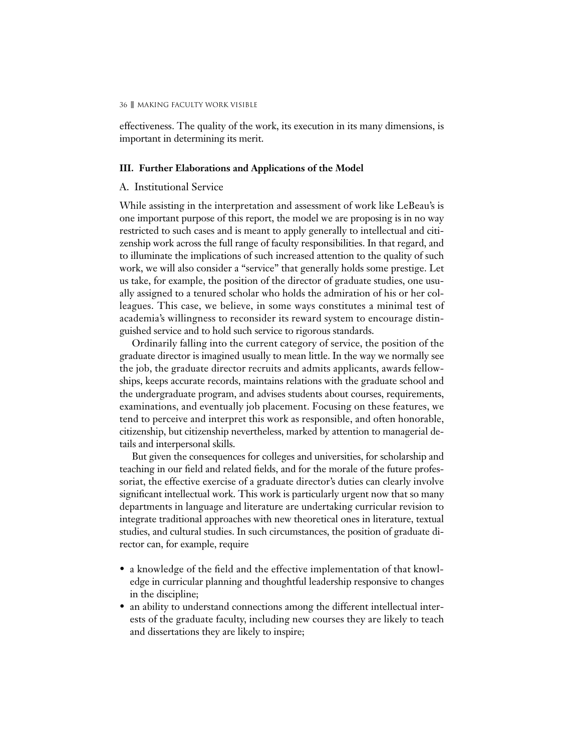effectiveness. The quality of the work, its execution in its many dimensions, is important in determining its merit.

### III. Further Elaborations and Applications of the Model

#### A. Institutional Service

While assisting in the interpretation and assessment of work like LeBeau's is one important purpose of this report, the model we are proposing is in no way restricted to such cases and is meant to apply generally to intellectual and citizenship work across the full range of faculty responsibilities. In that regard, and to illuminate the implications of such increased attention to the quality of such work, we will also consider a "service" that generally holds some prestige. Let us take, for example, the position of the director of graduate studies, one usually assigned to a tenured scholar who holds the admiration of his or her colleagues. This case, we believe, in some ways constitutes a minimal test of academia's willingness to reconsider its reward system to encourage distinguished service and to hold such service to rigorous standards.

Ordinarily falling into the current category of service, the position of the graduate director is imagined usually to mean little. In the way we normally see the job, the graduate director recruits and admits applicants, awards fellowships, keeps accurate records, maintains relations with the graduate school and the undergraduate program, and advises students about courses, requirements, examinations, and eventually job placement. Focusing on these features, we tend to perceive and interpret this work as responsible, and often honorable, citizenship, but citizenship nevertheless, marked by attention to managerial details and interpersonal skills.

But given the consequences for colleges and universities, for scholarship and teaching in our field and related fields, and for the morale of the future professoriat, the effective exercise of a graduate director's duties can clearly involve significant intellectual work. This work is particularly urgent now that so many departments in language and literature are undertaking curricular revision to integrate traditional approaches with new theoretical ones in literature, textual studies, and cultural studies. In such circumstances, the position of graduate director can, for example, require

- a knowledge of the field and the effective implementation of that knowledge in curricular planning and thoughtful leadership responsive to changes in the discipline;
- an ability to understand connections among the different intellectual interests of the graduate faculty, including new courses they are likely to teach and dissertations they are likely to inspire;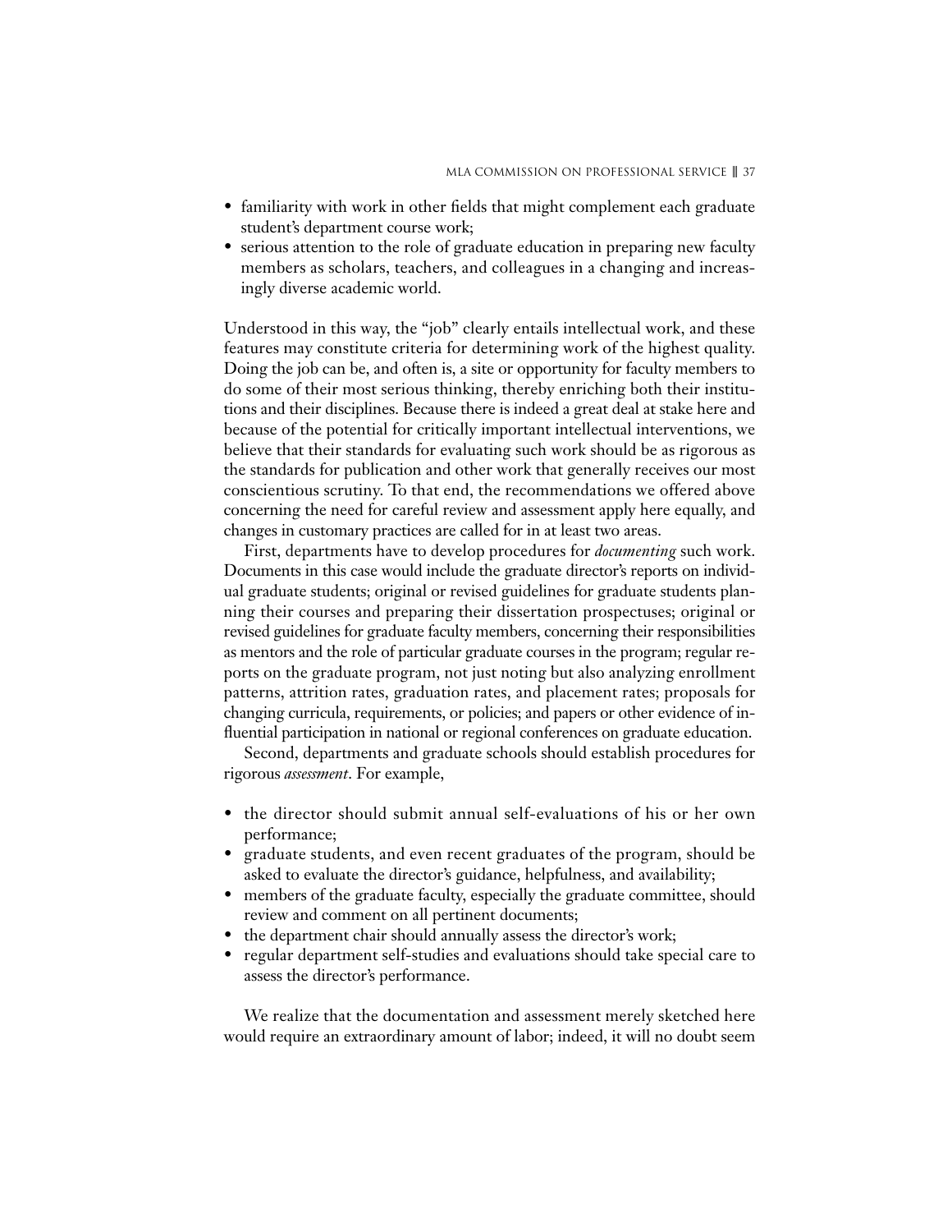- familiarity with work in other fields that might complement each graduate student's department course work;
- serious attention to the role of graduate education in preparing new faculty members as scholars, teachers, and colleagues in a changing and increasingly diverse academic world.

Understood in this way, the "job" clearly entails intellectual work, and these features may constitute criteria for determining work of the highest quality. Doing the job can be, and often is, a site or opportunity for faculty members to do some of their most serious thinking, thereby enriching both their institutions and their disciplines. Because there is indeed a great deal at stake here and because of the potential for critically important intellectual interventions, we believe that their standards for evaluating such work should be as rigorous as the standards for publication and other work that generally receives our most conscientious scrutiny. To that end, the recommendations we offered above concerning the need for careful review and assessment apply here equally, and changes in customary practices are called for in at least two areas.

First, departments have to develop procedures for *documenting* such work. Documents in this case would include the graduate director's reports on individual graduate students; original or revised guidelines for graduate students planning their courses and preparing their dissertation prospectuses; original or revised guidelines for graduate faculty members, concerning their responsibilities as mentors and the role of particular graduate courses in the program; regular reports on the graduate program, not just noting but also analyzing enrollment patterns, attrition rates, graduation rates, and placement rates; proposals for changing curricula, requirements, or policies; and papers or other evidence of influential participation in national or regional conferences on graduate education.

Second, departments and graduate schools should establish procedures for rigorous *assessment*. For example,

- the director should submit annual self-evaluations of his or her own performance;
- graduate students, and even recent graduates of the program, should be asked to evaluate the director's guidance, helpfulness, and availability;
- members of the graduate faculty, especially the graduate committee, should review and comment on all pertinent documents;
- the department chair should annually assess the director's work;
- regular department self-studies and evaluations should take special care to assess the director's performance.

We realize that the documentation and assessment merely sketched here would require an extraordinary amount of labor; indeed, it will no doubt seem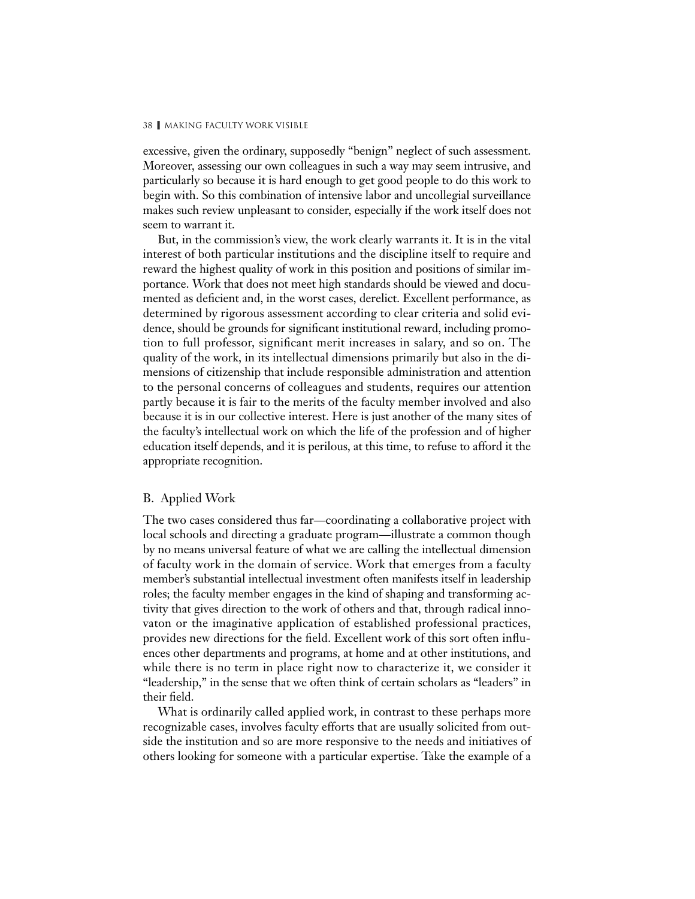excessive, given the ordinary, supposedly "benign" neglect of such assessment. Moreover, assessing our own colleagues in such a way may seem intrusive, and particularly so because it is hard enough to get good people to do this work to begin with. So this combination of intensive labor and uncollegial surveillance makes such review unpleasant to consider, especially if the work itself does not seem to warrant it.

But, in the commission's view, the work clearly warrants it. It is in the vital interest of both particular institutions and the discipline itself to require and reward the highest quality of work in this position and positions of similar importance. Work that does not meet high standards should be viewed and documented as deficient and, in the worst cases, derelict. Excellent performance, as determined by rigorous assessment according to clear criteria and solid evidence, should be grounds for significant institutional reward, including promotion to full professor, significant merit increases in salary, and so on. The quality of the work, in its intellectual dimensions primarily but also in the dimensions of citizenship that include responsible administration and attention to the personal concerns of colleagues and students, requires our attention partly because it is fair to the merits of the faculty member involved and also because it is in our collective interest. Here is just another of the many sites of the faculty's intellectual work on which the life of the profession and of higher education itself depends, and it is perilous, at this time, to refuse to afford it the appropriate recognition.

## B. Applied Work

The two cases considered thus far—coordinating a collaborative project with local schools and directing a graduate program—illustrate a common though by no means universal feature of what we are calling the intellectual dimension of faculty work in the domain of service. Work that emerges from a faculty member's substantial intellectual investment often manifests itself in leadership roles; the faculty member engages in the kind of shaping and transforming activity that gives direction to the work of others and that, through radical innovaton or the imaginative application of established professional practices, provides new directions for the field. Excellent work of this sort often influences other departments and programs, at home and at other institutions, and while there is no term in place right now to characterize it, we consider it "leadership," in the sense that we often think of certain scholars as "leaders" in their field.

What is ordinarily called applied work, in contrast to these perhaps more recognizable cases, involves faculty efforts that are usually solicited from outside the institution and so are more responsive to the needs and initiatives of others looking for someone with a particular expertise. Take the example of a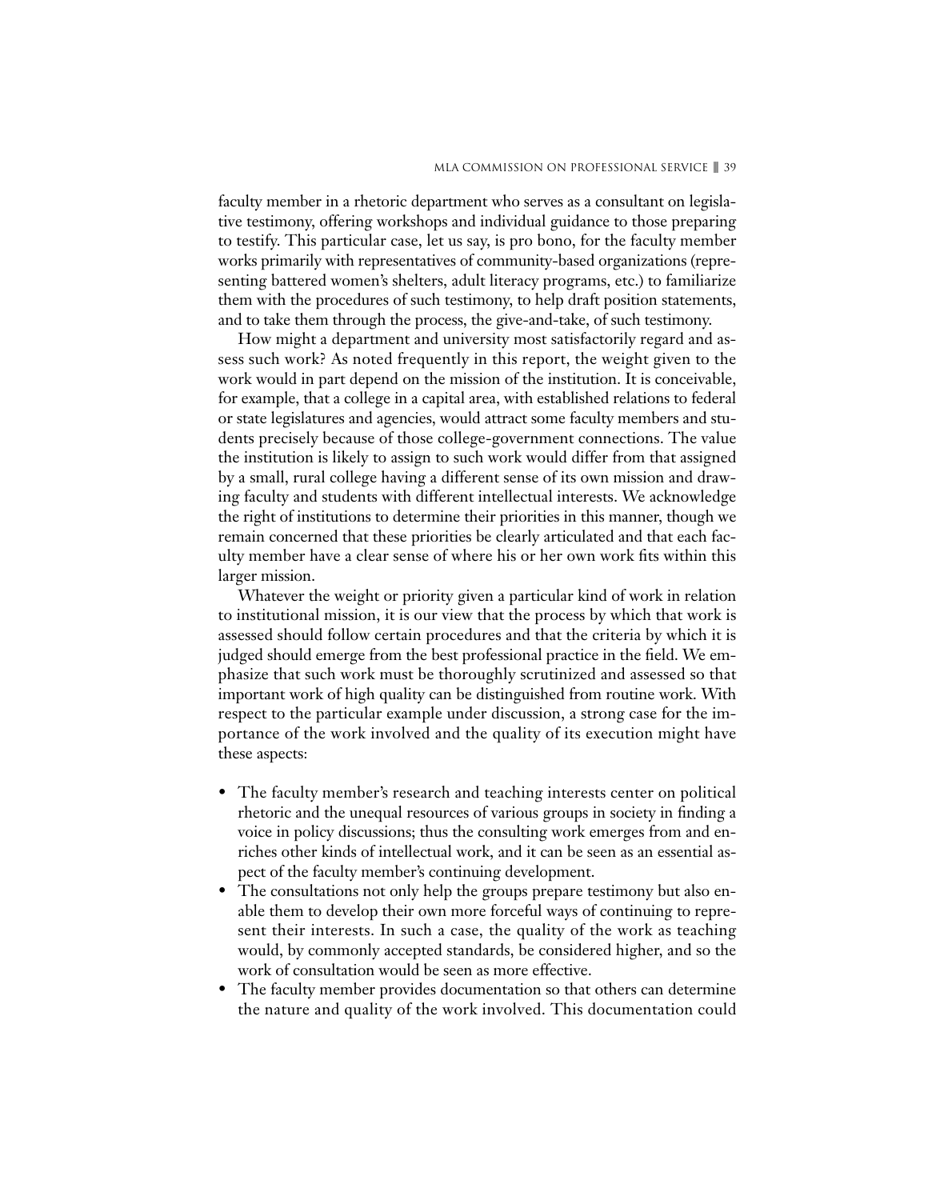faculty member in a rhetoric department who serves as a consultant on legislative testimony, offering workshops and individual guidance to those preparing to testify. This particular case, let us say, is pro bono, for the faculty member works primarily with representatives of community-based organizations (representing battered women's shelters, adult literacy programs, etc.) to familiarize them with the procedures of such testimony, to help draft position statements, and to take them through the process, the give-and-take, of such testimony.

How might a department and university most satisfactorily regard and assess such work? As noted frequently in this report, the weight given to the work would in part depend on the mission of the institution. It is conceivable, for example, that a college in a capital area, with established relations to federal or state legislatures and agencies, would attract some faculty members and students precisely because of those college-government connections. The value the institution is likely to assign to such work would differ from that assigned by a small, rural college having a different sense of its own mission and drawing faculty and students with different intellectual interests. We acknowledge the right of institutions to determine their priorities in this manner, though we remain concerned that these priorities be clearly articulated and that each faculty member have a clear sense of where his or her own work fits within this larger mission.

Whatever the weight or priority given a particular kind of work in relation to institutional mission, it is our view that the process by which that work is assessed should follow certain procedures and that the criteria by which it is judged should emerge from the best professional practice in the field. We emphasize that such work must be thoroughly scrutinized and assessed so that important work of high quality can be distinguished from routine work. With respect to the particular example under discussion, a strong case for the importance of the work involved and the quality of its execution might have these aspects:

- The faculty member's research and teaching interests center on political rhetoric and the unequal resources of various groups in society in finding a voice in policy discussions; thus the consulting work emerges from and enriches other kinds of intellectual work, and it can be seen as an essential aspect of the faculty member's continuing development.
- The consultations not only help the groups prepare testimony but also enable them to develop their own more forceful ways of continuing to represent their interests. In such a case, the quality of the work as teaching would, by commonly accepted standards, be considered higher, and so the work of consultation would be seen as more effective.
- The faculty member provides documentation so that others can determine the nature and quality of the work involved. This documentation could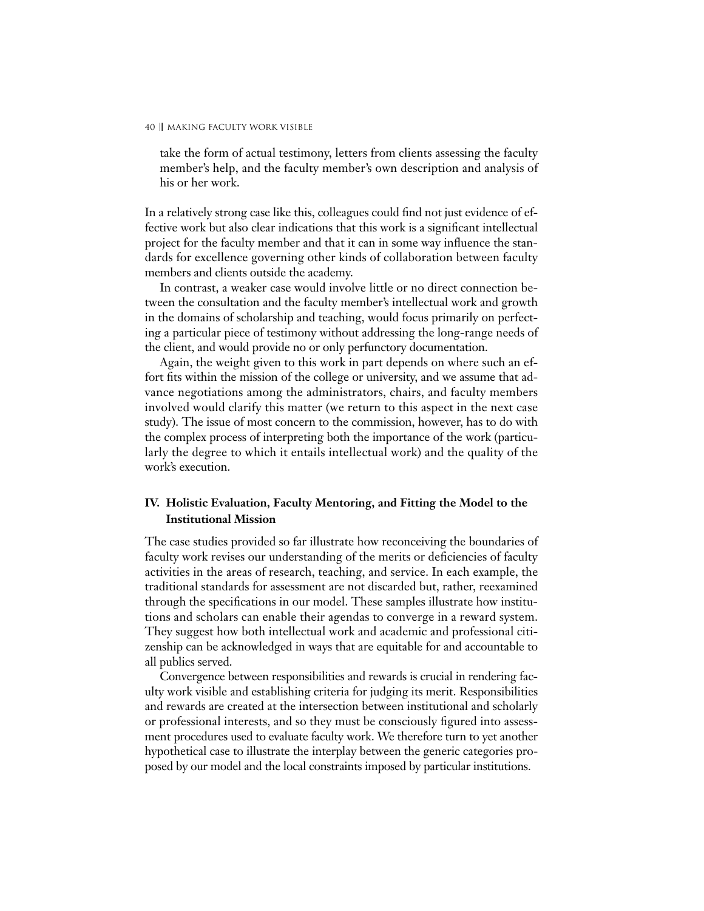take the form of actual testimony, letters from clients assessing the faculty member's help, and the faculty member's own description and analysis of his or her work.

In a relatively strong case like this, colleagues could find not just evidence of effective work but also clear indications that this work is a significant intellectual project for the faculty member and that it can in some way influence the standards for excellence governing other kinds of collaboration between faculty members and clients outside the academy.

In contrast, a weaker case would involve little or no direct connection between the consultation and the faculty member's intellectual work and growth in the domains of scholarship and teaching, would focus primarily on perfecting a particular piece of testimony without addressing the long-range needs of the client, and would provide no or only perfunctory documentation.

Again, the weight given to this work in part depends on where such an effort fits within the mission of the college or university, and we assume that advance negotiations among the administrators, chairs, and faculty members involved would clarify this matter (we return to this aspect in the next case study). The issue of most concern to the commission, however, has to do with the complex process of interpreting both the importance of the work (particularly the degree to which it entails intellectual work) and the quality of the work's execution.

## IV. Holistic Evaluation, Faculty Mentoring, and Fitting the Model to the Institutional Mission

The case studies provided so far illustrate how reconceiving the boundaries of faculty work revises our understanding of the merits or deficiencies of faculty activities in the areas of research, teaching, and service. In each example, the traditional standards for assessment are not discarded but, rather, reexamined through the specifications in our model. These samples illustrate how institutions and scholars can enable their agendas to converge in a reward system. They suggest how both intellectual work and academic and professional citizenship can be acknowledged in ways that are equitable for and accountable to all publics served.

Convergence between responsibilities and rewards is crucial in rendering faculty work visible and establishing criteria for judging its merit. Responsibilities and rewards are created at the intersection between institutional and scholarly or professional interests, and so they must be consciously figured into assessment procedures used to evaluate faculty work. We therefore turn to yet another hypothetical case to illustrate the interplay between the generic categories proposed by our model and the local constraints imposed by particular institutions.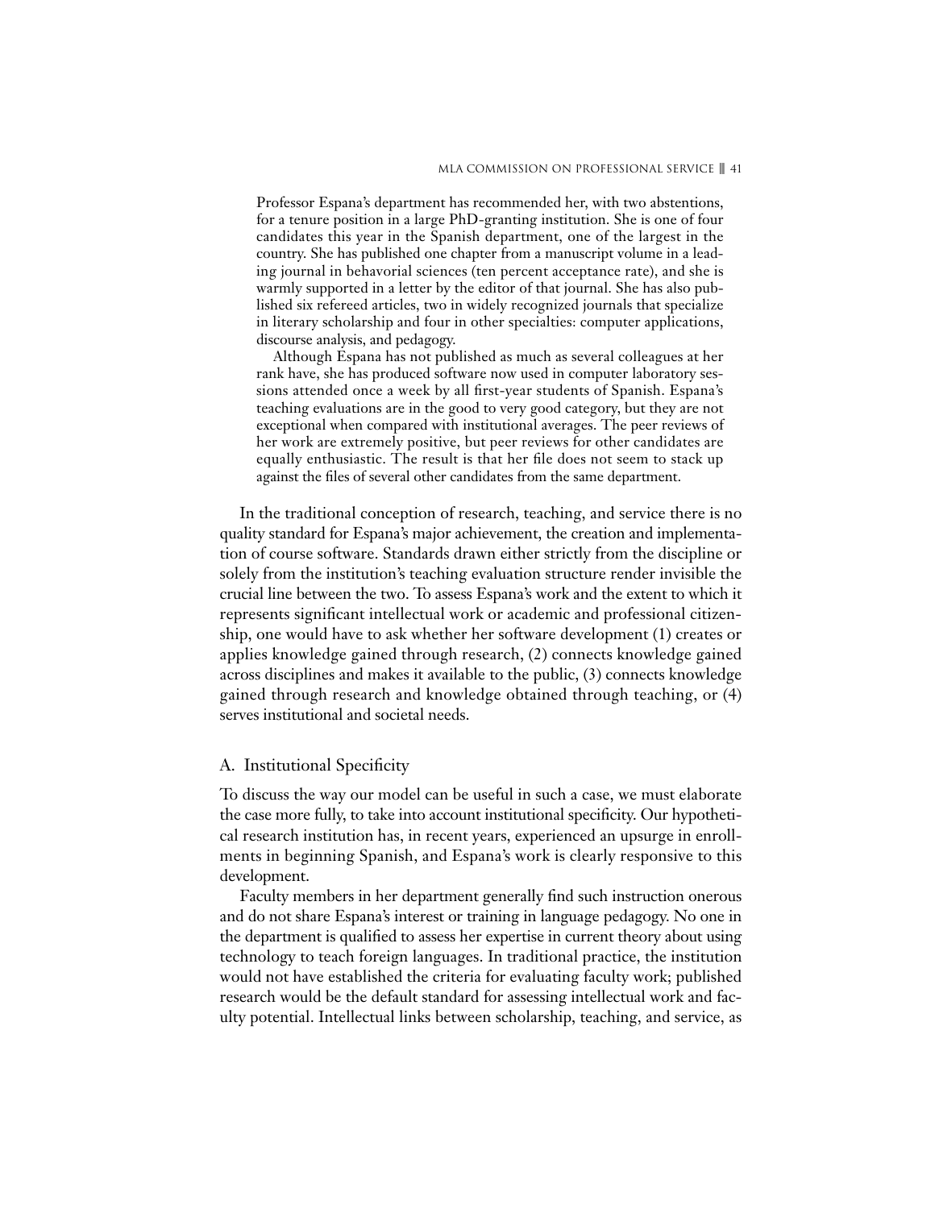> Professor Espana's department has recommended her, with two abstentions, for a tenure position in a large PhD-granting institution. She is one of four candidates this year in the Spanish department, one of the largest in the country. She has published one chapter from a manuscript volume in a leading journal in behavorial sciences (ten percent acceptance rate), and she is warmly supported in a letter by the editor of that journal. She has also published six refereed articles, two in widely recognized journals that specialize in literary scholarship and four in other specialties: computer applications, discourse analysis, and pedagogy.
>
> Although Espana has not published as much as several colleagues at her rank have, she has produced software now used in computer laboratory sessions attended once a week by all first-year students of Spanish. Espana's teaching evaluations are in the good to very good category, but they are not exceptional when compared with institutional averages. The peer reviews of her work are extremely positive, but peer reviews for other candidates are equally enthusiastic. The result is that her file does not seem to stack up against the files of several other candidates from the same department.

In the traditional conception of research, teaching, and service there is no quality standard for Espana's major achievement, the creation and implementation of course software. Standards drawn either strictly from the discipline or solely from the institution's teaching evaluation structure render invisible the crucial line between the two. To assess Espana's work and the extent to which it represents significant intellectual work or academic and professional citizenship, one would have to ask whether her software development (1) creates or applies knowledge gained through research, (2) connects knowledge gained across disciplines and makes it available to the public, (3) connects knowledge gained through research and knowledge obtained through teaching, or (4) serves institutional and societal needs.

## A. Institutional Specificity

To discuss the way our model can be useful in such a case, we must elaborate the case more fully, to take into account institutional specificity. Our hypothetical research institution has, in recent years, experienced an upsurge in enrollments in beginning Spanish, and Espana's work is clearly responsive to this development.

Faculty members in her department generally find such instruction onerous and do not share Espana's interest or training in language pedagogy. No one in the department is qualified to assess her expertise in current theory about using technology to teach foreign languages. In traditional practice, the institution would not have established the criteria for evaluating faculty work; published research would be the default standard for assessing intellectual work and faculty potential. Intellectual links between scholarship, teaching, and service, as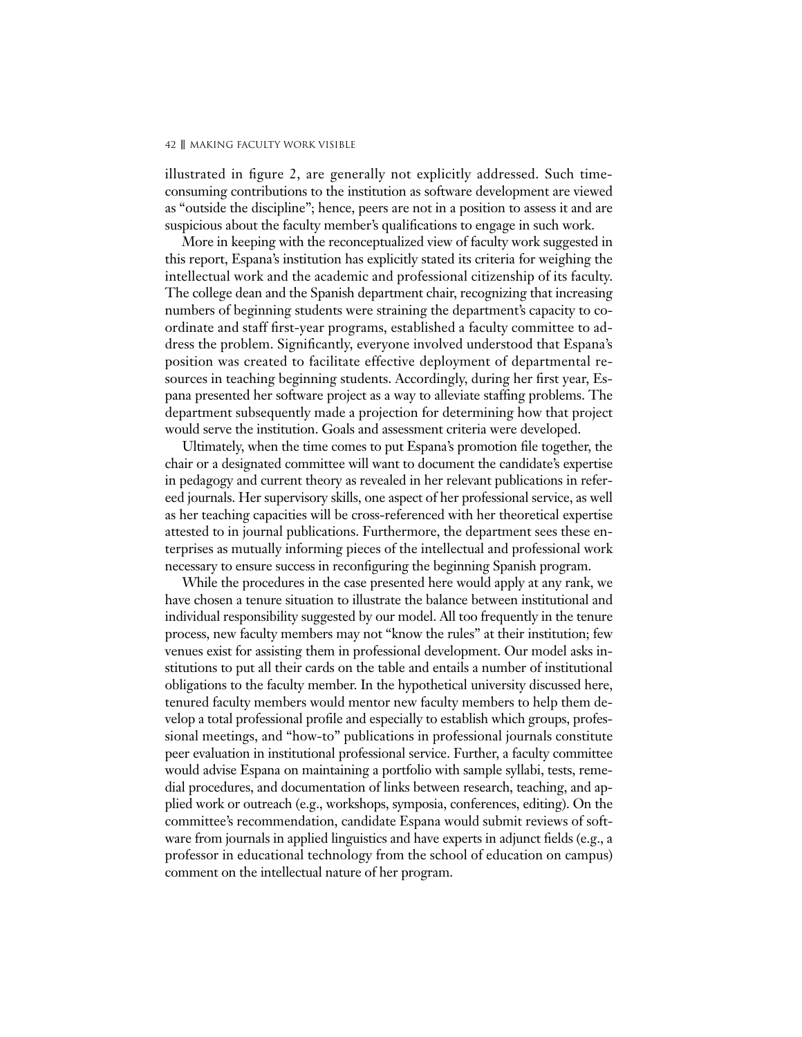illustrated in figure 2, are generally not explicitly addressed. Such time-consuming contributions to the institution as software development are viewed as "outside the discipline"; hence, peers are not in a position to assess it and are suspicious about the faculty member's qualifications to engage in such work.

More in keeping with the reconceptualized view of faculty work suggested in this report, Espana's institution has explicitly stated its criteria for weighing the intellectual work and the academic and professional citizenship of its faculty. The college dean and the Spanish department chair, recognizing that increasing numbers of beginning students were straining the department's capacity to coordinate and staff first-year programs, established a faculty committee to address the problem. Significantly, everyone involved understood that Espana's position was created to facilitate effective deployment of departmental resources in teaching beginning students. Accordingly, during her first year, Espana presented her software project as a way to alleviate staffing problems. The department subsequently made a projection for determining how that project would serve the institution. Goals and assessment criteria were developed.

Ultimately, when the time comes to put Espana's promotion file together, the chair or a designated committee will want to document the candidate's expertise in pedagogy and current theory as revealed in her relevant publications in refereed journals. Her supervisory skills, one aspect of her professional service, as well as her teaching capacities will be cross-referenced with her theoretical expertise attested to in journal publications. Furthermore, the department sees these enterprises as mutually informing pieces of the intellectual and professional work necessary to ensure success in reconfiguring the beginning Spanish program.

While the procedures in the case presented here would apply at any rank, we have chosen a tenure situation to illustrate the balance between institutional and individual responsibility suggested by our model. All too frequently in the tenure process, new faculty members may not "know the rules" at their institution; few venues exist for assisting them in professional development. Our model asks institutions to put all their cards on the table and entails a number of institutional obligations to the faculty member. In the hypothetical university discussed here, tenured faculty members would mentor new faculty members to help them develop a total professional profile and especially to establish which groups, professional meetings, and "how-to" publications in professional journals constitute peer evaluation in institutional professional service. Further, a faculty committee would advise Espana on maintaining a portfolio with sample syllabi, tests, remedial procedures, and documentation of links between research, teaching, and applied work or outreach (e.g., workshops, symposia, conferences, editing). On the committee's recommendation, candidate Espana would submit reviews of software from journals in applied linguistics and have experts in adjunct fields (e.g., a professor in educational technology from the school of education on campus) comment on the intellectual nature of her program.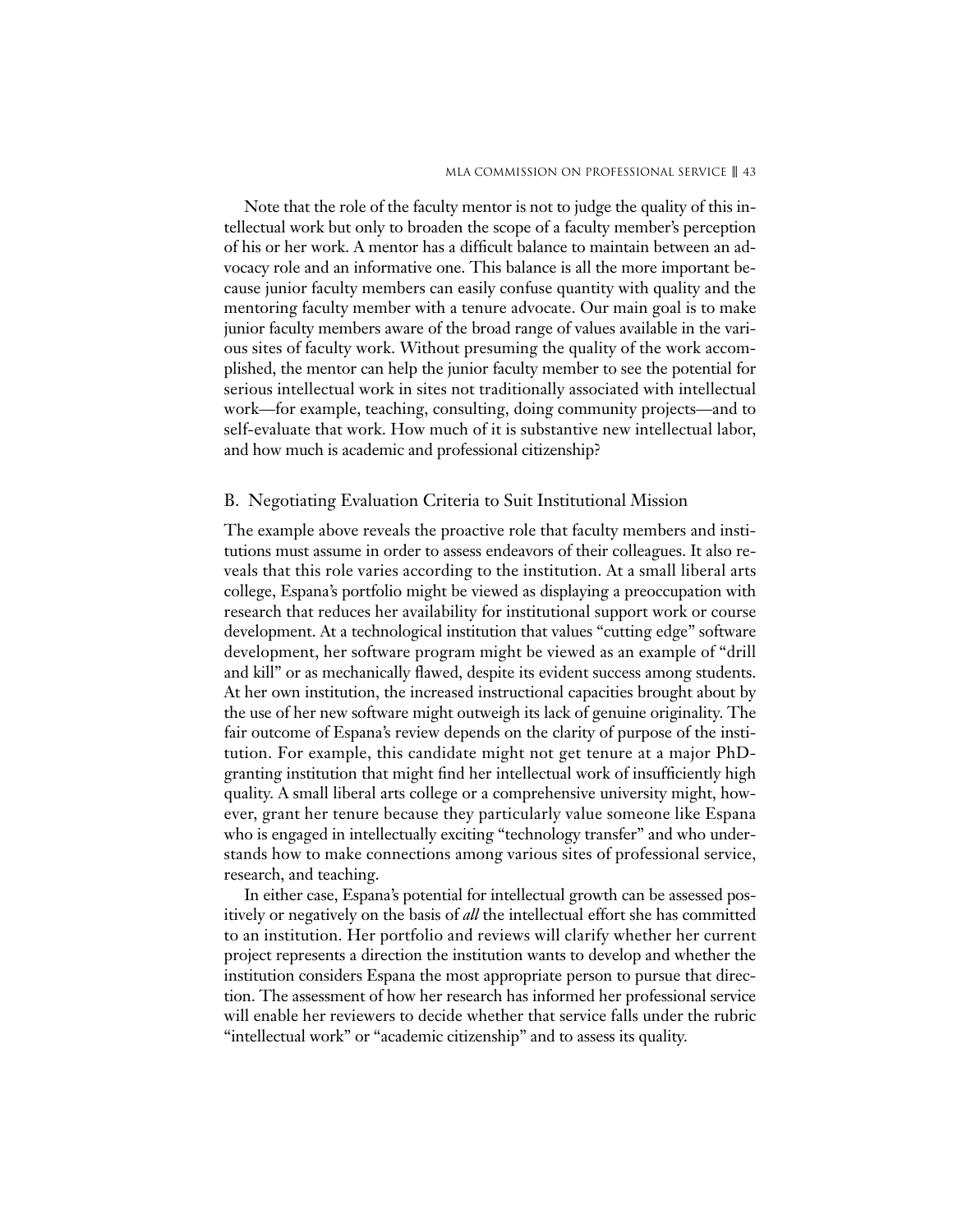Note that the role of the faculty mentor is not to judge the quality of this intellectual work but only to broaden the scope of a faculty member's perception of his or her work. A mentor has a difficult balance to maintain between an advocacy role and an informative one. This balance is all the more important because junior faculty members can easily confuse quantity with quality and the mentoring faculty member with a tenure advocate. Our main goal is to make junior faculty members aware of the broad range of values available in the various sites of faculty work. Without presuming the quality of the work accomplished, the mentor can help the junior faculty member to see the potential for serious intellectual work in sites not traditionally associated with intellectual work—for example, teaching, consulting, doing community projects—and to self-evaluate that work. How much of it is substantive new intellectual labor, and how much is academic and professional citizenship?

## B. Negotiating Evaluation Criteria to Suit Institutional Mission

The example above reveals the proactive role that faculty members and institutions must assume in order to assess endeavors of their colleagues. It also reveals that this role varies according to the institution. At a small liberal arts college, Espana's portfolio might be viewed as displaying a preoccupation with research that reduces her availability for institutional support work or course development. At a technological institution that values "cutting edge" software development, her software program might be viewed as an example of "drill and kill" or as mechanically flawed, despite its evident success among students. At her own institution, the increased instructional capacities brought about by the use of her new software might outweigh its lack of genuine originality. The fair outcome of Espana's review depends on the clarity of purpose of the institution. For example, this candidate might not get tenure at a major PhD-granting institution that might find her intellectual work of insufficiently high quality. A small liberal arts college or a comprehensive university might, however, grant her tenure because they particularly value someone like Espana who is engaged in intellectually exciting "technology transfer" and who understands how to make connections among various sites of professional service, research, and teaching.

In either case, Espana's potential for intellectual growth can be assessed positively or negatively on the basis of *all* the intellectual effort she has committed to an institution. Her portfolio and reviews will clarify whether her current project represents a direction the institution wants to develop and whether the institution considers Espana the most appropriate person to pursue that direction. The assessment of how her research has informed her professional service will enable her reviewers to decide whether that service falls under the rubric "intellectual work" or "academic citizenship" and to assess its quality.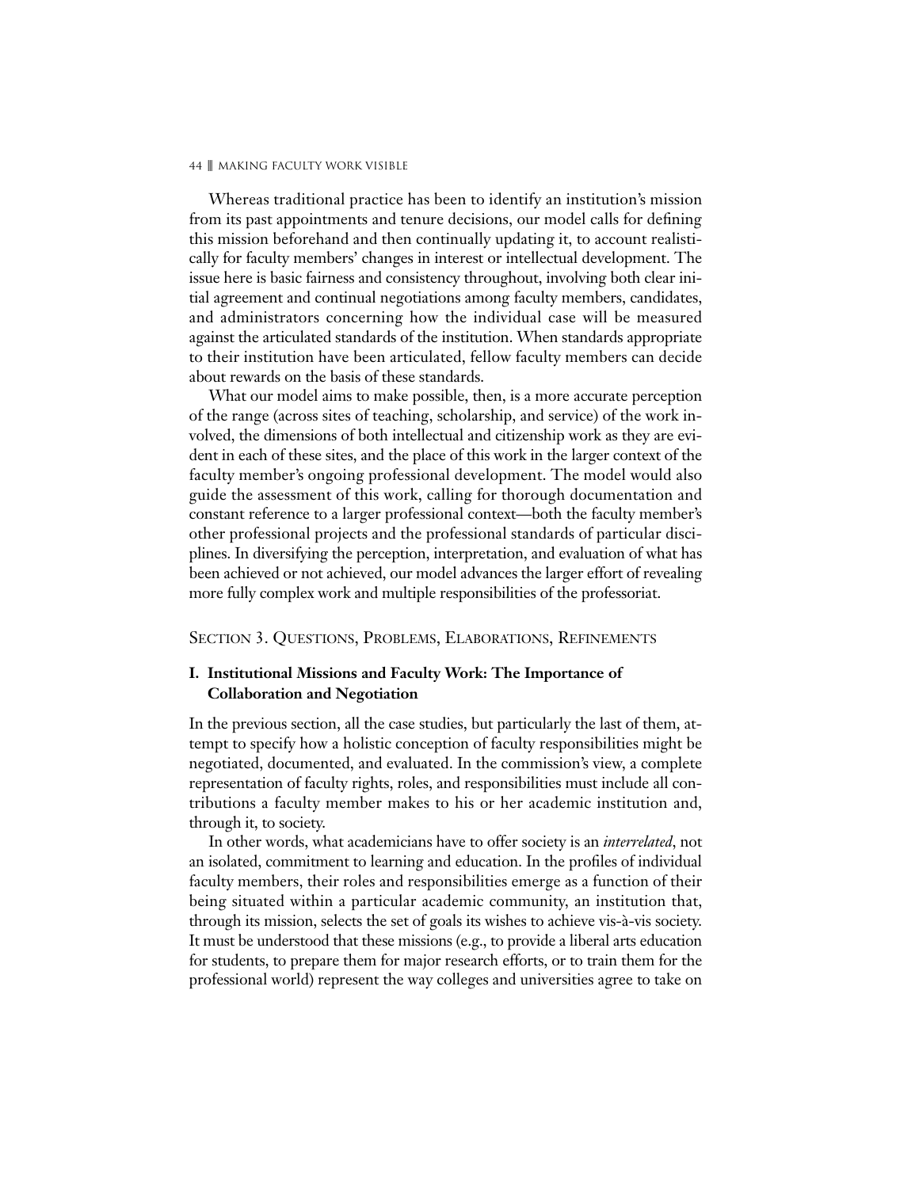Whereas traditional practice has been to identify an institution's mission from its past appointments and tenure decisions, our model calls for defining this mission beforehand and then continually updating it, to account realistically for faculty members' changes in interest or intellectual development. The issue here is basic fairness and consistency throughout, involving both clear initial agreement and continual negotiations among faculty members, candidates, and administrators concerning how the individual case will be measured against the articulated standards of the institution. When standards appropriate to their institution have been articulated, fellow faculty members can decide about rewards on the basis of these standards.

What our model aims to make possible, then, is a more accurate perception of the range (across sites of teaching, scholarship, and service) of the work involved, the dimensions of both intellectual and citizenship work as they are evident in each of these sites, and the place of this work in the larger context of the faculty member's ongoing professional development. The model would also guide the assessment of this work, calling for thorough documentation and constant reference to a larger professional context—both the faculty member's other professional projects and the professional standards of particular disciplines. In diversifying the perception, interpretation, and evaluation of what has been achieved or not achieved, our model advances the larger effort of revealing more fully complex work and multiple responsibilities of the professoriat.

## Section 3. Questions, Problems, Elaborations, Refinements

### I. Institutional Missions and Faculty Work: The Importance of Collaboration and Negotiation

In the previous section, all the case studies, but particularly the last of them, attempt to specify how a holistic conception of faculty responsibilities might be negotiated, documented, and evaluated. In the commission's view, a complete representation of faculty rights, roles, and responsibilities must include all contributions a faculty member makes to his or her academic institution and, through it, to society.

In other words, what academicians have to offer society is an *interrelated*, not an isolated, commitment to learning and education. In the profiles of individual faculty members, their roles and responsibilities emerge as a function of their being situated within a particular academic community, an institution that, through its mission, selects the set of goals its wishes to achieve vis-à-vis society. It must be understood that these missions (e.g., to provide a liberal arts education for students, to prepare them for major research efforts, or to train them for the professional world) represent the way colleges and universities agree to take on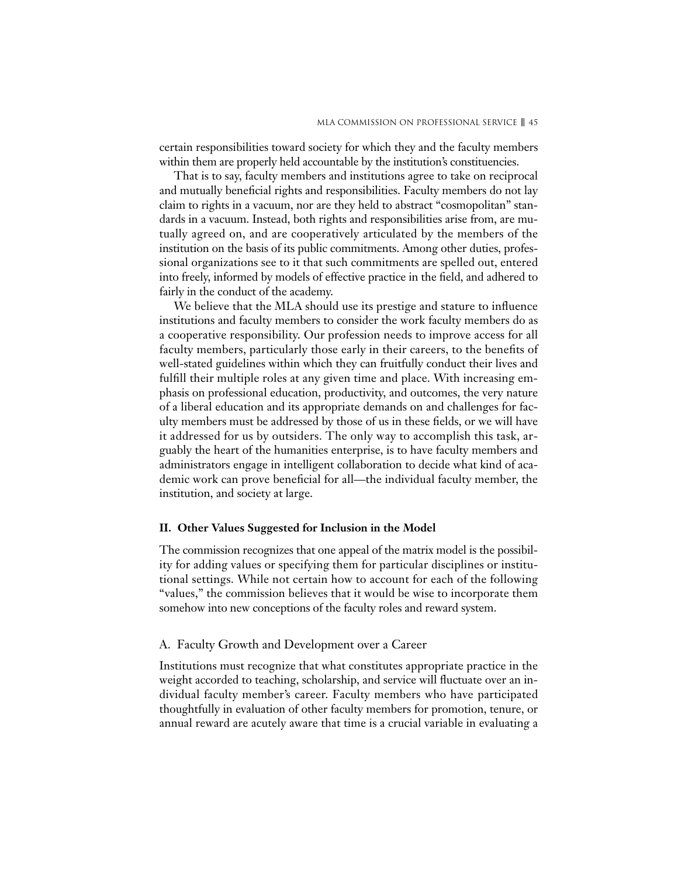certain responsibilities toward society for which they and the faculty members within them are properly held accountable by the institution's constituencies.

That is to say, faculty members and institutions agree to take on reciprocal and mutually beneficial rights and responsibilities. Faculty members do not lay claim to rights in a vacuum, nor are they held to abstract "cosmopolitan" standards in a vacuum. Instead, both rights and responsibilities arise from, are mutually agreed on, and are cooperatively articulated by the members of the institution on the basis of its public commitments. Among other duties, professional organizations see to it that such commitments are spelled out, entered into freely, informed by models of effective practice in the field, and adhered to fairly in the conduct of the academy.

We believe that the MLA should use its prestige and stature to influence institutions and faculty members to consider the work faculty members do as a cooperative responsibility. Our profession needs to improve access for all faculty members, particularly those early in their careers, to the benefits of well-stated guidelines within which they can fruitfully conduct their lives and fulfill their multiple roles at any given time and place. With increasing emphasis on professional education, productivity, and outcomes, the very nature of a liberal education and its appropriate demands on and challenges for faculty members must be addressed by those of us in these fields, or we will have it addressed for us by outsiders. The only way to accomplish this task, arguably the heart of the humanities enterprise, is to have faculty members and administrators engage in intelligent collaboration to decide what kind of academic work can prove beneficial for all—the individual faculty member, the institution, and society at large.

## II. Other Values Suggested for Inclusion in the Model

The commission recognizes that one appeal of the matrix model is the possibility for adding values or specifying them for particular disciplines or institutional settings. While not certain how to account for each of the following "values," the commission believes that it would be wise to incorporate them somehow into new conceptions of the faculty roles and reward system.

### A. Faculty Growth and Development over a Career

Institutions must recognize that what constitutes appropriate practice in the weight accorded to teaching, scholarship, and service will fluctuate over an individual faculty member's career. Faculty members who have participated thoughtfully in evaluation of other faculty members for promotion, tenure, or annual reward are acutely aware that time is a crucial variable in evaluating a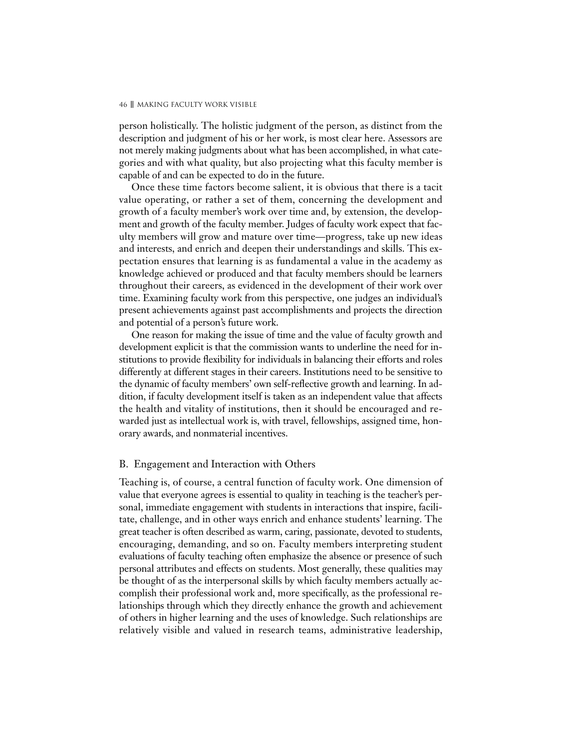person holistically. The holistic judgment of the person, as distinct from the description and judgment of his or her work, is most clear here. Assessors are not merely making judgments about what has been accomplished, in what categories and with what quality, but also projecting what this faculty member is capable of and can be expected to do in the future.

Once these time factors become salient, it is obvious that there is a tacit value operating, or rather a set of them, concerning the development and growth of a faculty member's work over time and, by extension, the development and growth of the faculty member. Judges of faculty work expect that faculty members will grow and mature over time—progress, take up new ideas and interests, and enrich and deepen their understandings and skills. This expectation ensures that learning is as fundamental a value in the academy as knowledge achieved or produced and that faculty members should be learners throughout their careers, as evidenced in the development of their work over time. Examining faculty work from this perspective, one judges an individual's present achievements against past accomplishments and projects the direction and potential of a person's future work.

One reason for making the issue of time and the value of faculty growth and development explicit is that the commission wants to underline the need for institutions to provide flexibility for individuals in balancing their efforts and roles differently at different stages in their careers. Institutions need to be sensitive to the dynamic of faculty members' own self-reflective growth and learning. In addition, if faculty development itself is taken as an independent value that affects the health and vitality of institutions, then it should be encouraged and rewarded just as intellectual work is, with travel, fellowships, assigned time, honorary awards, and nonmaterial incentives.

## B. Engagement and Interaction with Others

Teaching is, of course, a central function of faculty work. One dimension of value that everyone agrees is essential to quality in teaching is the teacher's personal, immediate engagement with students in interactions that inspire, facilitate, challenge, and in other ways enrich and enhance students' learning. The great teacher is often described as warm, caring, passionate, devoted to students, encouraging, demanding, and so on. Faculty members interpreting student evaluations of faculty teaching often emphasize the absence or presence of such personal attributes and effects on students. Most generally, these qualities may be thought of as the interpersonal skills by which faculty members actually accomplish their professional work and, more specifically, as the professional relationships through which they directly enhance the growth and achievement of others in higher learning and the uses of knowledge. Such relationships are relatively visible and valued in research teams, administrative leadership,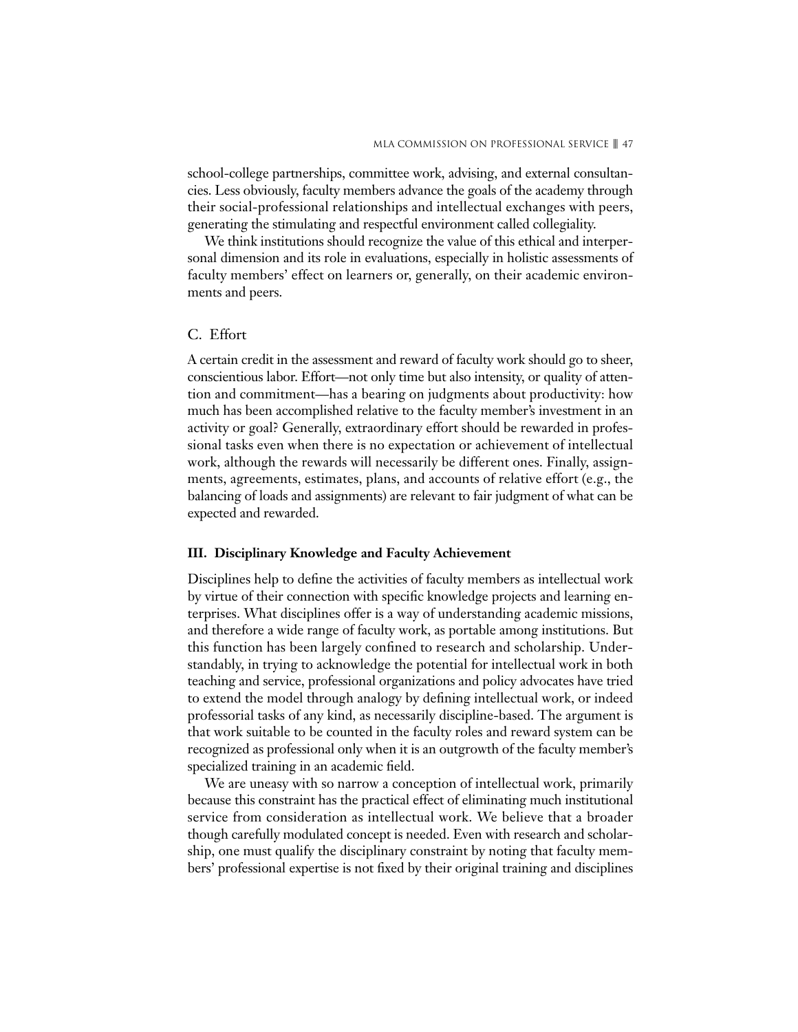school-college partnerships, committee work, advising, and external consultancies. Less obviously, faculty members advance the goals of the academy through their social-professional relationships and intellectual exchanges with peers, generating the stimulating and respectful environment called collegiality.

We think institutions should recognize the value of this ethical and interpersonal dimension and its role in evaluations, especially in holistic assessments of faculty members' effect on learners or, generally, on their academic environments and peers.

## C. Effort

A certain credit in the assessment and reward of faculty work should go to sheer, conscientious labor. Effort—not only time but also intensity, or quality of attention and commitment—has a bearing on judgments about productivity: how much has been accomplished relative to the faculty member's investment in an activity or goal? Generally, extraordinary effort should be rewarded in professional tasks even when there is no expectation or achievement of intellectual work, although the rewards will necessarily be different ones. Finally, assignments, agreements, estimates, plans, and accounts of relative effort (e.g., the balancing of loads and assignments) are relevant to fair judgment of what can be expected and rewarded.

## III. Disciplinary Knowledge and Faculty Achievement

Disciplines help to define the activities of faculty members as intellectual work by virtue of their connection with specific knowledge projects and learning enterprises. What disciplines offer is a way of understanding academic missions, and therefore a wide range of faculty work, as portable among institutions. But this function has been largely confined to research and scholarship. Understandably, in trying to acknowledge the potential for intellectual work in both teaching and service, professional organizations and policy advocates have tried to extend the model through analogy by defining intellectual work, or indeed professorial tasks of any kind, as necessarily discipline-based. The argument is that work suitable to be counted in the faculty roles and reward system can be recognized as professional only when it is an outgrowth of the faculty member's specialized training in an academic field.

We are uneasy with so narrow a conception of intellectual work, primarily because this constraint has the practical effect of eliminating much institutional service from consideration as intellectual work. We believe that a broader though carefully modulated concept is needed. Even with research and scholarship, one must qualify the disciplinary constraint by noting that faculty members' professional expertise is not fixed by their original training and disciplines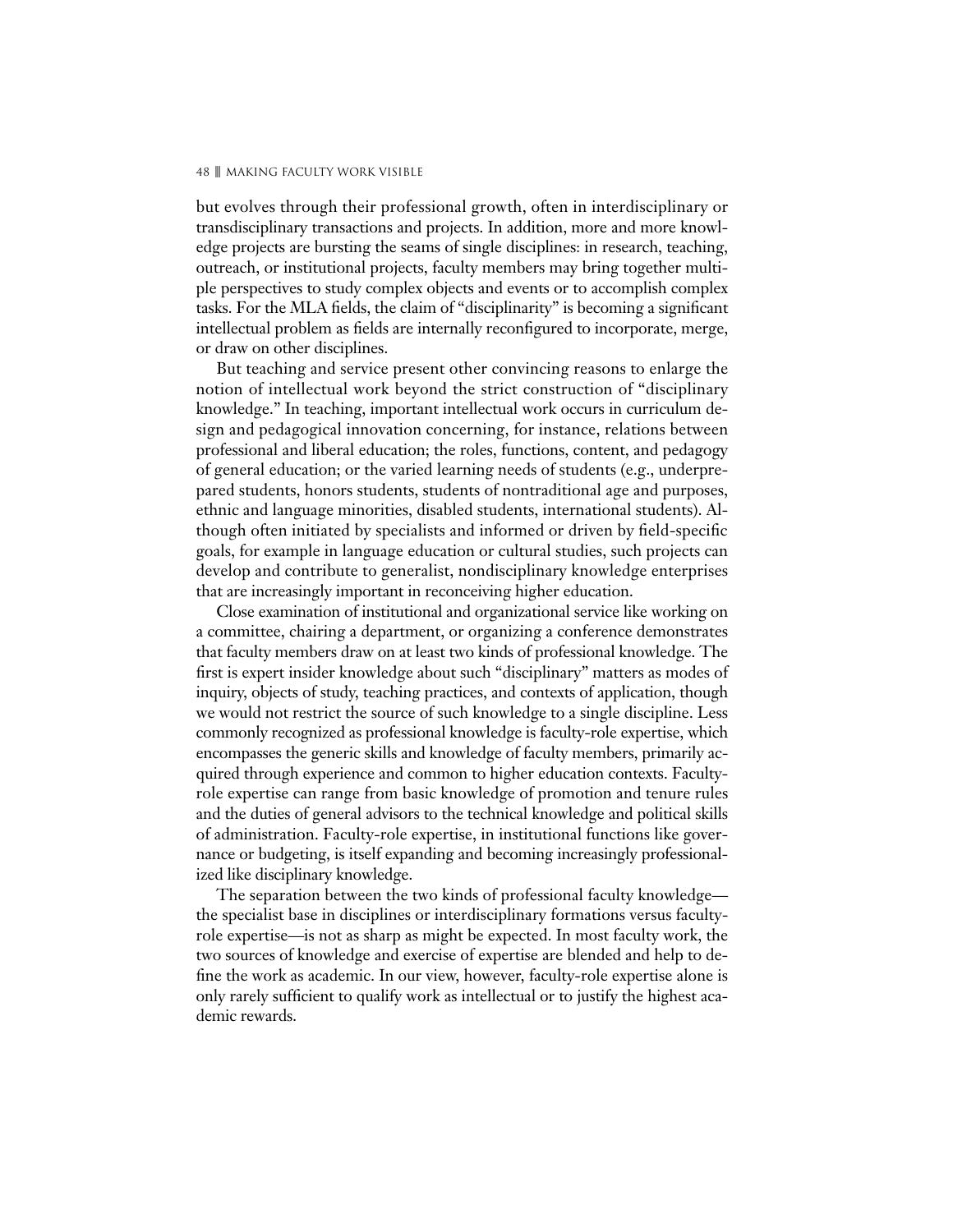but evolves through their professional growth, often in interdisciplinary or transdisciplinary transactions and projects. In addition, more and more knowledge projects are bursting the seams of single disciplines: in research, teaching, outreach, or institutional projects, faculty members may bring together multiple perspectives to study complex objects and events or to accomplish complex tasks. For the MLA fields, the claim of "disciplinarity" is becoming a significant intellectual problem as fields are internally reconfigured to incorporate, merge, or draw on other disciplines.

But teaching and service present other convincing reasons to enlarge the notion of intellectual work beyond the strict construction of "disciplinary knowledge." In teaching, important intellectual work occurs in curriculum design and pedagogical innovation concerning, for instance, relations between professional and liberal education; the roles, functions, content, and pedagogy of general education; or the varied learning needs of students (e.g., underprepared students, honors students, students of nontraditional age and purposes, ethnic and language minorities, disabled students, international students). Although often initiated by specialists and informed or driven by field-specific goals, for example in language education or cultural studies, such projects can develop and contribute to generalist, nondisciplinary knowledge enterprises that are increasingly important in reconceiving higher education.

Close examination of institutional and organizational service like working on a committee, chairing a department, or organizing a conference demonstrates that faculty members draw on at least two kinds of professional knowledge. The first is expert insider knowledge about such "disciplinary" matters as modes of inquiry, objects of study, teaching practices, and contexts of application, though we would not restrict the source of such knowledge to a single discipline. Less commonly recognized as professional knowledge is faculty-role expertise, which encompasses the generic skills and knowledge of faculty members, primarily acquired through experience and common to higher education contexts. Faculty-role expertise can range from basic knowledge of promotion and tenure rules and the duties of general advisors to the technical knowledge and political skills of administration. Faculty-role expertise, in institutional functions like governance or budgeting, is itself expanding and becoming increasingly professionalized like disciplinary knowledge.

The separation between the two kinds of professional faculty knowledge—the specialist base in disciplines or interdisciplinary formations versus faculty-role expertise—is not as sharp as might be expected. In most faculty work, the two sources of knowledge and exercise of expertise are blended and help to define the work as academic. In our view, however, faculty-role expertise alone is only rarely sufficient to qualify work as intellectual or to justify the highest academic rewards.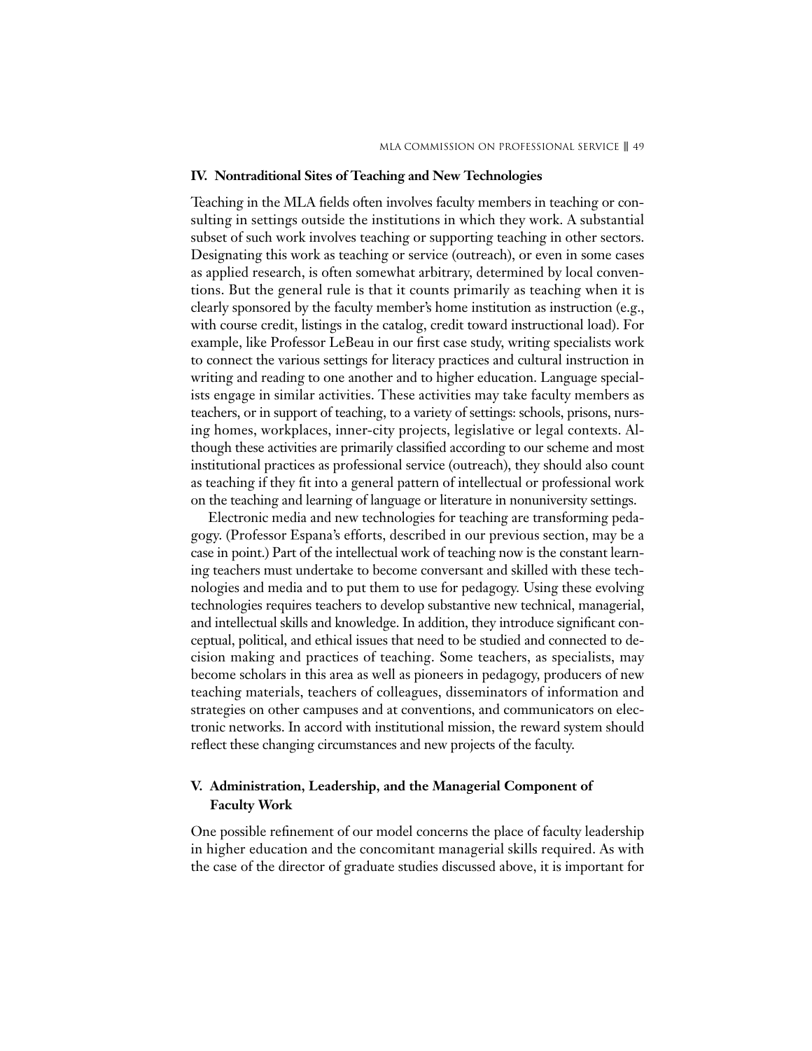## IV. Nontraditional Sites of Teaching and New Technologies

Teaching in the MLA fields often involves faculty members in teaching or consulting in settings outside the institutions in which they work. A substantial subset of such work involves teaching or supporting teaching in other sectors. Designating this work as teaching or service (outreach), or even in some cases as applied research, is often somewhat arbitrary, determined by local conventions. But the general rule is that it counts primarily as teaching when it is clearly sponsored by the faculty member's home institution as instruction (e.g., with course credit, listings in the catalog, credit toward instructional load). For example, like Professor LeBeau in our first case study, writing specialists work to connect the various settings for literacy practices and cultural instruction in writing and reading to one another and to higher education. Language specialists engage in similar activities. These activities may take faculty members as teachers, or in support of teaching, to a variety of settings: schools, prisons, nursing homes, workplaces, inner-city projects, legislative or legal contexts. Although these activities are primarily classified according to our scheme and most institutional practices as professional service (outreach), they should also count as teaching if they fit into a general pattern of intellectual or professional work on the teaching and learning of language or literature in nonuniversity settings.

Electronic media and new technologies for teaching are transforming pedagogy. (Professor Espana's efforts, described in our previous section, may be a case in point.) Part of the intellectual work of teaching now is the constant learning teachers must undertake to become conversant and skilled with these technologies and media and to put them to use for pedagogy. Using these evolving technologies requires teachers to develop substantive new technical, managerial, and intellectual skills and knowledge. In addition, they introduce significant conceptual, political, and ethical issues that need to be studied and connected to decision making and practices of teaching. Some teachers, as specialists, may become scholars in this area as well as pioneers in pedagogy, producers of new teaching materials, teachers of colleagues, disseminators of information and strategies on other campuses and at conventions, and communicators on electronic networks. In accord with institutional mission, the reward system should reflect these changing circumstances and new projects of the faculty.

## V. Administration, Leadership, and the Managerial Component of Faculty Work

One possible refinement of our model concerns the place of faculty leadership in higher education and the concomitant managerial skills required. As with the case of the director of graduate studies discussed above, it is important for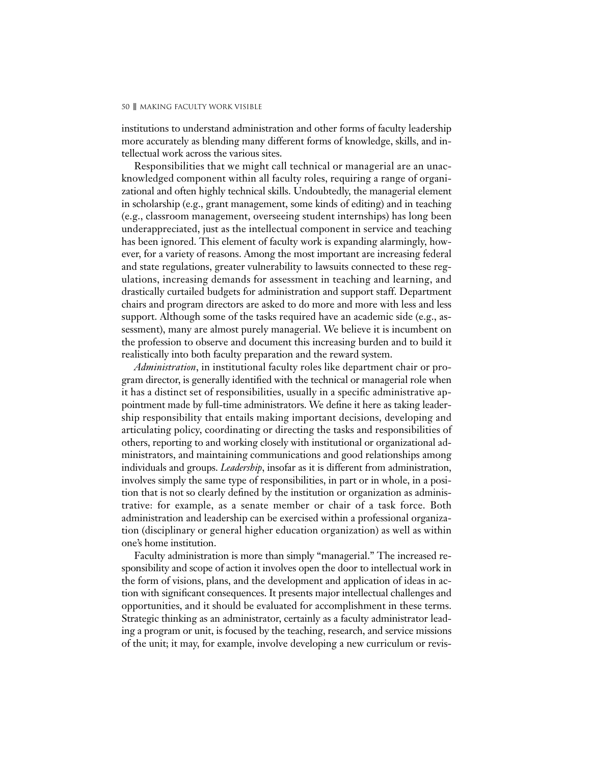institutions to understand administration and other forms of faculty leadership more accurately as blending many different forms of knowledge, skills, and intellectual work across the various sites.

Responsibilities that we might call technical or managerial are an unacknowledged component within all faculty roles, requiring a range of organizational and often highly technical skills. Undoubtedly, the managerial element in scholarship (e.g., grant management, some kinds of editing) and in teaching (e.g., classroom management, overseeing student internships) has long been underappreciated, just as the intellectual component in service and teaching has been ignored. This element of faculty work is expanding alarmingly, however, for a variety of reasons. Among the most important are increasing federal and state regulations, greater vulnerability to lawsuits connected to these regulations, increasing demands for assessment in teaching and learning, and drastically curtailed budgets for administration and support staff. Department chairs and program directors are asked to do more and more with less and less support. Although some of the tasks required have an academic side (e.g., assessment), many are almost purely managerial. We believe it is incumbent on the profession to observe and document this increasing burden and to build it realistically into both faculty preparation and the reward system.

*Administration*, in institutional faculty roles like department chair or program director, is generally identified with the technical or managerial role when it has a distinct set of responsibilities, usually in a specific administrative appointment made by full-time administrators. We define it here as taking leadership responsibility that entails making important decisions, developing and articulating policy, coordinating or directing the tasks and responsibilities of others, reporting to and working closely with institutional or organizational administrators, and maintaining communications and good relationships among individuals and groups. *Leadership*, insofar as it is different from administration, involves simply the same type of responsibilities, in part or in whole, in a position that is not so clearly defined by the institution or organization as administrative: for example, as a senate member or chair of a task force. Both administration and leadership can be exercised within a professional organization (disciplinary or general higher education organization) as well as within one's home institution.

Faculty administration is more than simply "managerial." The increased responsibility and scope of action it involves open the door to intellectual work in the form of visions, plans, and the development and application of ideas in action with significant consequences. It presents major intellectual challenges and opportunities, and it should be evaluated for accomplishment in these terms. Strategic thinking as an administrator, certainly as a faculty administrator leading a program or unit, is focused by the teaching, research, and service missions of the unit; it may, for example, involve developing a new curriculum or revis-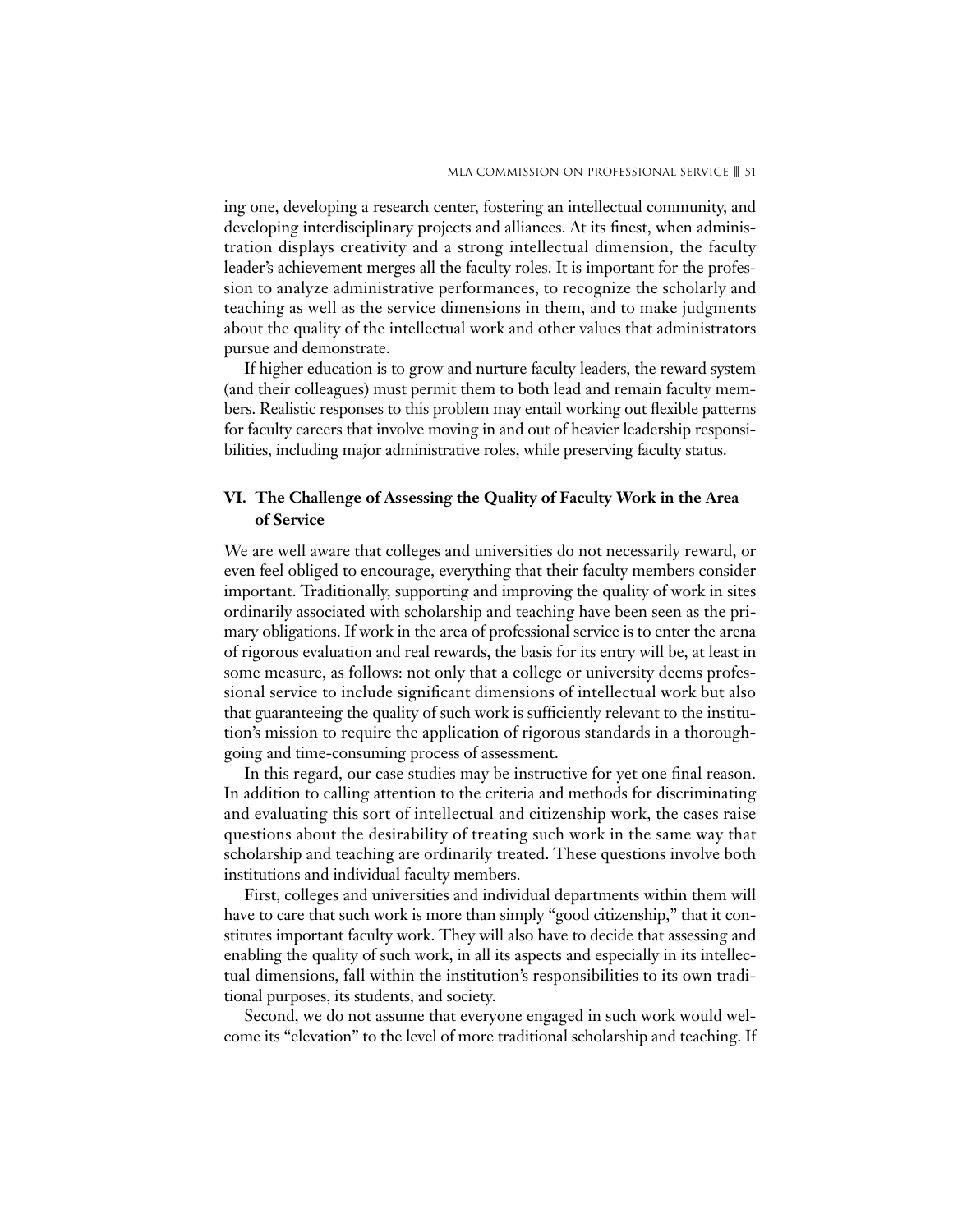ing one, developing a research center, fostering an intellectual community, and developing interdisciplinary projects and alliances. At its finest, when administration displays creativity and a strong intellectual dimension, the faculty leader's achievement merges all the faculty roles. It is important for the profession to analyze administrative performances, to recognize the scholarly and teaching as well as the service dimensions in them, and to make judgments about the quality of the intellectual work and other values that administrators pursue and demonstrate.

If higher education is to grow and nurture faculty leaders, the reward system (and their colleagues) must permit them to both lead and remain faculty members. Realistic responses to this problem may entail working out flexible patterns for faculty careers that involve moving in and out of heavier leadership responsibilities, including major administrative roles, while preserving faculty status.

## VI. The Challenge of Assessing the Quality of Faculty Work in the Area of Service

We are well aware that colleges and universities do not necessarily reward, or even feel obliged to encourage, everything that their faculty members consider important. Traditionally, supporting and improving the quality of work in sites ordinarily associated with scholarship and teaching have been seen as the primary obligations. If work in the area of professional service is to enter the arena of rigorous evaluation and real rewards, the basis for its entry will be, at least in some measure, as follows: not only that a college or university deems professional service to include significant dimensions of intellectual work but also that guaranteeing the quality of such work is sufficiently relevant to the institution's mission to require the application of rigorous standards in a thoroughgoing and time-consuming process of assessment.

In this regard, our case studies may be instructive for yet one final reason. In addition to calling attention to the criteria and methods for discriminating and evaluating this sort of intellectual and citizenship work, the cases raise questions about the desirability of treating such work in the same way that scholarship and teaching are ordinarily treated. These questions involve both institutions and individual faculty members.

First, colleges and universities and individual departments within them will have to care that such work is more than simply "good citizenship," that it constitutes important faculty work. They will also have to decide that assessing and enabling the quality of such work, in all its aspects and especially in its intellectual dimensions, fall within the institution's responsibilities to its own traditional purposes, its students, and society.

Second, we do not assume that everyone engaged in such work would welcome its "elevation" to the level of more traditional scholarship and teaching. If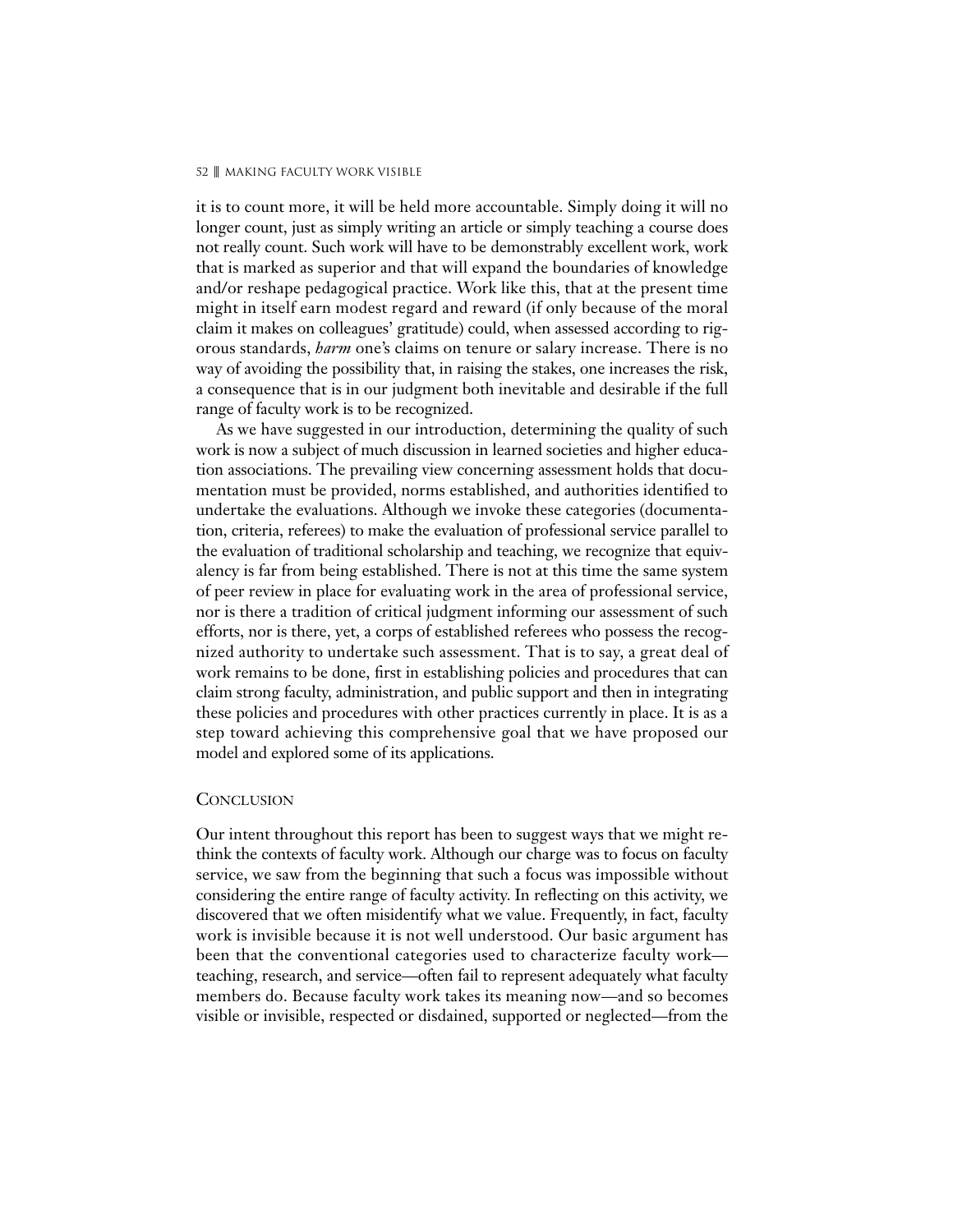it is to count more, it will be held more accountable. Simply doing it will no longer count, just as simply writing an article or simply teaching a course does not really count. Such work will have to be demonstrably excellent work, work that is marked as superior and that will expand the boundaries of knowledge and/or reshape pedagogical practice. Work like this, that at the present time might in itself earn modest regard and reward (if only because of the moral claim it makes on colleagues' gratitude) could, when assessed according to rigorous standards, *harm* one's claims on tenure or salary increase. There is no way of avoiding the possibility that, in raising the stakes, one increases the risk, a consequence that is in our judgment both inevitable and desirable if the full range of faculty work is to be recognized.

As we have suggested in our introduction, determining the quality of such work is now a subject of much discussion in learned societies and higher education associations. The prevailing view concerning assessment holds that documentation must be provided, norms established, and authorities identified to undertake the evaluations. Although we invoke these categories (documentation, criteria, referees) to make the evaluation of professional service parallel to the evaluation of traditional scholarship and teaching, we recognize that equivalency is far from being established. There is not at this time the same system of peer review in place for evaluating work in the area of professional service, nor is there a tradition of critical judgment informing our assessment of such efforts, nor is there, yet, a corps of established referees who possess the recognized authority to undertake such assessment. That is to say, a great deal of work remains to be done, first in establishing policies and procedures that can claim strong faculty, administration, and public support and then in integrating these policies and procedures with other practices currently in place. It is as a step toward achieving this comprehensive goal that we have proposed our model and explored some of its applications.

## Conclusion

Our intent throughout this report has been to suggest ways that we might rethink the contexts of faculty work. Although our charge was to focus on faculty service, we saw from the beginning that such a focus was impossible without considering the entire range of faculty activity. In reflecting on this activity, we discovered that we often misidentify what we value. Frequently, in fact, faculty work is invisible because it is not well understood. Our basic argument has been that the conventional categories used to characterize faculty work—teaching, research, and service—often fail to represent adequately what faculty members do. Because faculty work takes its meaning now—and so becomes visible or invisible, respected or disdained, supported or neglected—from the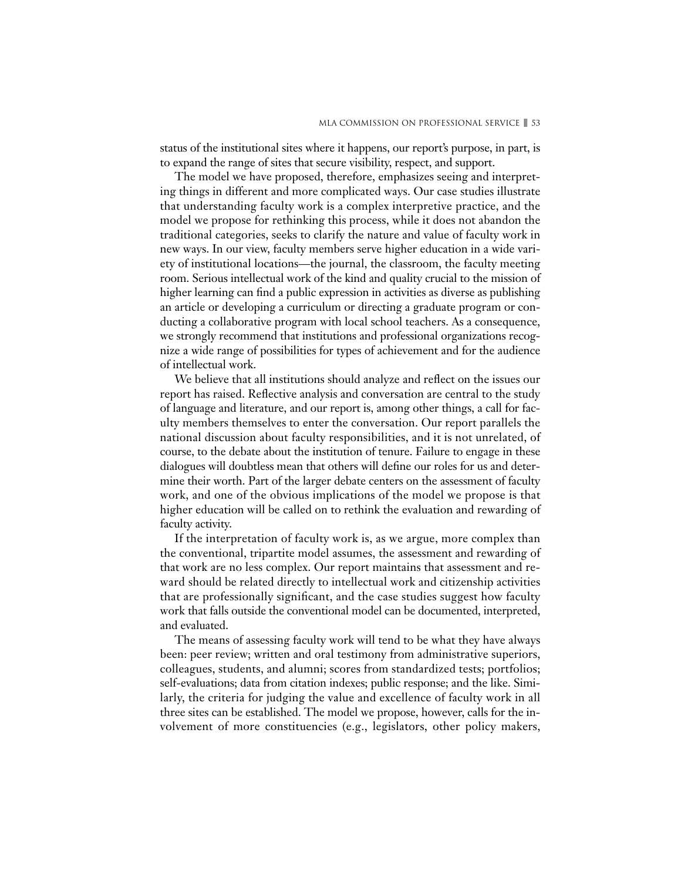status of the institutional sites where it happens, our report's purpose, in part, is to expand the range of sites that secure visibility, respect, and support.

The model we have proposed, therefore, emphasizes seeing and interpreting things in different and more complicated ways. Our case studies illustrate that understanding faculty work is a complex interpretive practice, and the model we propose for rethinking this process, while it does not abandon the traditional categories, seeks to clarify the nature and value of faculty work in new ways. In our view, faculty members serve higher education in a wide variety of institutional locations—the journal, the classroom, the faculty meeting room. Serious intellectual work of the kind and quality crucial to the mission of higher learning can find a public expression in activities as diverse as publishing an article or developing a curriculum or directing a graduate program or conducting a collaborative program with local school teachers. As a consequence, we strongly recommend that institutions and professional organizations recognize a wide range of possibilities for types of achievement and for the audience of intellectual work.

We believe that all institutions should analyze and reflect on the issues our report has raised. Reflective analysis and conversation are central to the study of language and literature, and our report is, among other things, a call for faculty members themselves to enter the conversation. Our report parallels the national discussion about faculty responsibilities, and it is not unrelated, of course, to the debate about the institution of tenure. Failure to engage in these dialogues will doubtless mean that others will define our roles for us and determine their worth. Part of the larger debate centers on the assessment of faculty work, and one of the obvious implications of the model we propose is that higher education will be called on to rethink the evaluation and rewarding of faculty activity.

If the interpretation of faculty work is, as we argue, more complex than the conventional, tripartite model assumes, the assessment and rewarding of that work are no less complex. Our report maintains that assessment and reward should be related directly to intellectual work and citizenship activities that are professionally significant, and the case studies suggest how faculty work that falls outside the conventional model can be documented, interpreted, and evaluated.

The means of assessing faculty work will tend to be what they have always been: peer review; written and oral testimony from administrative superiors, colleagues, students, and alumni; scores from standardized tests; portfolios; self-evaluations; data from citation indexes; public response; and the like. Similarly, the criteria for judging the value and excellence of faculty work in all three sites can be established. The model we propose, however, calls for the involvement of more constituencies (e.g., legislators, other policy makers,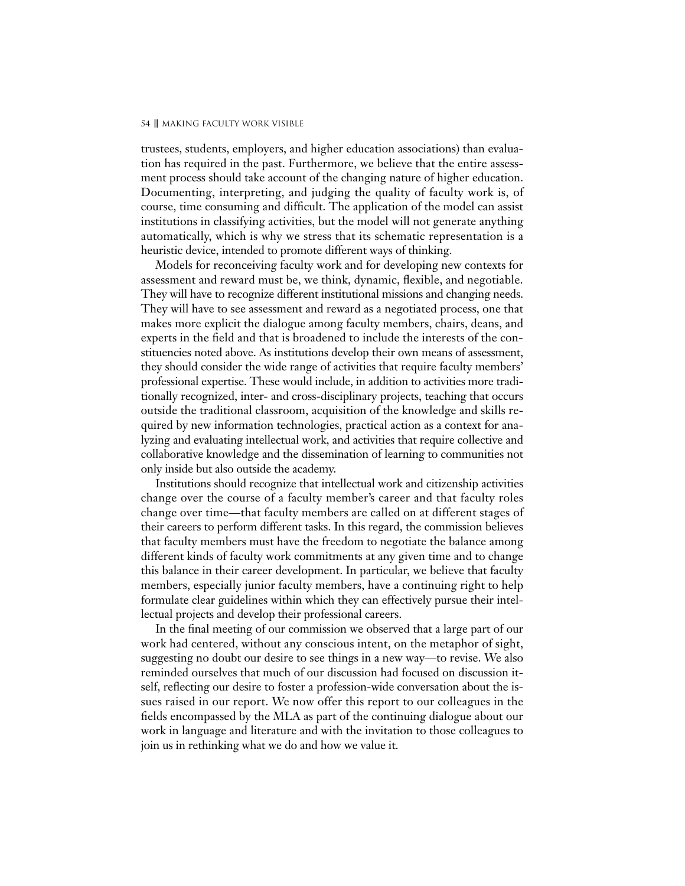trustees, students, employers, and higher education associations) than evaluation has required in the past. Furthermore, we believe that the entire assessment process should take account of the changing nature of higher education. Documenting, interpreting, and judging the quality of faculty work is, of course, time consuming and difficult. The application of the model can assist institutions in classifying activities, but the model will not generate anything automatically, which is why we stress that its schematic representation is a heuristic device, intended to promote different ways of thinking.

Models for reconceiving faculty work and for developing new contexts for assessment and reward must be, we think, dynamic, flexible, and negotiable. They will have to recognize different institutional missions and changing needs. They will have to see assessment and reward as a negotiated process, one that makes more explicit the dialogue among faculty members, chairs, deans, and experts in the field and that is broadened to include the interests of the constituencies noted above. As institutions develop their own means of assessment, they should consider the wide range of activities that require faculty members' professional expertise. These would include, in addition to activities more traditionally recognized, inter- and cross-disciplinary projects, teaching that occurs outside the traditional classroom, acquisition of the knowledge and skills required by new information technologies, practical action as a context for analyzing and evaluating intellectual work, and activities that require collective and collaborative knowledge and the dissemination of learning to communities not only inside but also outside the academy.

Institutions should recognize that intellectual work and citizenship activities change over the course of a faculty member's career and that faculty roles change over time—that faculty members are called on at different stages of their careers to perform different tasks. In this regard, the commission believes that faculty members must have the freedom to negotiate the balance among different kinds of faculty work commitments at any given time and to change this balance in their career development. In particular, we believe that faculty members, especially junior faculty members, have a continuing right to help formulate clear guidelines within which they can effectively pursue their intellectual projects and develop their professional careers.

In the final meeting of our commission we observed that a large part of our work had centered, without any conscious intent, on the metaphor of sight, suggesting no doubt our desire to see things in a new way—to revise. We also reminded ourselves that much of our discussion had focused on discussion itself, reflecting our desire to foster a profession-wide conversation about the issues raised in our report. We now offer this report to our colleagues in the fields encompassed by the MLA as part of the continuing dialogue about our work in language and literature and with the invitation to those colleagues to join us in rethinking what we do and how we value it.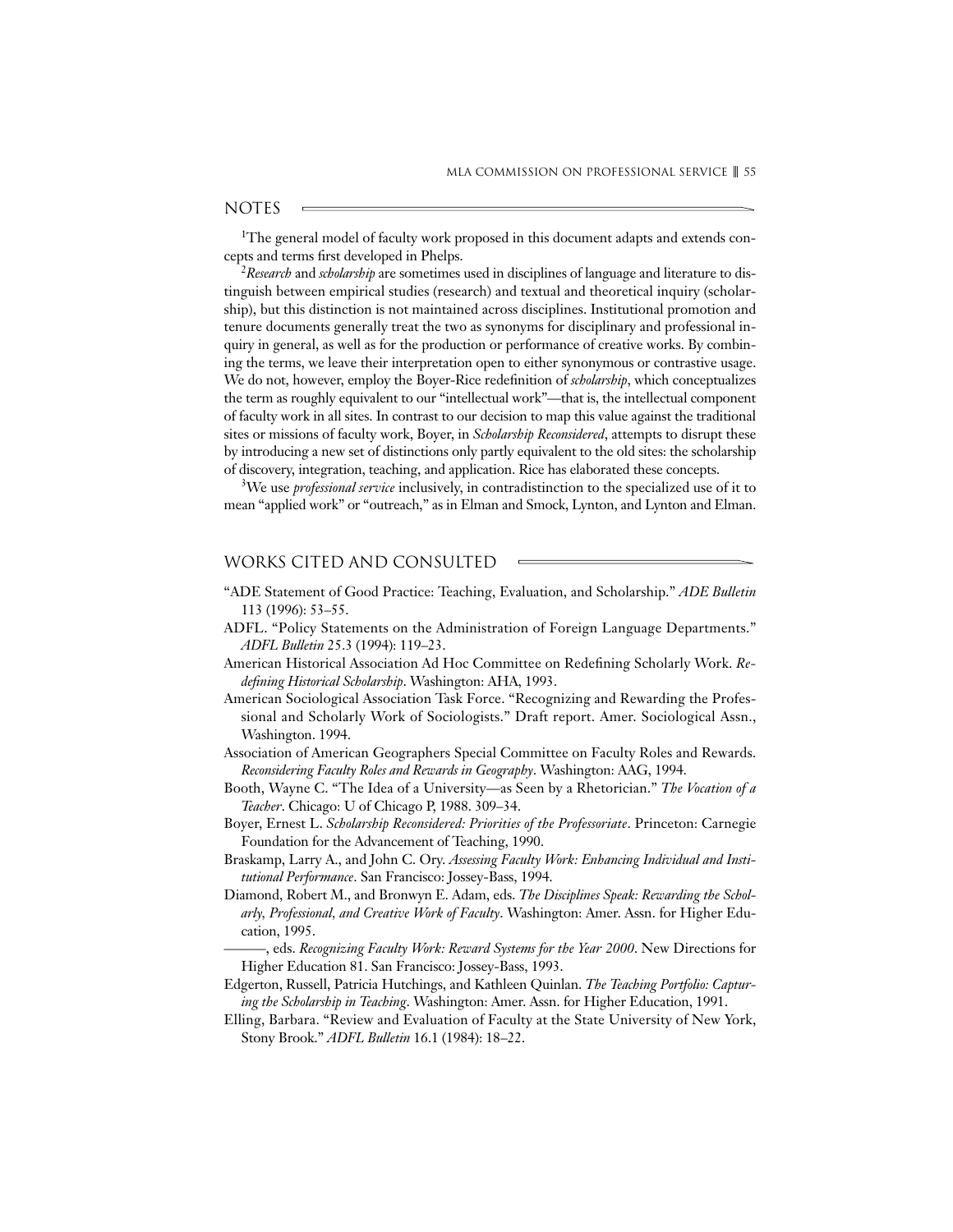## NOTES

[1]The general model of faculty work proposed in this document adapts and extends concepts and terms first developed in Phelps.

[2]*Research* and *scholarship* are sometimes used in disciplines of language and literature to distinguish between empirical studies (research) and textual and theoretical inquiry (scholarship), but this distinction is not maintained across disciplines. Institutional promotion and tenure documents generally treat the two as synonyms for disciplinary and professional inquiry in general, as well as for the production or performance of creative works. By combining the terms, we leave their interpretation open to either synonymous or contrastive usage. We do not, however, employ the Boyer-Rice redefinition of *scholarship*, which conceptualizes the term as roughly equivalent to our "intellectual work"—that is, the intellectual component of faculty work in all sites. In contrast to our decision to map this value against the traditional sites or missions of faculty work, Boyer, in *Scholarship Reconsidered*, attempts to disrupt these by introducing a new set of distinctions only partly equivalent to the old sites: the scholarship of discovery, integration, teaching, and application. Rice has elaborated these concepts.

[3]We use *professional service* inclusively, in contradistinction to the specialized use of it to mean "applied work" or "outreach," as in Elman and Smock, Lynton, and Lynton and Elman.

## WORKS CITED AND CONSULTED

"ADE Statement of Good Practice: Teaching, Evaluation, and Scholarship." *ADE Bulletin* 113 (1996): 53–55.

ADFL. "Policy Statements on the Administration of Foreign Language Departments." *ADFL Bulletin* 25.3 (1994): 119–23.

American Historical Association Ad Hoc Committee on Redefining Scholarly Work. *Redefining Historical Scholarship*. Washington: AHA, 1993.

American Sociological Association Task Force. "Recognizing and Rewarding the Professional and Scholarly Work of Sociologists." Draft report. Amer. Sociological Assn., Washington. 1994.

Association of American Geographers Special Committee on Faculty Roles and Rewards. *Reconsidering Faculty Roles and Rewards in Geography*. Washington: AAG, 1994.

Booth, Wayne C. "The Idea of a University—as Seen by a Rhetorician." *The Vocation of a Teacher*. Chicago: U of Chicago P, 1988. 309–34.

Boyer, Ernest L. *Scholarship Reconsidered: Priorities of the Professoriate*. Princeton: Carnegie Foundation for the Advancement of Teaching, 1990.

Braskamp, Larry A., and John C. Ory. *Assessing Faculty Work: Enhancing Individual and Institutional Performance*. San Francisco: Jossey-Bass, 1994.

Diamond, Robert M., and Bronwyn E. Adam, eds. *The Disciplines Speak: Rewarding the Scholarly, Professional, and Creative Work of Faculty*. Washington: Amer. Assn. for Higher Education, 1995.

———, eds. *Recognizing Faculty Work: Reward Systems for the Year 2000*. New Directions for Higher Education 81. San Francisco: Jossey-Bass, 1993.

Edgerton, Russell, Patricia Hutchings, and Kathleen Quinlan. *The Teaching Portfolio: Capturing the Scholarship in Teaching*. Washington: Amer. Assn. for Higher Education, 1991.

Elling, Barbara. "Review and Evaluation of Faculty at the State University of New York, Stony Brook." *ADFL Bulletin* 16.1 (1984): 18–22.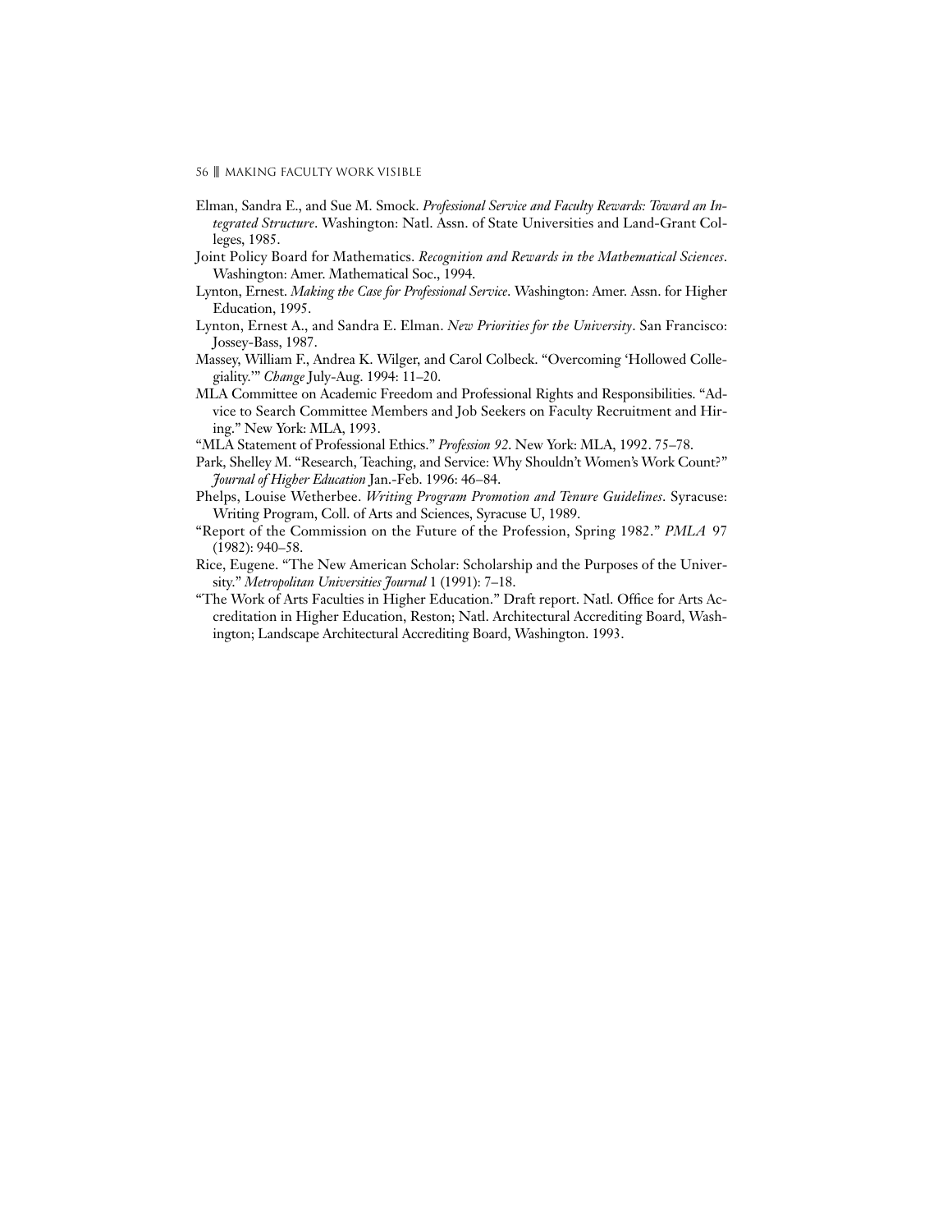Elman, Sandra E., and Sue M. Smock. *Professional Service and Faculty Rewards: Toward an Integrated Structure*. Washington: Natl. Assn. of State Universities and Land-Grant Colleges, 1985.

Joint Policy Board for Mathematics. *Recognition and Rewards in the Mathematical Sciences*. Washington: Amer. Mathematical Soc., 1994.

Lynton, Ernest. *Making the Case for Professional Service*. Washington: Amer. Assn. for Higher Education, 1995.

Lynton, Ernest A., and Sandra E. Elman. *New Priorities for the University*. San Francisco: Jossey-Bass, 1987.

Massey, William F., Andrea K. Wilger, and Carol Colbeck. "Overcoming 'Hollowed Collegiality.'" *Change* July-Aug. 1994: 11–20.

MLA Committee on Academic Freedom and Professional Rights and Responsibilities. "Advice to Search Committee Members and Job Seekers on Faculty Recruitment and Hiring." New York: MLA, 1993.

"MLA Statement of Professional Ethics." *Profession 92*. New York: MLA, 1992. 75–78.

Park, Shelley M. "Research, Teaching, and Service: Why Shouldn't Women's Work Count?" *Journal of Higher Education* Jan.-Feb. 1996: 46–84.

Phelps, Louise Wetherbee. *Writing Program Promotion and Tenure Guidelines*. Syracuse: Writing Program, Coll. of Arts and Sciences, Syracuse U, 1989.

"Report of the Commission on the Future of the Profession, Spring 1982." *PMLA* 97 (1982): 940–58.

Rice, Eugene. "The New American Scholar: Scholarship and the Purposes of the University." *Metropolitan Universities Journal* 1 (1991): 7–18.

"The Work of Arts Faculties in Higher Education." Draft report. Natl. Office for Arts Accreditation in Higher Education, Reston; Natl. Architectural Accrediting Board, Washington; Landscape Architectural Accrediting Board, Washington. 1993.